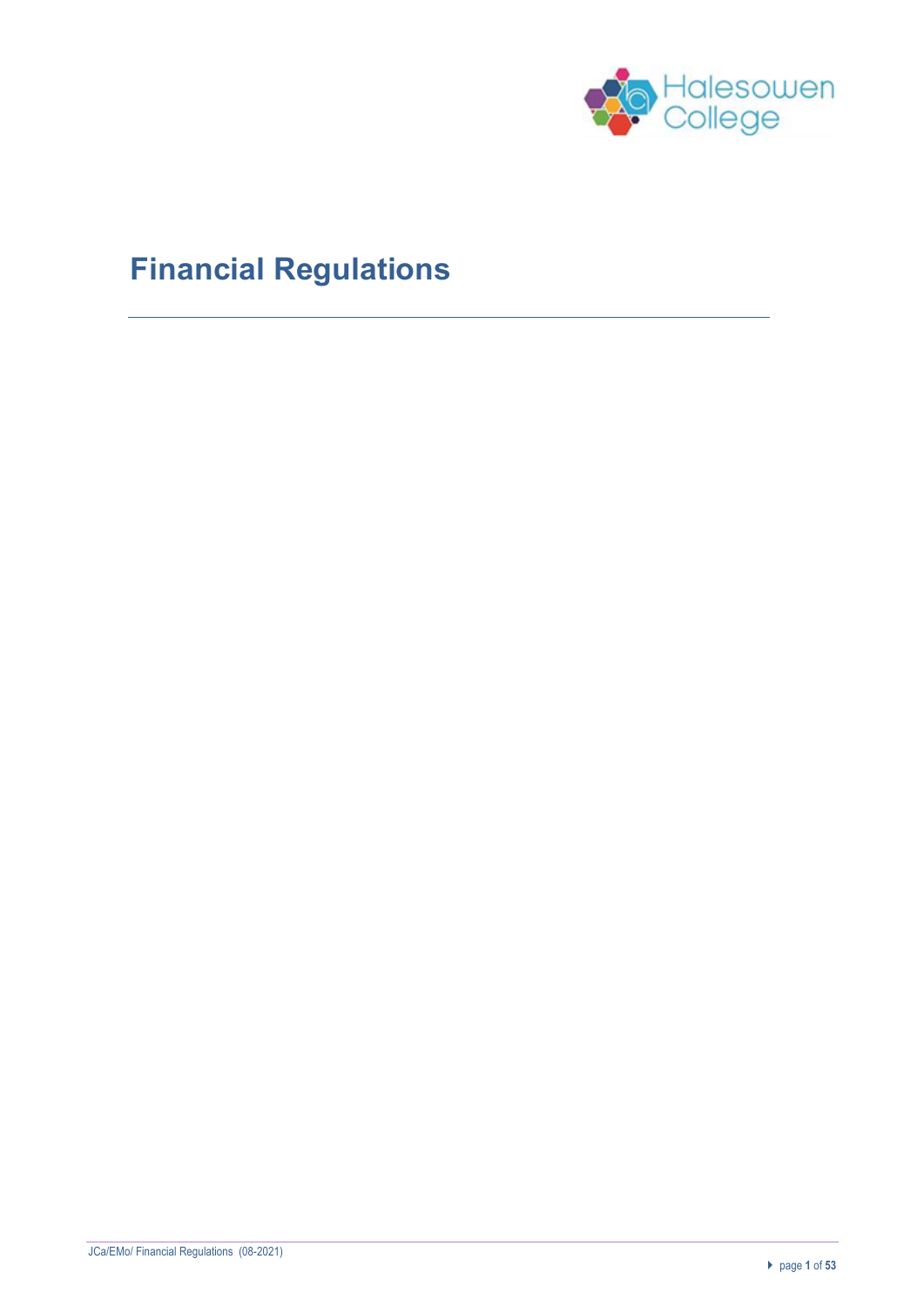# Financial Regulations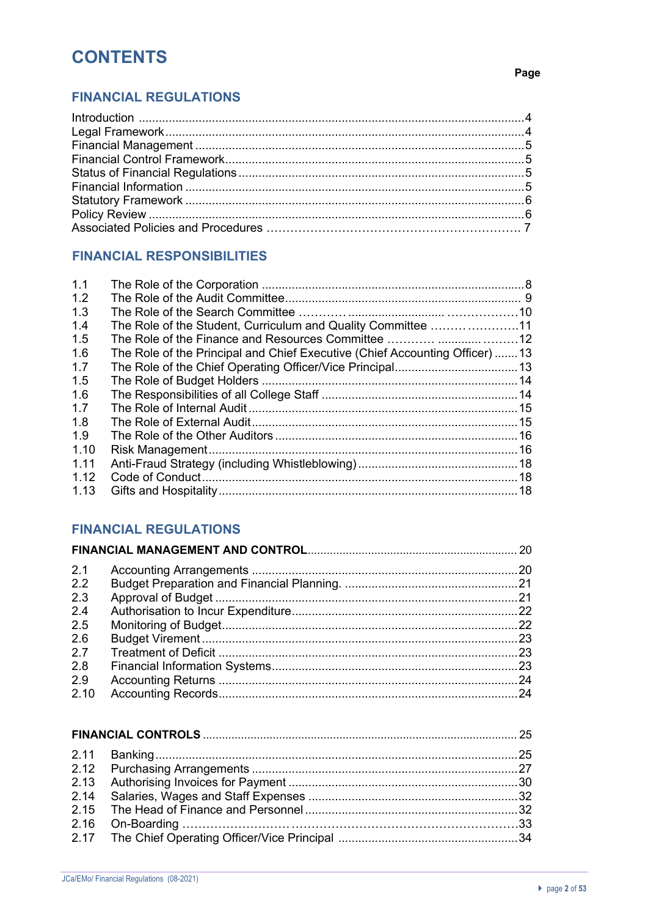# CONTENTS

Page

## FINANCIAL REGULATIONS

| | |
|---|---|
| Introduction | 4 |
| Legal Framework | 4 |
| Financial Management | 5 |
| Financial Control Framework | 5 |
| Status of Financial Regulations | 5 |
| Financial Information | 5 |
| Statutory Framework | 6 |
| Policy Review | 6 |
| Associated Policies and Procedures | 7 |

## FINANCIAL RESPONSIBILITIES

| | | |
|---|---|---|
| 1.1 | The Role of the Corporation | 8 |
| 1.2 | The Role of the Audit Committee | 9 |
| 1.3 | The Role of the Search Committee | 10 |
| 1.4 | The Role of the Student, Curriculum and Quality Committee | 11 |
| 1.5 | The Role of the Finance and Resources Committee | 12 |
| 1.6 | The Role of the Principal and Chief Executive (Chief Accounting Officer) | 13 |
| 1.7 | The Role of the Chief Operating Officer/Vice Principal | 13 |
| 1.5 | The Role of Budget Holders | 14 |
| 1.6 | The Responsibilities of all College Staff | 14 |
| 1.7 | The Role of Internal Audit | 15 |
| 1.8 | The Role of External Audit | 15 |
| 1.9 | The Role of the Other Auditors | 16 |
| 1.10 | Risk Management | 16 |
| 1.11 | Anti-Fraud Strategy (including Whistleblowing) | 18 |
| 1.12 | Code of Conduct | 18 |
| 1.13 | Gifts and Hospitality | 18 |

## FINANCIAL REGULATIONS

| | | |
|---|---|---|
| **FINANCIAL MANAGEMENT AND CONTROL** | | 20 |
| 2.1 | Accounting Arrangements | 20 |
| 2.2 | Budget Preparation and Financial Planning. | 21 |
| 2.3 | Approval of Budget | 21 |
| 2.4 | Authorisation to Incur Expenditure | 22 |
| 2.5 | Monitoring of Budget | 22 |
| 2.6 | Budget Virement | 23 |
| 2.7 | Treatment of Deficit | 23 |
| 2.8 | Financial Information Systems | 23 |
| 2.9 | Accounting Returns | 24 |
| 2.10 | Accounting Records | 24 |

| | | |
|---|---|---|
| **FINANCIAL CONTROLS** | | 25 |
| 2.11 | Banking | 25 |
| 2.12 | Purchasing Arrangements | 27 |
| 2.13 | Authorising Invoices for Payment | 30 |
| 2.14 | Salaries, Wages and Staff Expenses | 32 |
| 2.15 | The Head of Finance and Personnel | 32 |
| 2.16 | On-Boarding | 33 |
| 2.17 | The Chief Operating Officer/Vice Principal | 34 |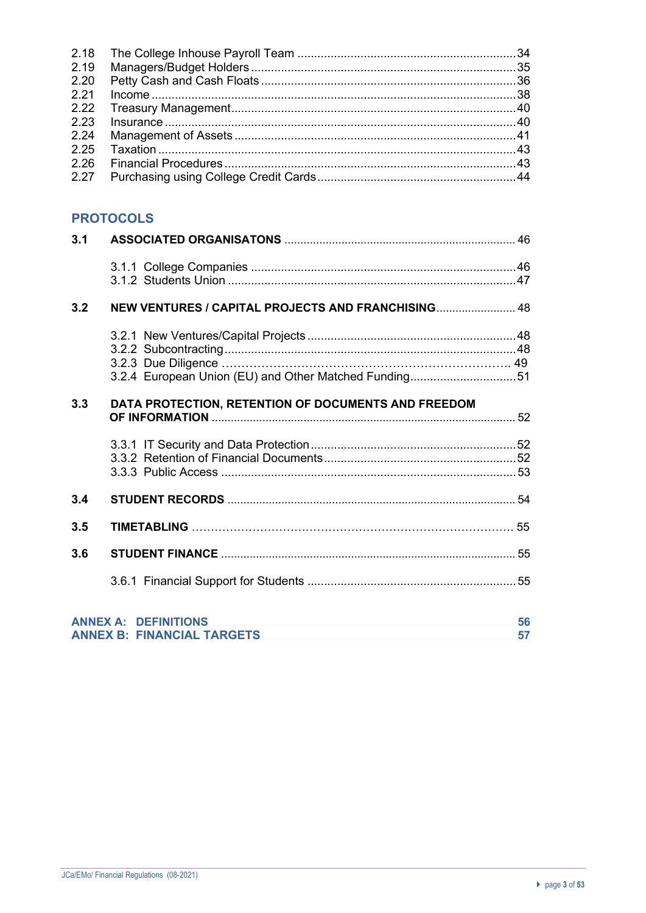2.18 The College Inhouse Payroll Team .................................................................. 34
2.19 Managers/Budget Holders ................................................................................ 35
2.20 Petty Cash and Cash Floats ............................................................................. 36
2.21 Income .............................................................................................................. 38
2.22 Treasury Management ...................................................................................... 40
2.23 Insurance .......................................................................................................... 40
2.24 Management of Assets ..................................................................................... 41
2.25 Taxation ............................................................................................................ 43
2.26 Financial Procedures ........................................................................................ 43
2.27 Purchasing using College Credit Cards ............................................................ 44

## PROTOCOLS

**3.1 ASSOCIATED ORGANISATONS** ........................................................................ 46

3.1.1 College Companies ................................................................................ 46
3.1.2 Students Union ....................................................................................... 47

**3.2 NEW VENTURES / CAPITAL PROJECTS AND FRANCHISING** ......................... 48

3.2.1 New Ventures/Capital Projects ............................................................... 48
3.2.2 Subcontracting ........................................................................................ 48
3.2.3 Due Diligence .......................................................................................... 49
3.2.4 European Union (EU) and Other Matched Funding ................................ 51

**3.3 DATA PROTECTION, RETENTION OF DOCUMENTS AND FREEDOM OF INFORMATION** ............................................................................................. 52

3.3.1 IT Security and Data Protection .............................................................. 52
3.3.2 Retention of Financial Documents .......................................................... 52
3.3.3 Public Access .......................................................................................... 53

**3.4 STUDENT RECORDS** ......................................................................................... 54

**3.5 TIMETABLING** ..................................................................................................... 55

**3.6 STUDENT FINANCE** ........................................................................................... 55

3.6.1 Financial Support for Students ............................................................... 55

**ANNEX A: DEFINITIONS** 56
**ANNEX B: FINANCIAL TARGETS** 57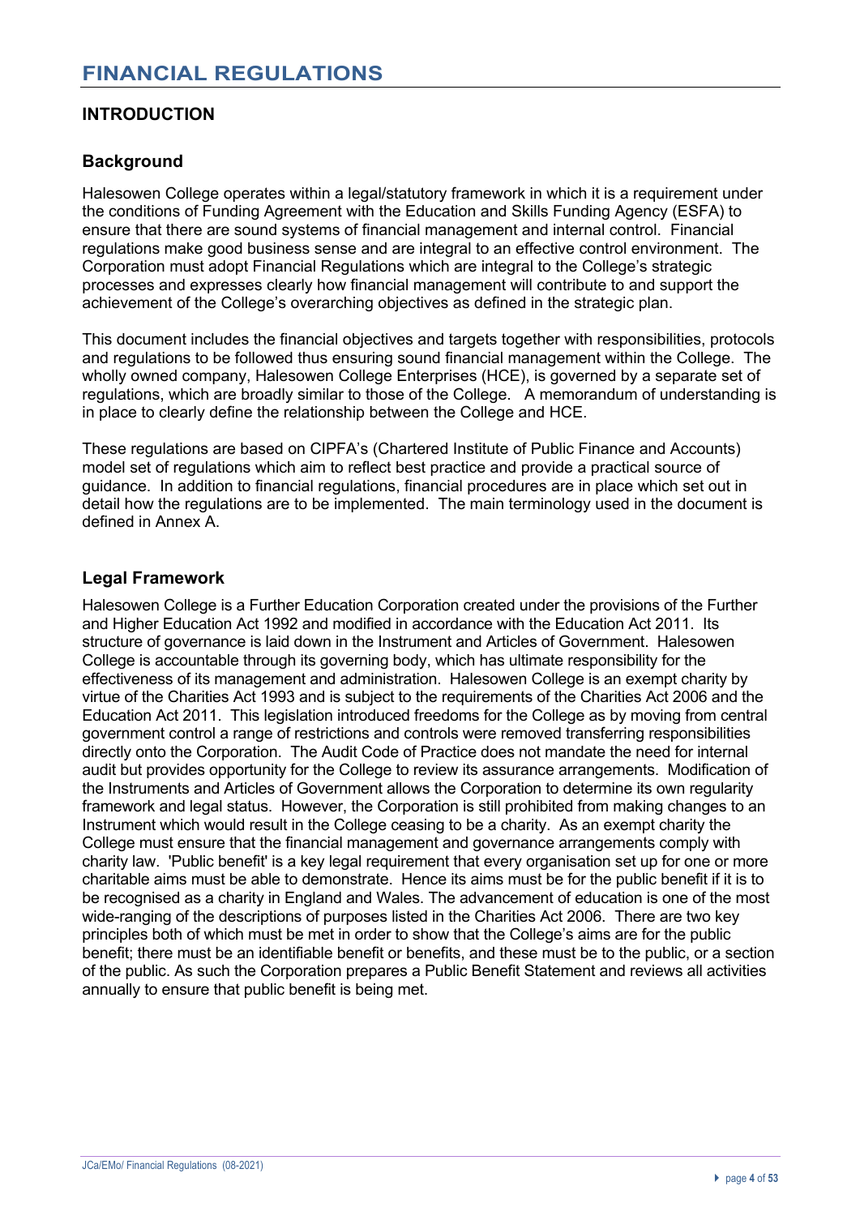# FINANCIAL REGULATIONS

## INTRODUCTION

### Background

Halesowen College operates within a legal/statutory framework in which it is a requirement under the conditions of Funding Agreement with the Education and Skills Funding Agency (ESFA) to ensure that there are sound systems of financial management and internal control. Financial regulations make good business sense and are integral to an effective control environment. The Corporation must adopt Financial Regulations which are integral to the College's strategic processes and expresses clearly how financial management will contribute to and support the achievement of the College's overarching objectives as defined in the strategic plan.

This document includes the financial objectives and targets together with responsibilities, protocols and regulations to be followed thus ensuring sound financial management within the College. The wholly owned company, Halesowen College Enterprises (HCE), is governed by a separate set of regulations, which are broadly similar to those of the College. A memorandum of understanding is in place to clearly define the relationship between the College and HCE.

These regulations are based on CIPFA's (Chartered Institute of Public Finance and Accounts) model set of regulations which aim to reflect best practice and provide a practical source of guidance. In addition to financial regulations, financial procedures are in place which set out in detail how the regulations are to be implemented. The main terminology used in the document is defined in Annex A.

### Legal Framework

Halesowen College is a Further Education Corporation created under the provisions of the Further and Higher Education Act 1992 and modified in accordance with the Education Act 2011. Its structure of governance is laid down in the Instrument and Articles of Government. Halesowen College is accountable through its governing body, which has ultimate responsibility for the effectiveness of its management and administration. Halesowen College is an exempt charity by virtue of the Charities Act 1993 and is subject to the requirements of the Charities Act 2006 and the Education Act 2011. This legislation introduced freedoms for the College as by moving from central government control a range of restrictions and controls were removed transferring responsibilities directly onto the Corporation. The Audit Code of Practice does not mandate the need for internal audit but provides opportunity for the College to review its assurance arrangements. Modification of the Instruments and Articles of Government allows the Corporation to determine its own regularity framework and legal status. However, the Corporation is still prohibited from making changes to an Instrument which would result in the College ceasing to be a charity. As an exempt charity the College must ensure that the financial management and governance arrangements comply with charity law. 'Public benefit' is a key legal requirement that every organisation set up for one or more charitable aims must be able to demonstrate. Hence its aims must be for the public benefit if it is to be recognised as a charity in England and Wales. The advancement of education is one of the most wide-ranging of the descriptions of purposes listed in the Charities Act 2006. There are two key principles both of which must be met in order to show that the College's aims are for the public benefit; there must be an identifiable benefit or benefits, and these must be to the public, or a section of the public. As such the Corporation prepares a Public Benefit Statement and reviews all activities annually to ensure that public benefit is being met.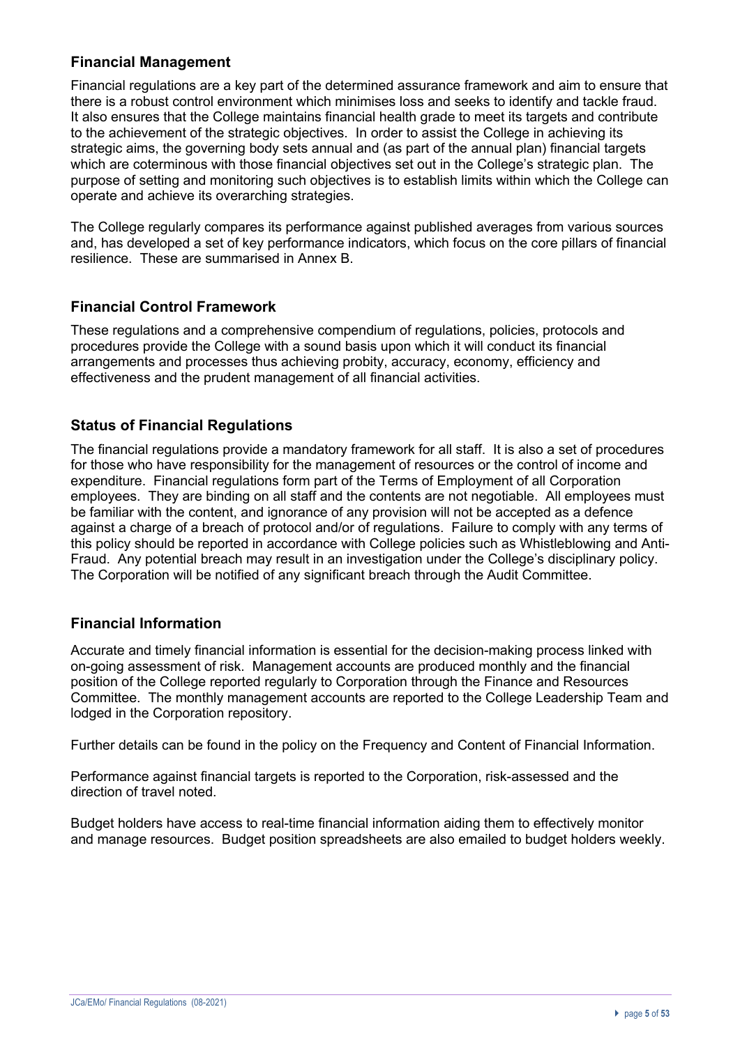## Financial Management

Financial regulations are a key part of the determined assurance framework and aim to ensure that there is a robust control environment which minimises loss and seeks to identify and tackle fraud. It also ensures that the College maintains financial health grade to meet its targets and contribute to the achievement of the strategic objectives. In order to assist the College in achieving its strategic aims, the governing body sets annual and (as part of the annual plan) financial targets which are coterminous with those financial objectives set out in the College's strategic plan. The purpose of setting and monitoring such objectives is to establish limits within which the College can operate and achieve its overarching strategies.

The College regularly compares its performance against published averages from various sources and, has developed a set of key performance indicators, which focus on the core pillars of financial resilience. These are summarised in Annex B.

## Financial Control Framework

These regulations and a comprehensive compendium of regulations, policies, protocols and procedures provide the College with a sound basis upon which it will conduct its financial arrangements and processes thus achieving probity, accuracy, economy, efficiency and effectiveness and the prudent management of all financial activities.

## Status of Financial Regulations

The financial regulations provide a mandatory framework for all staff. It is also a set of procedures for those who have responsibility for the management of resources or the control of income and expenditure. Financial regulations form part of the Terms of Employment of all Corporation employees. They are binding on all staff and the contents are not negotiable. All employees must be familiar with the content, and ignorance of any provision will not be accepted as a defence against a charge of a breach of protocol and/or of regulations. Failure to comply with any terms of this policy should be reported in accordance with College policies such as Whistleblowing and Anti-Fraud. Any potential breach may result in an investigation under the College's disciplinary policy. The Corporation will be notified of any significant breach through the Audit Committee.

## Financial Information

Accurate and timely financial information is essential for the decision-making process linked with on-going assessment of risk. Management accounts are produced monthly and the financial position of the College reported regularly to Corporation through the Finance and Resources Committee. The monthly management accounts are reported to the College Leadership Team and lodged in the Corporation repository.

Further details can be found in the policy on the Frequency and Content of Financial Information.

Performance against financial targets is reported to the Corporation, risk-assessed and the direction of travel noted.

Budget holders have access to real-time financial information aiding them to effectively monitor and manage resources. Budget position spreadsheets are also emailed to budget holders weekly.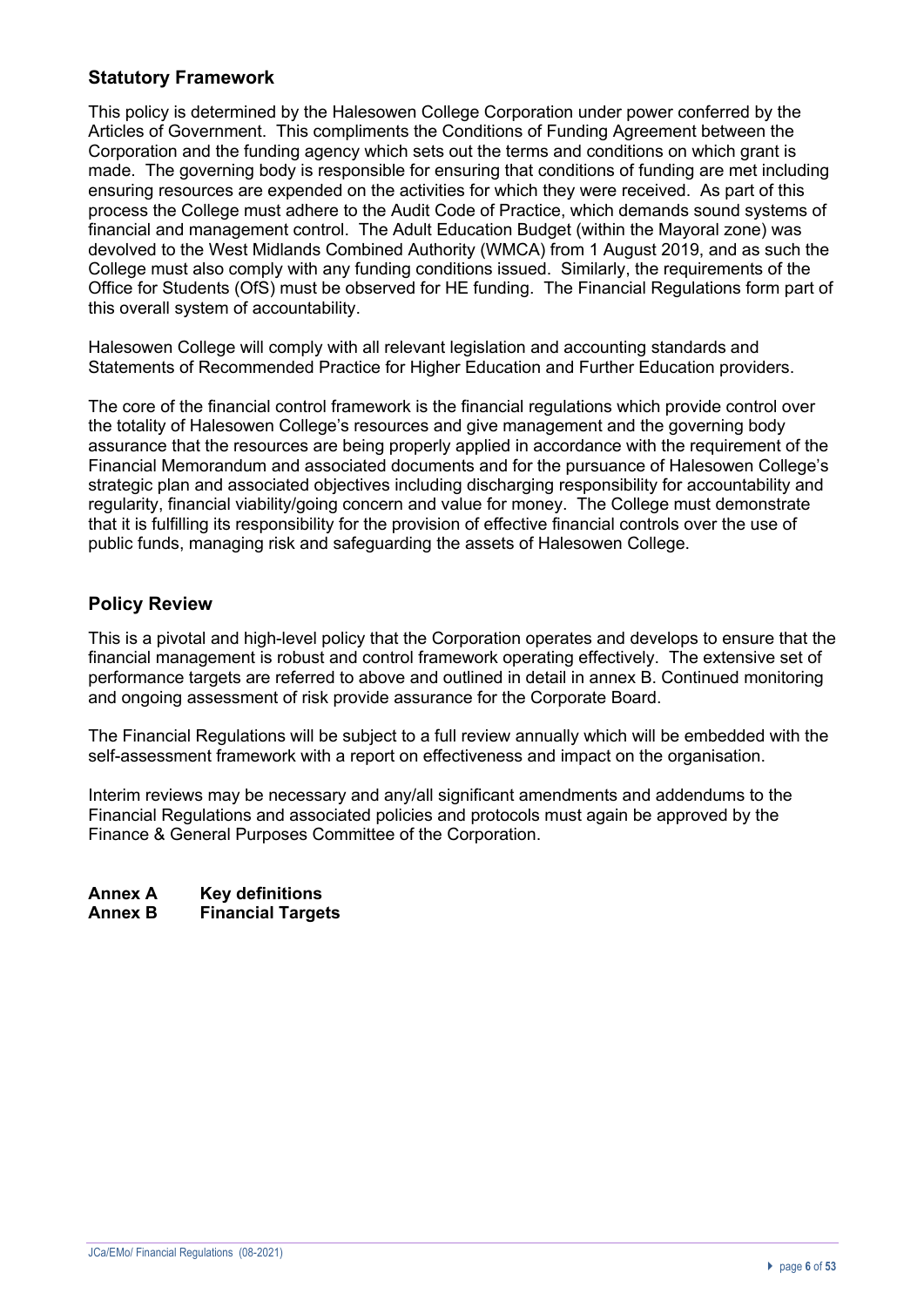## Statutory Framework

This policy is determined by the Halesowen College Corporation under power conferred by the Articles of Government. This compliments the Conditions of Funding Agreement between the Corporation and the funding agency which sets out the terms and conditions on which grant is made. The governing body is responsible for ensuring that conditions of funding are met including ensuring resources are expended on the activities for which they were received. As part of this process the College must adhere to the Audit Code of Practice, which demands sound systems of financial and management control. The Adult Education Budget (within the Mayoral zone) was devolved to the West Midlands Combined Authority (WMCA) from 1 August 2019, and as such the College must also comply with any funding conditions issued. Similarly, the requirements of the Office for Students (OfS) must be observed for HE funding. The Financial Regulations form part of this overall system of accountability.

Halesowen College will comply with all relevant legislation and accounting standards and Statements of Recommended Practice for Higher Education and Further Education providers.

The core of the financial control framework is the financial regulations which provide control over the totality of Halesowen College's resources and give management and the governing body assurance that the resources are being properly applied in accordance with the requirement of the Financial Memorandum and associated documents and for the pursuance of Halesowen College's strategic plan and associated objectives including discharging responsibility for accountability and regularity, financial viability/going concern and value for money. The College must demonstrate that it is fulfilling its responsibility for the provision of effective financial controls over the use of public funds, managing risk and safeguarding the assets of Halesowen College.

## Policy Review

This is a pivotal and high-level policy that the Corporation operates and develops to ensure that the financial management is robust and control framework operating effectively. The extensive set of performance targets are referred to above and outlined in detail in annex B. Continued monitoring and ongoing assessment of risk provide assurance for the Corporate Board.

The Financial Regulations will be subject to a full review annually which will be embedded with the self-assessment framework with a report on effectiveness and impact on the organisation.

Interim reviews may be necessary and any/all significant amendments and addendums to the Financial Regulations and associated policies and protocols must again be approved by the Finance & General Purposes Committee of the Corporation.

**Annex A** **Key definitions**
**Annex B** **Financial Targets**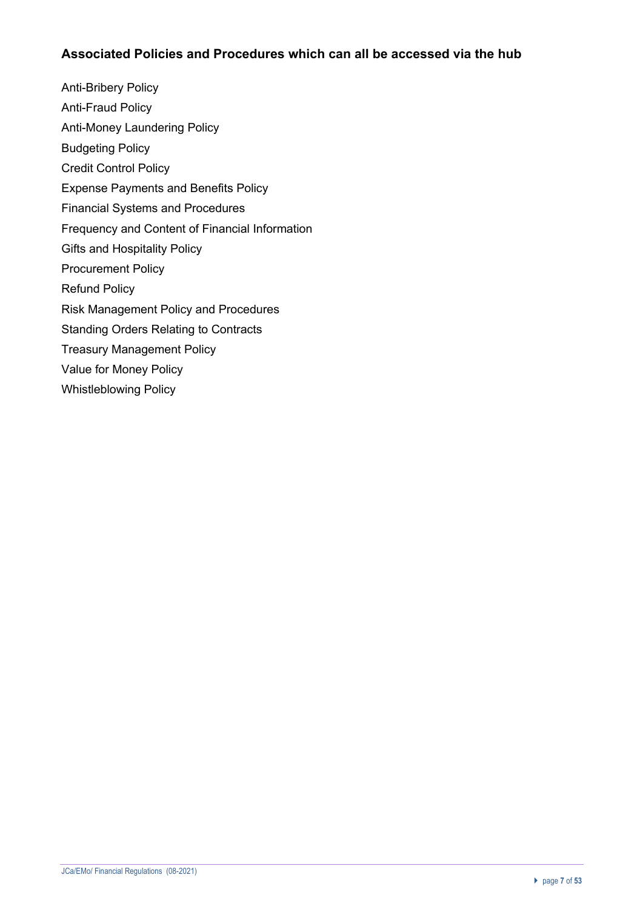## Associated Policies and Procedures which can all be accessed via the hub

Anti-Bribery Policy

Anti-Fraud Policy

Anti-Money Laundering Policy

Budgeting Policy

Credit Control Policy

Expense Payments and Benefits Policy

Financial Systems and Procedures

Frequency and Content of Financial Information

Gifts and Hospitality Policy

Procurement Policy

Refund Policy

Risk Management Policy and Procedures

Standing Orders Relating to Contracts

Treasury Management Policy

Value for Money Policy

Whistleblowing Policy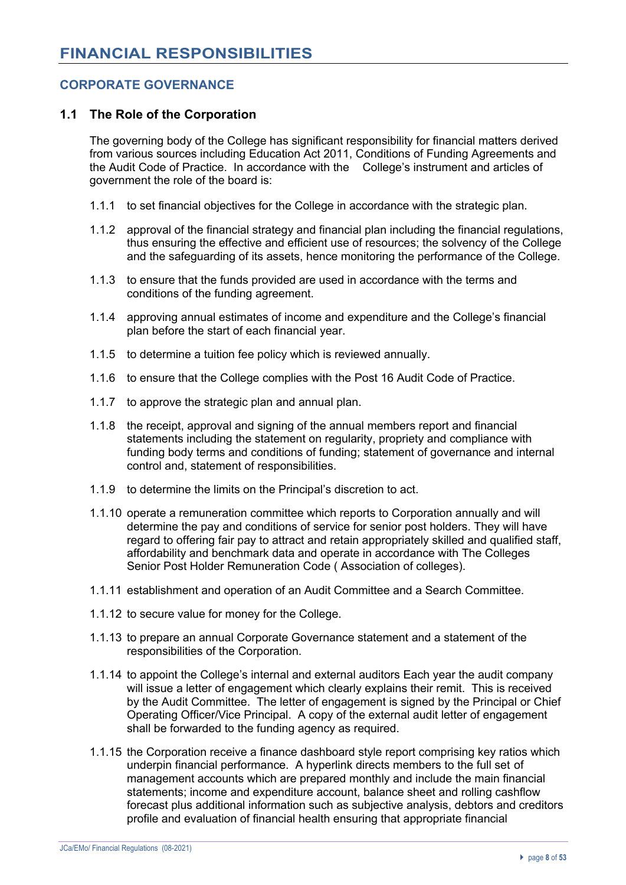# FINANCIAL RESPONSIBILITIES

## CORPORATE GOVERNANCE

### 1.1 The Role of the Corporation

The governing body of the College has significant responsibility for financial matters derived from various sources including Education Act 2011, Conditions of Funding Agreements and the Audit Code of Practice. In accordance with the College's instrument and articles of government the role of the board is:

1.1.1 to set financial objectives for the College in accordance with the strategic plan.

1.1.2 approval of the financial strategy and financial plan including the financial regulations, thus ensuring the effective and efficient use of resources; the solvency of the College and the safeguarding of its assets, hence monitoring the performance of the College.

1.1.3 to ensure that the funds provided are used in accordance with the terms and conditions of the funding agreement.

1.1.4 approving annual estimates of income and expenditure and the College's financial plan before the start of each financial year.

1.1.5 to determine a tuition fee policy which is reviewed annually.

1.1.6 to ensure that the College complies with the Post 16 Audit Code of Practice.

1.1.7 to approve the strategic plan and annual plan.

1.1.8 the receipt, approval and signing of the annual members report and financial statements including the statement on regularity, propriety and compliance with funding body terms and conditions of funding; statement of governance and internal control and, statement of responsibilities.

1.1.9 to determine the limits on the Principal's discretion to act.

1.1.10 operate a remuneration committee which reports to Corporation annually and will determine the pay and conditions of service for senior post holders. They will have regard to offering fair pay to attract and retain appropriately skilled and qualified staff, affordability and benchmark data and operate in accordance with The Colleges Senior Post Holder Remuneration Code ( Association of colleges).

1.1.11 establishment and operation of an Audit Committee and a Search Committee.

1.1.12 to secure value for money for the College.

1.1.13 to prepare an annual Corporate Governance statement and a statement of the responsibilities of the Corporation.

1.1.14 to appoint the College's internal and external auditors Each year the audit company will issue a letter of engagement which clearly explains their remit. This is received by the Audit Committee. The letter of engagement is signed by the Principal or Chief Operating Officer/Vice Principal. A copy of the external audit letter of engagement shall be forwarded to the funding agency as required.

1.1.15 the Corporation receive a finance dashboard style report comprising key ratios which underpin financial performance. A hyperlink directs members to the full set of management accounts which are prepared monthly and include the main financial statements; income and expenditure account, balance sheet and rolling cashflow forecast plus additional information such as subjective analysis, debtors and creditors profile and evaluation of financial health ensuring that appropriate financial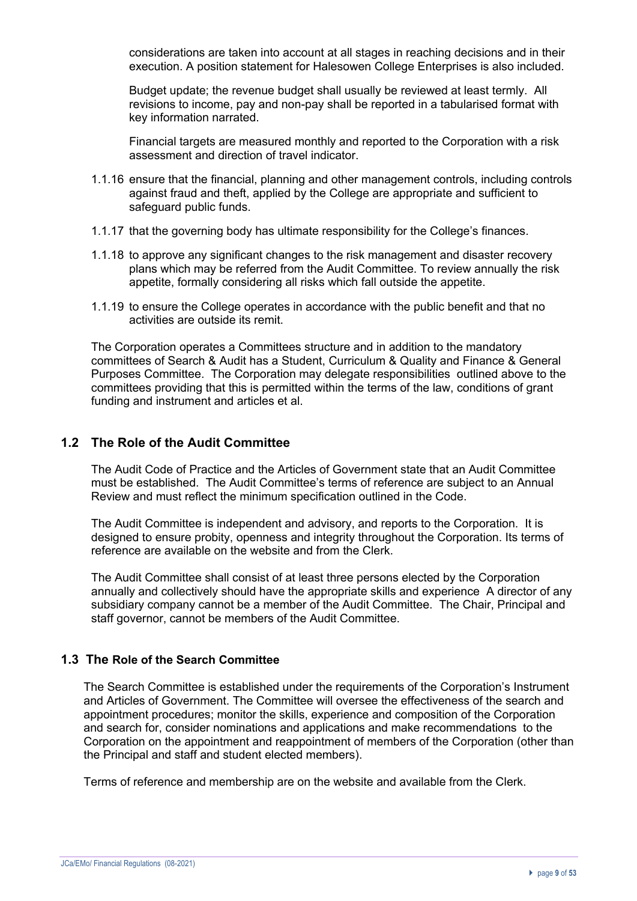considerations are taken into account at all stages in reaching decisions and in their execution. A position statement for Halesowen College Enterprises is also included.

Budget update; the revenue budget shall usually be reviewed at least termly. All revisions to income, pay and non-pay shall be reported in a tabularised format with key information narrated.

Financial targets are measured monthly and reported to the Corporation with a risk assessment and direction of travel indicator.

1.1.16 ensure that the financial, planning and other management controls, including controls against fraud and theft, applied by the College are appropriate and sufficient to safeguard public funds.

1.1.17 that the governing body has ultimate responsibility for the College's finances.

1.1.18 to approve any significant changes to the risk management and disaster recovery plans which may be referred from the Audit Committee. To review annually the risk appetite, formally considering all risks which fall outside the appetite.

1.1.19 to ensure the College operates in accordance with the public benefit and that no activities are outside its remit.

The Corporation operates a Committees structure and in addition to the mandatory committees of Search & Audit has a Student, Curriculum & Quality and Finance & General Purposes Committee. The Corporation may delegate responsibilities outlined above to the committees providing that this is permitted within the terms of the law, conditions of grant funding and instrument and articles et al.

## 1.2 The Role of the Audit Committee

The Audit Code of Practice and the Articles of Government state that an Audit Committee must be established. The Audit Committee's terms of reference are subject to an Annual Review and must reflect the minimum specification outlined in the Code.

The Audit Committee is independent and advisory, and reports to the Corporation. It is designed to ensure probity, openness and integrity throughout the Corporation. Its terms of reference are available on the website and from the Clerk.

The Audit Committee shall consist of at least three persons elected by the Corporation annually and collectively should have the appropriate skills and experience A director of any subsidiary company cannot be a member of the Audit Committee. The Chair, Principal and staff governor, cannot be members of the Audit Committee.

## 1.3 The Role of the Search Committee

The Search Committee is established under the requirements of the Corporation's Instrument and Articles of Government. The Committee will oversee the effectiveness of the search and appointment procedures; monitor the skills, experience and composition of the Corporation and search for, consider nominations and applications and make recommendations to the Corporation on the appointment and reappointment of members of the Corporation (other than the Principal and staff and student elected members).

Terms of reference and membership are on the website and available from the Clerk.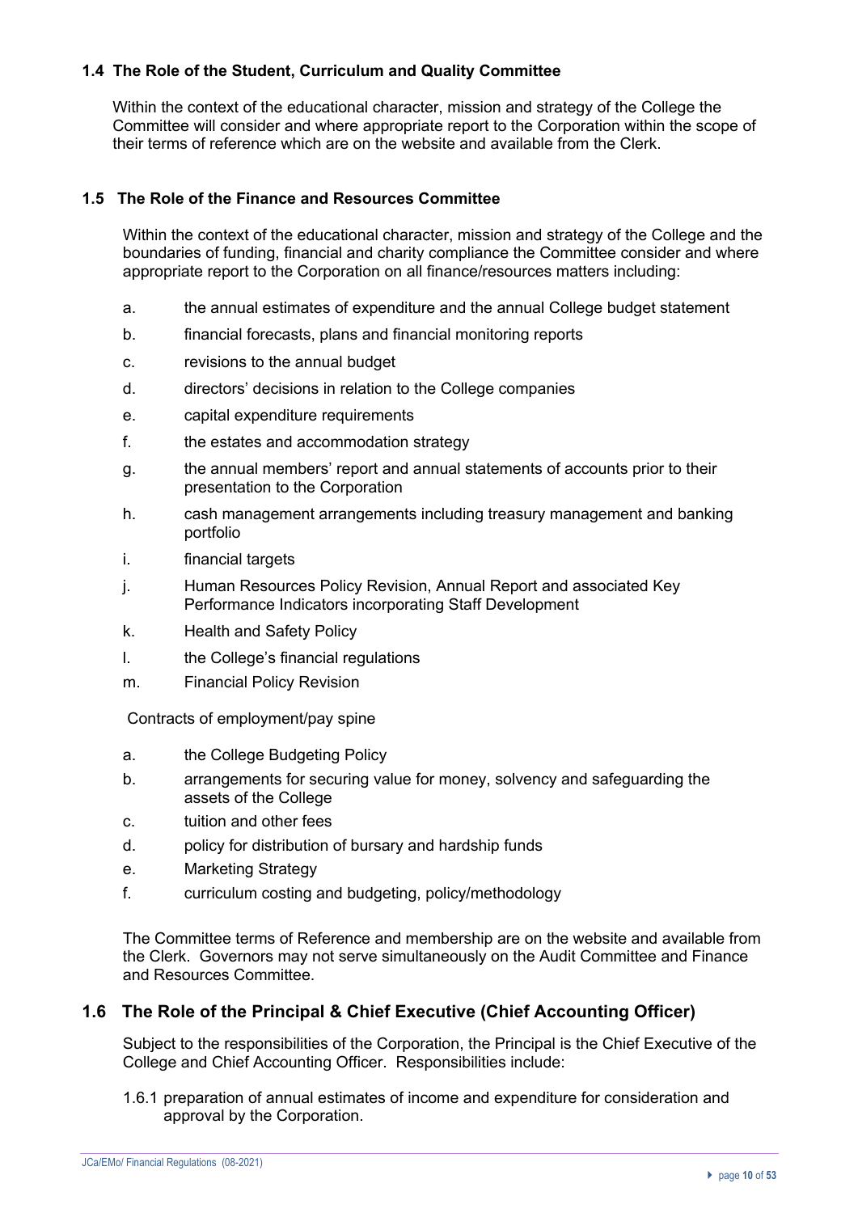### 1.4 The Role of the Student, Curriculum and Quality Committee

Within the context of the educational character, mission and strategy of the College the Committee will consider and where appropriate report to the Corporation within the scope of their terms of reference which are on the website and available from the Clerk.

### 1.5 The Role of the Finance and Resources Committee

Within the context of the educational character, mission and strategy of the College and the boundaries of funding, financial and charity compliance the Committee consider and where appropriate report to the Corporation on all finance/resources matters including:

a. the annual estimates of expenditure and the annual College budget statement

b. financial forecasts, plans and financial monitoring reports

c. revisions to the annual budget

d. directors' decisions in relation to the College companies

e. capital expenditure requirements

f. the estates and accommodation strategy

g. the annual members' report and annual statements of accounts prior to their presentation to the Corporation

h. cash management arrangements including treasury management and banking portfolio

i. financial targets

j. Human Resources Policy Revision, Annual Report and associated Key Performance Indicators incorporating Staff Development

k. Health and Safety Policy

l. the College's financial regulations

m. Financial Policy Revision

Contracts of employment/pay spine

a. the College Budgeting Policy

b. arrangements for securing value for money, solvency and safeguarding the assets of the College

c. tuition and other fees

d. policy for distribution of bursary and hardship funds

e. Marketing Strategy

f. curriculum costing and budgeting, policy/methodology

The Committee terms of Reference and membership are on the website and available from the Clerk. Governors may not serve simultaneously on the Audit Committee and Finance and Resources Committee.

## 1.6 The Role of the Principal & Chief Executive (Chief Accounting Officer)

Subject to the responsibilities of the Corporation, the Principal is the Chief Executive of the College and Chief Accounting Officer. Responsibilities include:

1.6.1 preparation of annual estimates of income and expenditure for consideration and approval by the Corporation.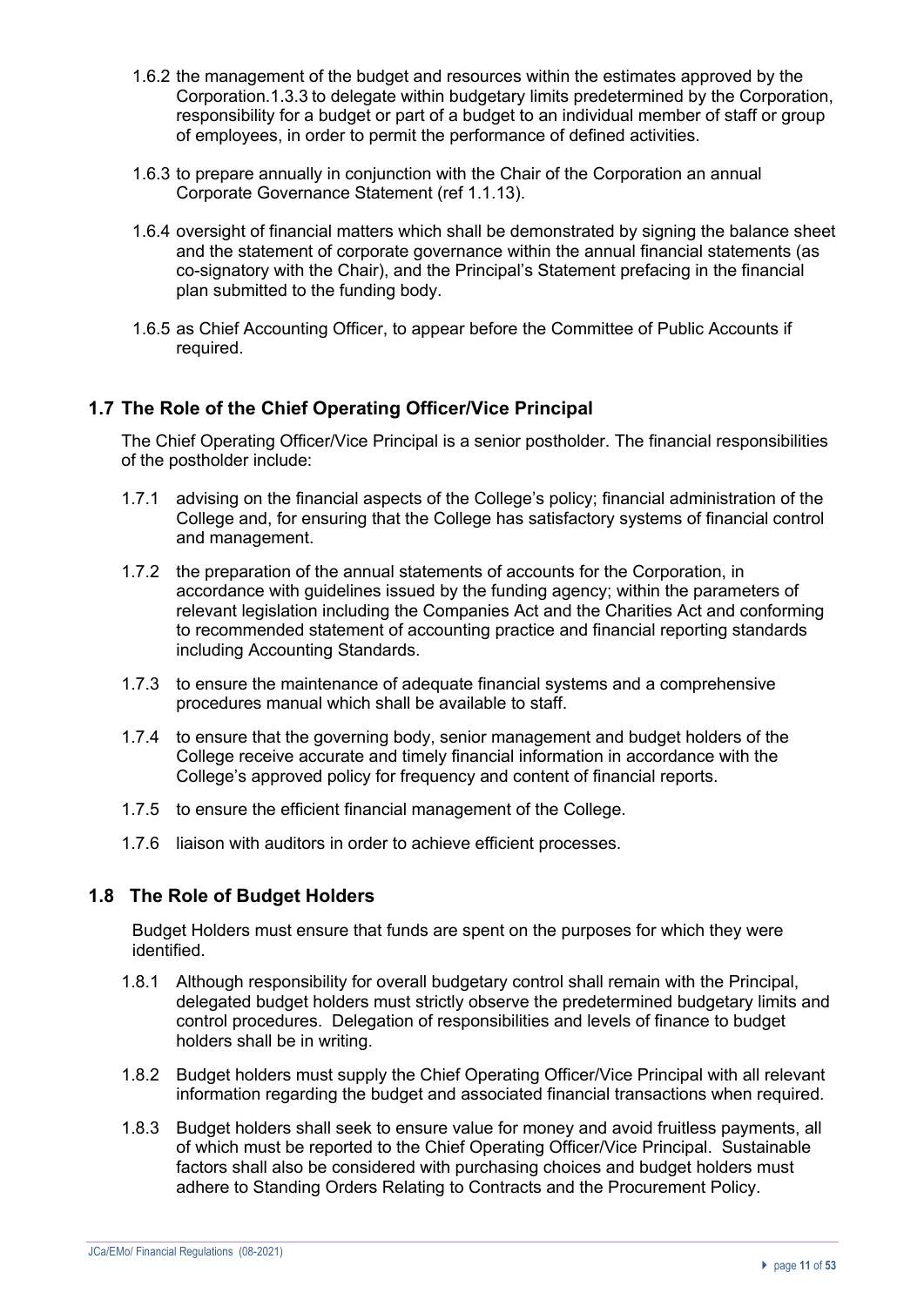1.6.2 the management of the budget and resources within the estimates approved by the Corporation.1.3.3 to delegate within budgetary limits predetermined by the Corporation, responsibility for a budget or part of a budget to an individual member of staff or group of employees, in order to permit the performance of defined activities.

1.6.3 to prepare annually in conjunction with the Chair of the Corporation an annual Corporate Governance Statement (ref 1.1.13).

1.6.4 oversight of financial matters which shall be demonstrated by signing the balance sheet and the statement of corporate governance within the annual financial statements (as co-signatory with the Chair), and the Principal's Statement prefacing in the financial plan submitted to the funding body.

1.6.5 as Chief Accounting Officer, to appear before the Committee of Public Accounts if required.

## 1.7 The Role of the Chief Operating Officer/Vice Principal

The Chief Operating Officer/Vice Principal is a senior postholder. The financial responsibilities of the postholder include:

1.7.1 advising on the financial aspects of the College's policy; financial administration of the College and, for ensuring that the College has satisfactory systems of financial control and management.

1.7.2 the preparation of the annual statements of accounts for the Corporation, in accordance with guidelines issued by the funding agency; within the parameters of relevant legislation including the Companies Act and the Charities Act and conforming to recommended statement of accounting practice and financial reporting standards including Accounting Standards.

1.7.3 to ensure the maintenance of adequate financial systems and a comprehensive procedures manual which shall be available to staff.

1.7.4 to ensure that the governing body, senior management and budget holders of the College receive accurate and timely financial information in accordance with the College's approved policy for frequency and content of financial reports.

1.7.5 to ensure the efficient financial management of the College.

1.7.6 liaison with auditors in order to achieve efficient processes.

## 1.8 The Role of Budget Holders

Budget Holders must ensure that funds are spent on the purposes for which they were identified.

1.8.1 Although responsibility for overall budgetary control shall remain with the Principal, delegated budget holders must strictly observe the predetermined budgetary limits and control procedures. Delegation of responsibilities and levels of finance to budget holders shall be in writing.

1.8.2 Budget holders must supply the Chief Operating Officer/Vice Principal with all relevant information regarding the budget and associated financial transactions when required.

1.8.3 Budget holders shall seek to ensure value for money and avoid fruitless payments, all of which must be reported to the Chief Operating Officer/Vice Principal. Sustainable factors shall also be considered with purchasing choices and budget holders must adhere to Standing Orders Relating to Contracts and the Procurement Policy.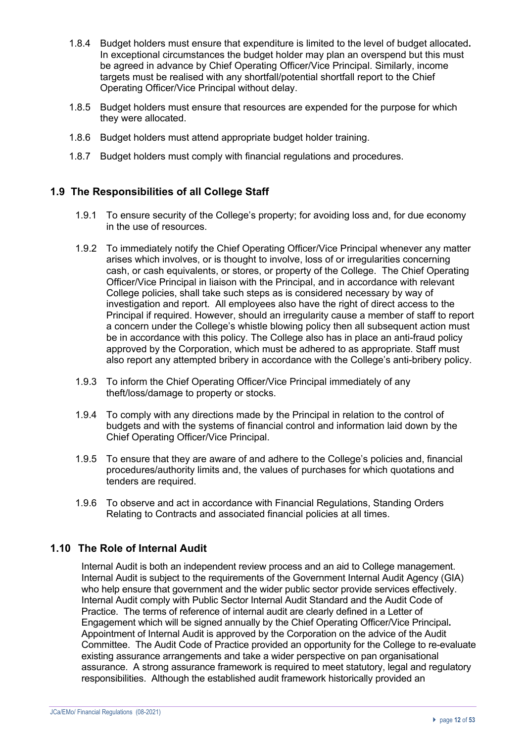1.8.4 Budget holders must ensure that expenditure is limited to the level of budget allocated**.** In exceptional circumstances the budget holder may plan an overspend but this must be agreed in advance by Chief Operating Officer/Vice Principal. Similarly, income targets must be realised with any shortfall/potential shortfall report to the Chief Operating Officer/Vice Principal without delay.

1.8.5 Budget holders must ensure that resources are expended for the purpose for which they were allocated.

1.8.6 Budget holders must attend appropriate budget holder training.

1.8.7 Budget holders must comply with financial regulations and procedures.

## 1.9 The Responsibilities of all College Staff

1.9.1 To ensure security of the College's property; for avoiding loss and, for due economy in the use of resources.

1.9.2 To immediately notify the Chief Operating Officer/Vice Principal whenever any matter arises which involves, or is thought to involve, loss of or irregularities concerning cash, or cash equivalents, or stores, or property of the College. The Chief Operating Officer/Vice Principal in liaison with the Principal, and in accordance with relevant College policies, shall take such steps as is considered necessary by way of investigation and report. All employees also have the right of direct access to the Principal if required. However, should an irregularity cause a member of staff to report a concern under the College's whistle blowing policy then all subsequent action must be in accordance with this policy. The College also has in place an anti-fraud policy approved by the Corporation, which must be adhered to as appropriate. Staff must also report any attempted bribery in accordance with the College's anti-bribery policy.

1.9.3 To inform the Chief Operating Officer/Vice Principal immediately of any theft/loss/damage to property or stocks.

1.9.4 To comply with any directions made by the Principal in relation to the control of budgets and with the systems of financial control and information laid down by the Chief Operating Officer/Vice Principal.

1.9.5 To ensure that they are aware of and adhere to the College's policies and, financial procedures/authority limits and, the values of purchases for which quotations and tenders are required.

1.9.6 To observe and act in accordance with Financial Regulations, Standing Orders Relating to Contracts and associated financial policies at all times.

## 1.10 The Role of Internal Audit

Internal Audit is both an independent review process and an aid to College management. Internal Audit is subject to the requirements of the Government Internal Audit Agency (GIA) who help ensure that government and the wider public sector provide services effectively. Internal Audit comply with Public Sector Internal Audit Standard and the Audit Code of Practice. The terms of reference of internal audit are clearly defined in a Letter of Engagement which will be signed annually by the Chief Operating Officer/Vice Principal**.** Appointment of Internal Audit is approved by the Corporation on the advice of the Audit Committee. The Audit Code of Practice provided an opportunity for the College to re-evaluate existing assurance arrangements and take a wider perspective on pan organisational assurance. A strong assurance framework is required to meet statutory, legal and regulatory responsibilities. Although the established audit framework historically provided an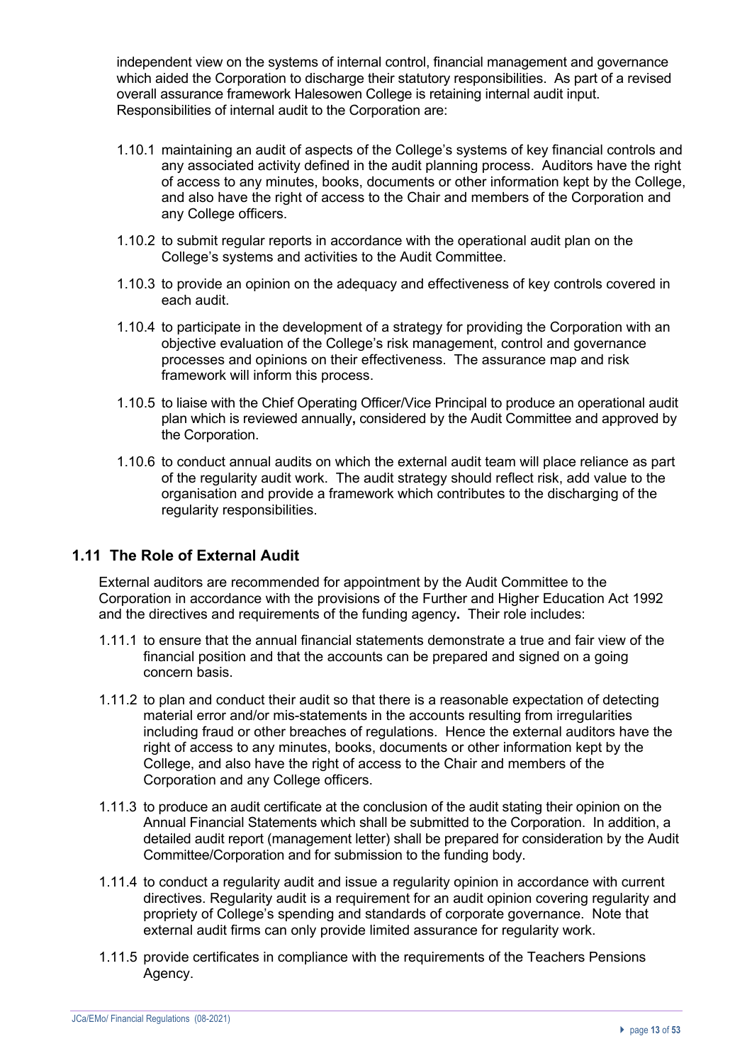independent view on the systems of internal control, financial management and governance which aided the Corporation to discharge their statutory responsibilities. As part of a revised overall assurance framework Halesowen College is retaining internal audit input. Responsibilities of internal audit to the Corporation are:

1.10.1 maintaining an audit of aspects of the College's systems of key financial controls and any associated activity defined in the audit planning process. Auditors have the right of access to any minutes, books, documents or other information kept by the College, and also have the right of access to the Chair and members of the Corporation and any College officers.

1.10.2 to submit regular reports in accordance with the operational audit plan on the College's systems and activities to the Audit Committee.

1.10.3 to provide an opinion on the adequacy and effectiveness of key controls covered in each audit.

1.10.4 to participate in the development of a strategy for providing the Corporation with an objective evaluation of the College's risk management, control and governance processes and opinions on their effectiveness. The assurance map and risk framework will inform this process.

1.10.5 to liaise with the Chief Operating Officer/Vice Principal to produce an operational audit plan which is reviewed annually**,** considered by the Audit Committee and approved by the Corporation.

1.10.6 to conduct annual audits on which the external audit team will place reliance as part of the regularity audit work. The audit strategy should reflect risk, add value to the organisation and provide a framework which contributes to the discharging of the regularity responsibilities.

## 1.11 The Role of External Audit

External auditors are recommended for appointment by the Audit Committee to the Corporation in accordance with the provisions of the Further and Higher Education Act 1992 and the directives and requirements of the funding agency**.** Their role includes:

1.11.1 to ensure that the annual financial statements demonstrate a true and fair view of the financial position and that the accounts can be prepared and signed on a going concern basis.

1.11.2 to plan and conduct their audit so that there is a reasonable expectation of detecting material error and/or mis-statements in the accounts resulting from irregularities including fraud or other breaches of regulations. Hence the external auditors have the right of access to any minutes, books, documents or other information kept by the College, and also have the right of access to the Chair and members of the Corporation and any College officers.

1.11.3 to produce an audit certificate at the conclusion of the audit stating their opinion on the Annual Financial Statements which shall be submitted to the Corporation. In addition, a detailed audit report (management letter) shall be prepared for consideration by the Audit Committee/Corporation and for submission to the funding body.

1.11.4 to conduct a regularity audit and issue a regularity opinion in accordance with current directives. Regularity audit is a requirement for an audit opinion covering regularity and propriety of College's spending and standards of corporate governance. Note that external audit firms can only provide limited assurance for regularity work.

1.11.5 provide certificates in compliance with the requirements of the Teachers Pensions Agency.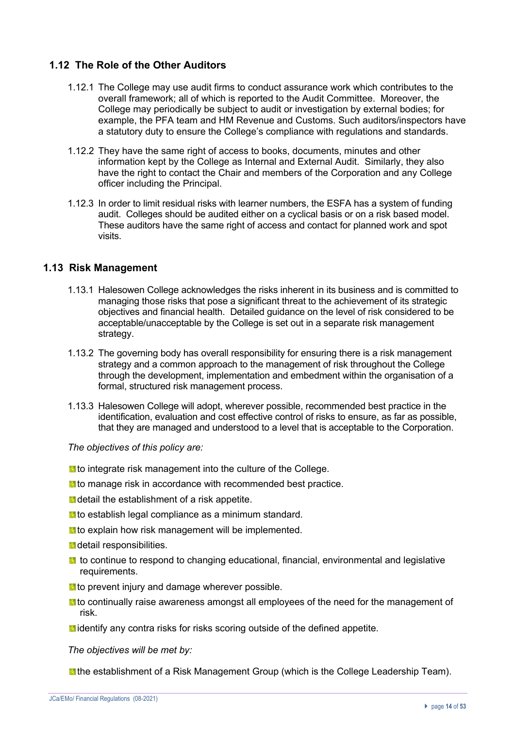## 1.12 The Role of the Other Auditors

1.12.1 The College may use audit firms to conduct assurance work which contributes to the overall framework; all of which is reported to the Audit Committee. Moreover, the College may periodically be subject to audit or investigation by external bodies; for example, the PFA team and HM Revenue and Customs. Such auditors/inspectors have a statutory duty to ensure the College's compliance with regulations and standards.

1.12.2 They have the same right of access to books, documents, minutes and other information kept by the College as Internal and External Audit. Similarly, they also have the right to contact the Chair and members of the Corporation and any College officer including the Principal.

1.12.3 In order to limit residual risks with learner numbers, the ESFA has a system of funding audit. Colleges should be audited either on a cyclical basis or on a risk based model. These auditors have the same right of access and contact for planned work and spot visits.

## 1.13 Risk Management

1.13.1 Halesowen College acknowledges the risks inherent in its business and is committed to managing those risks that pose a significant threat to the achievement of its strategic objectives and financial health. Detailed guidance on the level of risk considered to be acceptable/unacceptable by the College is set out in a separate risk management strategy.

1.13.2 The governing body has overall responsibility for ensuring there is a risk management strategy and a common approach to the management of risk throughout the College through the development, implementation and embedment within the organisation of a formal, structured risk management process.

1.13.3 Halesowen College will adopt, wherever possible, recommended best practice in the identification, evaluation and cost effective control of risks to ensure, as far as possible, that they are managed and understood to a level that is acceptable to the Corporation.

*The objectives of this policy are:*

- to integrate risk management into the culture of the College.
- to manage risk in accordance with recommended best practice.
- detail the establishment of a risk appetite.
- to establish legal compliance as a minimum standard.
- to explain how risk management will be implemented.
- detail responsibilities.
- to continue to respond to changing educational, financial, environmental and legislative requirements.
- to prevent injury and damage wherever possible.
- to continually raise awareness amongst all employees of the need for the management of risk.
- identify any contra risks for risks scoring outside of the defined appetite.

*The objectives will be met by:*

- the establishment of a Risk Management Group (which is the College Leadership Team).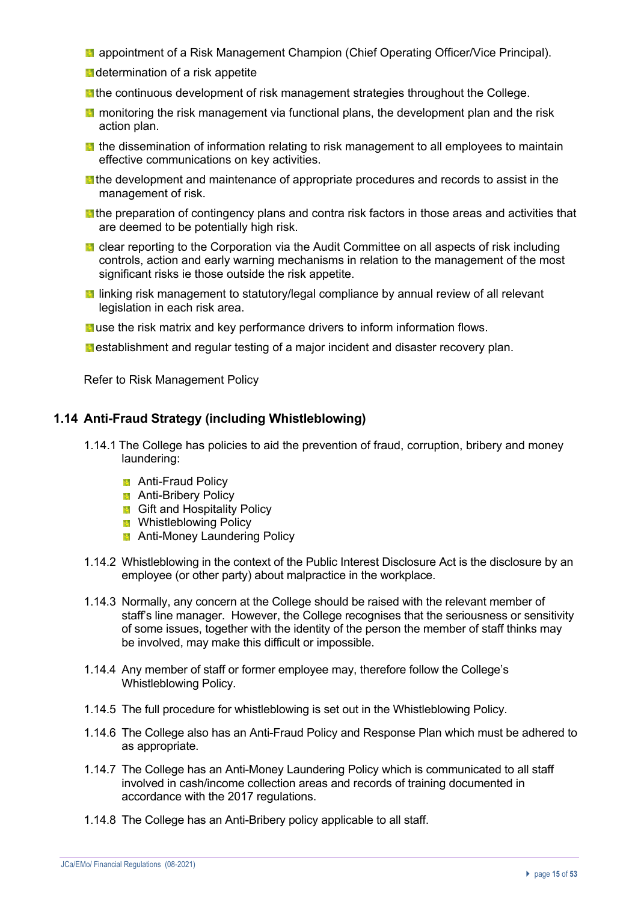- appointment of a Risk Management Champion (Chief Operating Officer/Vice Principal).
- determination of a risk appetite
- the continuous development of risk management strategies throughout the College.
- monitoring the risk management via functional plans, the development plan and the risk action plan.
- the dissemination of information relating to risk management to all employees to maintain effective communications on key activities.
- the development and maintenance of appropriate procedures and records to assist in the management of risk.
- the preparation of contingency plans and contra risk factors in those areas and activities that are deemed to be potentially high risk.
- clear reporting to the Corporation via the Audit Committee on all aspects of risk including controls, action and early warning mechanisms in relation to the management of the most significant risks ie those outside the risk appetite.
- linking risk management to statutory/legal compliance by annual review of all relevant legislation in each risk area.
- use the risk matrix and key performance drivers to inform information flows.
- establishment and regular testing of a major incident and disaster recovery plan.

Refer to Risk Management Policy

## 1.14 Anti-Fraud Strategy (including Whistleblowing)

1.14.1 The College has policies to aid the prevention of fraud, corruption, bribery and money laundering:

- Anti-Fraud Policy
- Anti-Bribery Policy
- Gift and Hospitality Policy
- Whistleblowing Policy
- Anti-Money Laundering Policy

1.14.2 Whistleblowing in the context of the Public Interest Disclosure Act is the disclosure by an employee (or other party) about malpractice in the workplace.

1.14.3 Normally, any concern at the College should be raised with the relevant member of staff's line manager. However, the College recognises that the seriousness or sensitivity of some issues, together with the identity of the person the member of staff thinks may be involved, may make this difficult or impossible.

1.14.4 Any member of staff or former employee may, therefore follow the College's Whistleblowing Policy.

1.14.5 The full procedure for whistleblowing is set out in the Whistleblowing Policy.

1.14.6 The College also has an Anti-Fraud Policy and Response Plan which must be adhered to as appropriate.

1.14.7 The College has an Anti-Money Laundering Policy which is communicated to all staff involved in cash/income collection areas and records of training documented in accordance with the 2017 regulations.

1.14.8 The College has an Anti-Bribery policy applicable to all staff.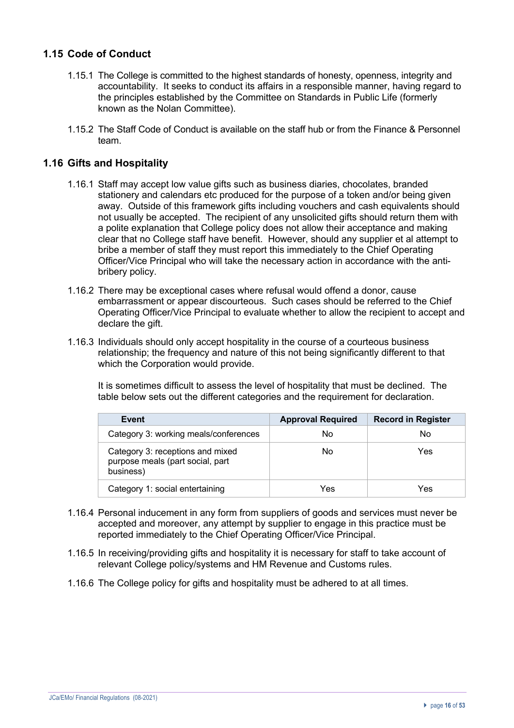## 1.15 Code of Conduct

1.15.1 The College is committed to the highest standards of honesty, openness, integrity and accountability. It seeks to conduct its affairs in a responsible manner, having regard to the principles established by the Committee on Standards in Public Life (formerly known as the Nolan Committee).

1.15.2 The Staff Code of Conduct is available on the staff hub or from the Finance & Personnel team.

## 1.16 Gifts and Hospitality

1.16.1 Staff may accept low value gifts such as business diaries, chocolates, branded stationery and calendars etc produced for the purpose of a token and/or being given away. Outside of this framework gifts including vouchers and cash equivalents should not usually be accepted. The recipient of any unsolicited gifts should return them with a polite explanation that College policy does not allow their acceptance and making clear that no College staff have benefit. However, should any supplier et al attempt to bribe a member of staff they must report this immediately to the Chief Operating Officer/Vice Principal who will take the necessary action in accordance with the anti-bribery policy.

1.16.2 There may be exceptional cases where refusal would offend a donor, cause embarrassment or appear discourteous. Such cases should be referred to the Chief Operating Officer/Vice Principal to evaluate whether to allow the recipient to accept and declare the gift.

1.16.3 Individuals should only accept hospitality in the course of a courteous business relationship; the frequency and nature of this not being significantly different to that which the Corporation would provide.

It is sometimes difficult to assess the level of hospitality that must be declined. The table below sets out the different categories and the requirement for declaration.

| Event | Approval Required | Record in Register |
|---|---|---|
| Category 3: working meals/conferences | No | No |
| Category 3: receptions and mixed purpose meals (part social, part business) | No | Yes |
| Category 1: social entertaining | Yes | Yes |

1.16.4 Personal inducement in any form from suppliers of goods and services must never be accepted and moreover, any attempt by supplier to engage in this practice must be reported immediately to the Chief Operating Officer/Vice Principal.

1.16.5 In receiving/providing gifts and hospitality it is necessary for staff to take account of relevant College policy/systems and HM Revenue and Customs rules.

1.16.6 The College policy for gifts and hospitality must be adhered to at all times.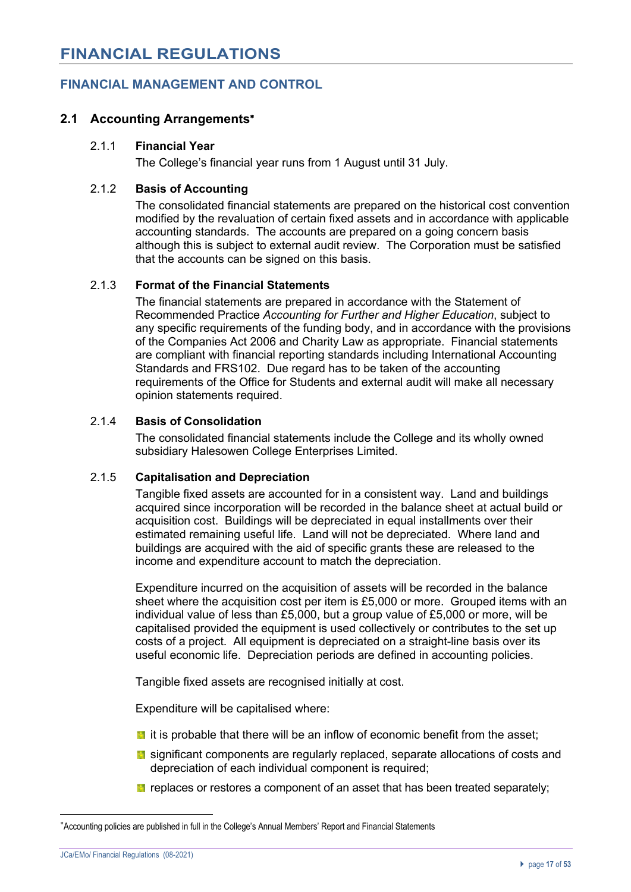# FINANCIAL REGULATIONS

## FINANCIAL MANAGEMENT AND CONTROL

### 2.1 Accounting Arrangements*

**2.1.1 Financial Year**

The College's financial year runs from 1 August until 31 July.

**2.1.2 Basis of Accounting**

The consolidated financial statements are prepared on the historical cost convention modified by the revaluation of certain fixed assets and in accordance with applicable accounting standards. The accounts are prepared on a going concern basis although this is subject to external audit review. The Corporation must be satisfied that the accounts can be signed on this basis.

**2.1.3 Format of the Financial Statements**

The financial statements are prepared in accordance with the Statement of Recommended Practice *Accounting for Further and Higher Education*, subject to any specific requirements of the funding body, and in accordance with the provisions of the Companies Act 2006 and Charity Law as appropriate. Financial statements are compliant with financial reporting standards including International Accounting Standards and FRS102. Due regard has to be taken of the accounting requirements of the Office for Students and external audit will make all necessary opinion statements required.

**2.1.4 Basis of Consolidation**

The consolidated financial statements include the College and its wholly owned subsidiary Halesowen College Enterprises Limited.

**2.1.5 Capitalisation and Depreciation**

Tangible fixed assets are accounted for in a consistent way. Land and buildings acquired since incorporation will be recorded in the balance sheet at actual build or acquisition cost. Buildings will be depreciated in equal installments over their estimated remaining useful life. Land will not be depreciated. Where land and buildings are acquired with the aid of specific grants these are released to the income and expenditure account to match the depreciation.

Expenditure incurred on the acquisition of assets will be recorded in the balance sheet where the acquisition cost per item is £5,000 or more. Grouped items with an individual value of less than £5,000, but a group value of £5,000 or more, will be capitalised provided the equipment is used collectively or contributes to the set up costs of a project. All equipment is depreciated on a straight-line basis over its useful economic life. Depreciation periods are defined in accounting policies.

Tangible fixed assets are recognised initially at cost.

Expenditure will be capitalised where:

- it is probable that there will be an inflow of economic benefit from the asset;
- significant components are regularly replaced, separate allocations of costs and depreciation of each individual component is required;
- replaces or restores a component of an asset that has been treated separately;

---

*Accounting policies are published in full in the College's Annual Members' Report and Financial Statements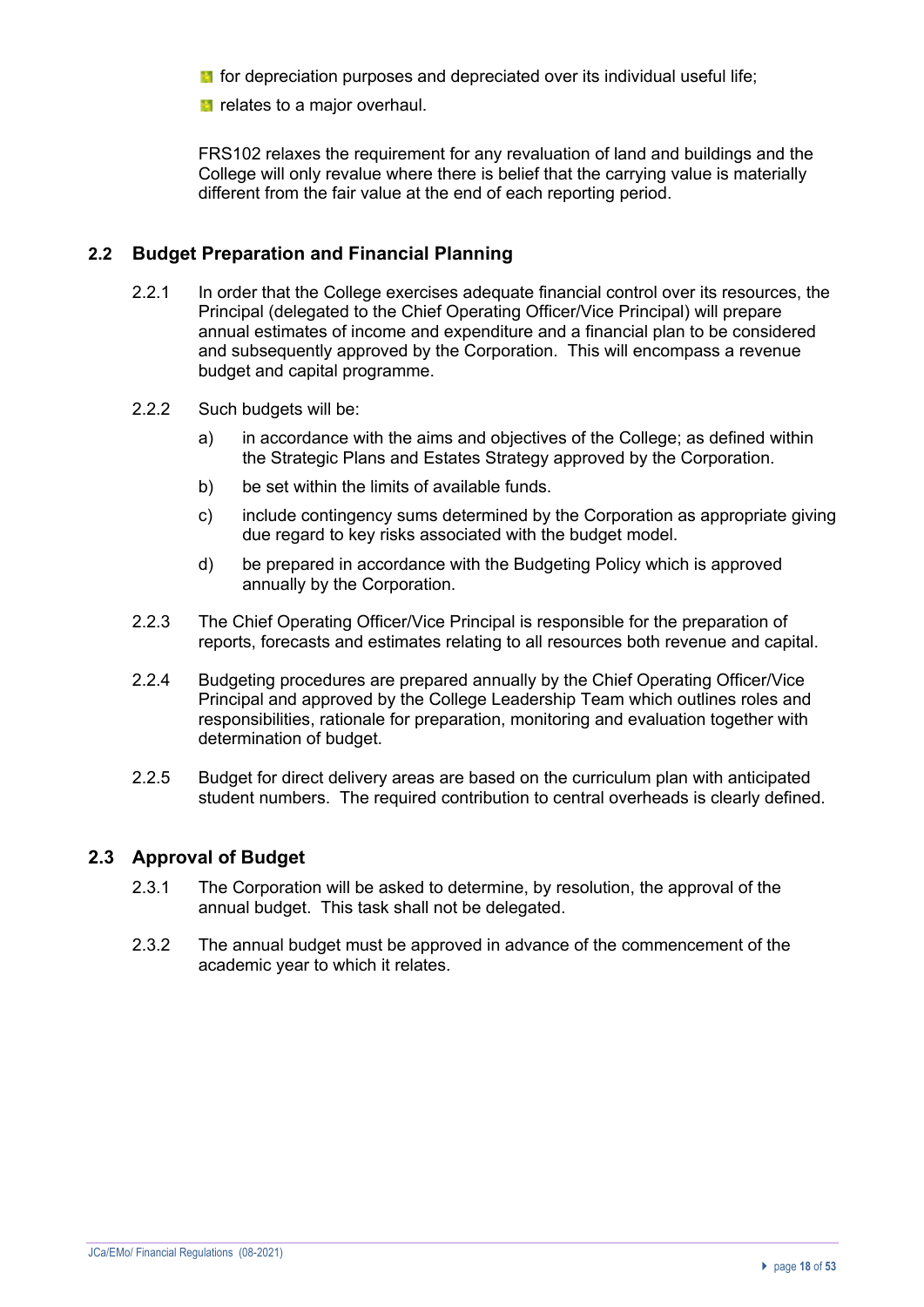- for depreciation purposes and depreciated over its individual useful life;
- relates to a major overhaul.

FRS102 relaxes the requirement for any revaluation of land and buildings and the College will only revalue where there is belief that the carrying value is materially different from the fair value at the end of each reporting period.

## 2.2 Budget Preparation and Financial Planning

2.2.1 In order that the College exercises adequate financial control over its resources, the Principal (delegated to the Chief Operating Officer/Vice Principal) will prepare annual estimates of income and expenditure and a financial plan to be considered and subsequently approved by the Corporation. This will encompass a revenue budget and capital programme.

2.2.2 Such budgets will be:

a) in accordance with the aims and objectives of the College; as defined within the Strategic Plans and Estates Strategy approved by the Corporation.

b) be set within the limits of available funds.

c) include contingency sums determined by the Corporation as appropriate giving due regard to key risks associated with the budget model.

d) be prepared in accordance with the Budgeting Policy which is approved annually by the Corporation.

2.2.3 The Chief Operating Officer/Vice Principal is responsible for the preparation of reports, forecasts and estimates relating to all resources both revenue and capital.

2.2.4 Budgeting procedures are prepared annually by the Chief Operating Officer/Vice Principal and approved by the College Leadership Team which outlines roles and responsibilities, rationale for preparation, monitoring and evaluation together with determination of budget.

2.2.5 Budget for direct delivery areas are based on the curriculum plan with anticipated student numbers. The required contribution to central overheads is clearly defined.

## 2.3 Approval of Budget

2.3.1 The Corporation will be asked to determine, by resolution, the approval of the annual budget. This task shall not be delegated.

2.3.2 The annual budget must be approved in advance of the commencement of the academic year to which it relates.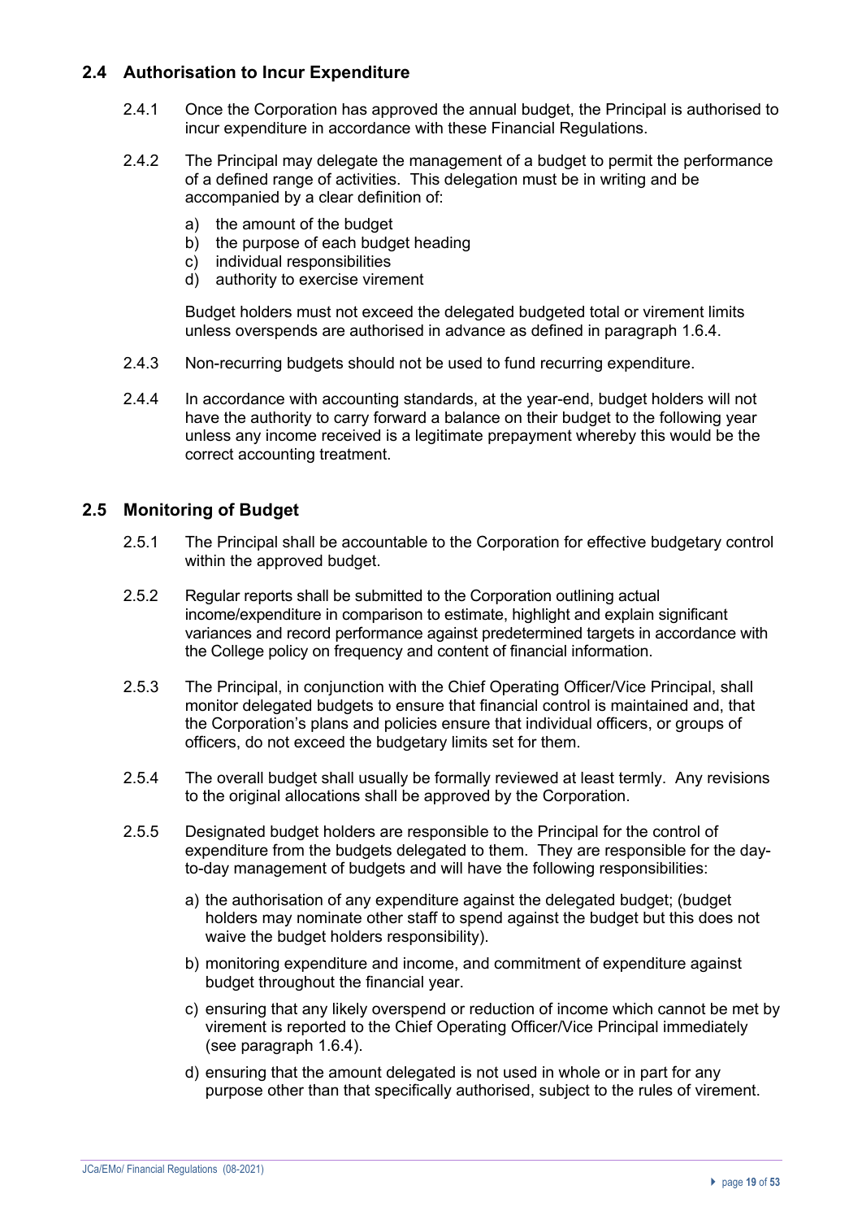## 2.4 Authorisation to Incur Expenditure

2.4.1 Once the Corporation has approved the annual budget, the Principal is authorised to incur expenditure in accordance with these Financial Regulations.

2.4.2 The Principal may delegate the management of a budget to permit the performance of a defined range of activities. This delegation must be in writing and be accompanied by a clear definition of:

a) the amount of the budget
b) the purpose of each budget heading
c) individual responsibilities
d) authority to exercise virement

Budget holders must not exceed the delegated budgeted total or virement limits unless overspends are authorised in advance as defined in paragraph 1.6.4.

2.4.3 Non-recurring budgets should not be used to fund recurring expenditure.

2.4.4 In accordance with accounting standards, at the year-end, budget holders will not have the authority to carry forward a balance on their budget to the following year unless any income received is a legitimate prepayment whereby this would be the correct accounting treatment.

## 2.5 Monitoring of Budget

2.5.1 The Principal shall be accountable to the Corporation for effective budgetary control within the approved budget.

2.5.2 Regular reports shall be submitted to the Corporation outlining actual income/expenditure in comparison to estimate, highlight and explain significant variances and record performance against predetermined targets in accordance with the College policy on frequency and content of financial information.

2.5.3 The Principal, in conjunction with the Chief Operating Officer/Vice Principal, shall monitor delegated budgets to ensure that financial control is maintained and, that the Corporation's plans and policies ensure that individual officers, or groups of officers, do not exceed the budgetary limits set for them.

2.5.4 The overall budget shall usually be formally reviewed at least termly. Any revisions to the original allocations shall be approved by the Corporation.

2.5.5 Designated budget holders are responsible to the Principal for the control of expenditure from the budgets delegated to them. They are responsible for the day-to-day management of budgets and will have the following responsibilities:

a) the authorisation of any expenditure against the delegated budget; (budget holders may nominate other staff to spend against the budget but this does not waive the budget holders responsibility).

b) monitoring expenditure and income, and commitment of expenditure against budget throughout the financial year.

c) ensuring that any likely overspend or reduction of income which cannot be met by virement is reported to the Chief Operating Officer/Vice Principal immediately (see paragraph 1.6.4).

d) ensuring that the amount delegated is not used in whole or in part for any purpose other than that specifically authorised, subject to the rules of virement.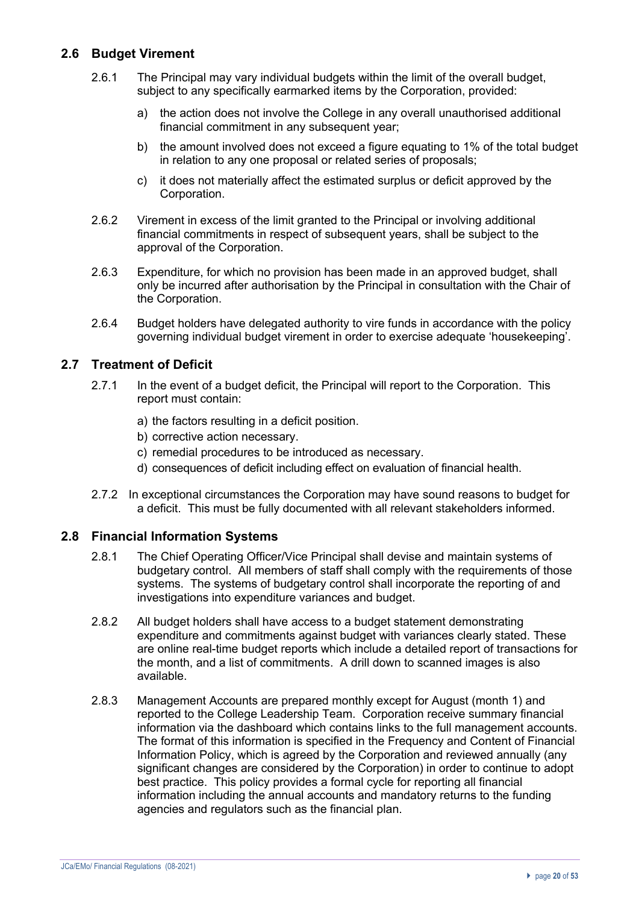## 2.6 Budget Virement

2.6.1 The Principal may vary individual budgets within the limit of the overall budget, subject to any specifically earmarked items by the Corporation, provided:

a) the action does not involve the College in any overall unauthorised additional financial commitment in any subsequent year;

b) the amount involved does not exceed a figure equating to 1% of the total budget in relation to any one proposal or related series of proposals;

c) it does not materially affect the estimated surplus or deficit approved by the Corporation.

2.6.2 Virement in excess of the limit granted to the Principal or involving additional financial commitments in respect of subsequent years, shall be subject to the approval of the Corporation.

2.6.3 Expenditure, for which no provision has been made in an approved budget, shall only be incurred after authorisation by the Principal in consultation with the Chair of the Corporation.

2.6.4 Budget holders have delegated authority to vire funds in accordance with the policy governing individual budget virement in order to exercise adequate 'housekeeping'.

## 2.7 Treatment of Deficit

2.7.1 In the event of a budget deficit, the Principal will report to the Corporation. This report must contain:

a) the factors resulting in a deficit position.
b) corrective action necessary.
c) remedial procedures to be introduced as necessary.
d) consequences of deficit including effect on evaluation of financial health.

2.7.2 In exceptional circumstances the Corporation may have sound reasons to budget for a deficit. This must be fully documented with all relevant stakeholders informed.

## 2.8 Financial Information Systems

2.8.1 The Chief Operating Officer/Vice Principal shall devise and maintain systems of budgetary control. All members of staff shall comply with the requirements of those systems. The systems of budgetary control shall incorporate the reporting of and investigations into expenditure variances and budget.

2.8.2 All budget holders shall have access to a budget statement demonstrating expenditure and commitments against budget with variances clearly stated. These are online real-time budget reports which include a detailed report of transactions for the month, and a list of commitments. A drill down to scanned images is also available.

2.8.3 Management Accounts are prepared monthly except for August (month 1) and reported to the College Leadership Team. Corporation receive summary financial information via the dashboard which contains links to the full management accounts. The format of this information is specified in the Frequency and Content of Financial Information Policy, which is agreed by the Corporation and reviewed annually (any significant changes are considered by the Corporation) in order to continue to adopt best practice. This policy provides a formal cycle for reporting all financial information including the annual accounts and mandatory returns to the funding agencies and regulators such as the financial plan.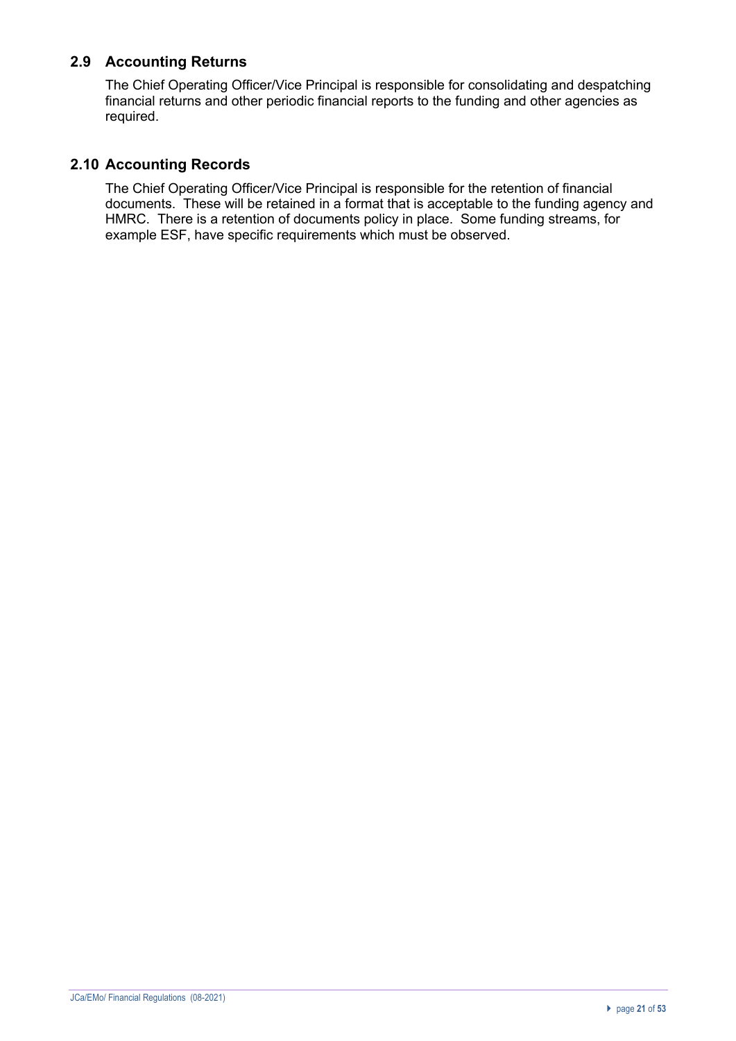## 2.9 Accounting Returns

The Chief Operating Officer/Vice Principal is responsible for consolidating and despatching financial returns and other periodic financial reports to the funding and other agencies as required.

## 2.10 Accounting Records

The Chief Operating Officer/Vice Principal is responsible for the retention of financial documents. These will be retained in a format that is acceptable to the funding agency and HMRC. There is a retention of documents policy in place. Some funding streams, for example ESF, have specific requirements which must be observed.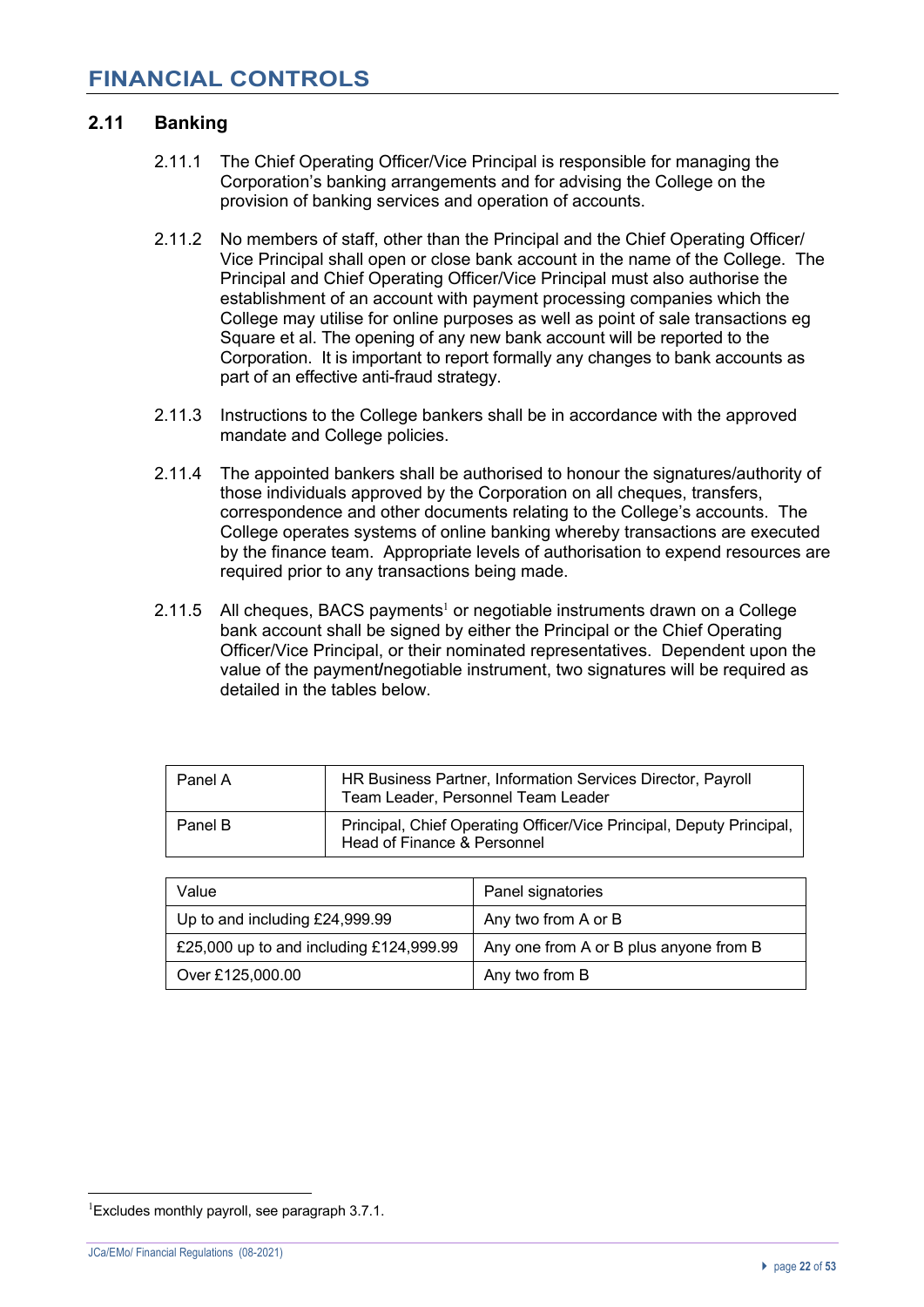# FINANCIAL CONTROLS

## 2.11 Banking

2.11.1 The Chief Operating Officer/Vice Principal is responsible for managing the Corporation's banking arrangements and for advising the College on the provision of banking services and operation of accounts.

2.11.2 No members of staff, other than the Principal and the Chief Operating Officer/ Vice Principal shall open or close bank account in the name of the College. The Principal and Chief Operating Officer/Vice Principal must also authorise the establishment of an account with payment processing companies which the College may utilise for online purposes as well as point of sale transactions eg Square et al. The opening of any new bank account will be reported to the Corporation. It is important to report formally any changes to bank accounts as part of an effective anti-fraud strategy.

2.11.3 Instructions to the College bankers shall be in accordance with the approved mandate and College policies.

2.11.4 The appointed bankers shall be authorised to honour the signatures/authority of those individuals approved by the Corporation on all cheques, transfers, correspondence and other documents relating to the College's accounts. The College operates systems of online banking whereby transactions are executed by the finance team. Appropriate levels of authorisation to expend resources are required prior to any transactions being made.

2.11.5 All cheques, BACS payments[1] or negotiable instruments drawn on a College bank account shall be signed by either the Principal or the Chief Operating Officer/Vice Principal, or their nominated representatives. Dependent upon the value of the payment/negotiable instrument, two signatures will be required as detailed in the tables below.

| Panel A | HR Business Partner, Information Services Director, Payroll Team Leader, Personnel Team Leader |
|---|---|
| Panel B | Principal, Chief Operating Officer/Vice Principal, Deputy Principal, Head of Finance & Personnel |

| Value | Panel signatories |
|---|---|
| Up to and including £24,999.99 | Any two from A or B |
| £25,000 up to and including £124,999.99 | Any one from A or B plus anyone from B |
| Over £125,000.00 | Any two from B |

[1] Excludes monthly payroll, see paragraph 3.7.1.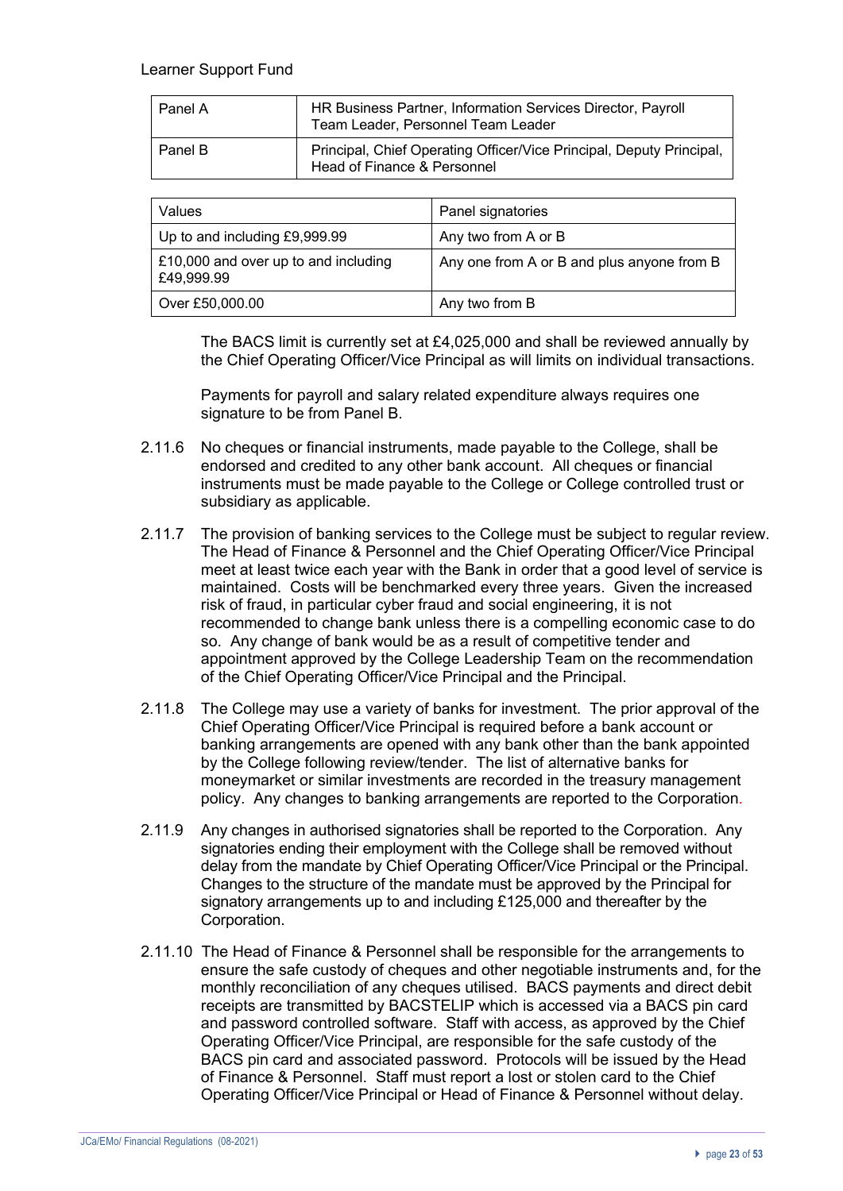Learner Support Fund

| Panel A | HR Business Partner, Information Services Director, Payroll Team Leader, Personnel Team Leader |
|---|---|
| Panel B | Principal, Chief Operating Officer/Vice Principal, Deputy Principal, Head of Finance & Personnel |

| Values | Panel signatories |
|---|---|
| Up to and including £9,999.99 | Any two from A or B |
| £10,000 and over up to and including £49,999.99 | Any one from A or B and plus anyone from B |
| Over £50,000.00 | Any two from B |

The BACS limit is currently set at £4,025,000 and shall be reviewed annually by the Chief Operating Officer/Vice Principal as will limits on individual transactions.

Payments for payroll and salary related expenditure always requires one signature to be from Panel B.

2.11.6 No cheques or financial instruments, made payable to the College, shall be endorsed and credited to any other bank account. All cheques or financial instruments must be made payable to the College or College controlled trust or subsidiary as applicable.

2.11.7 The provision of banking services to the College must be subject to regular review. The Head of Finance & Personnel and the Chief Operating Officer/Vice Principal meet at least twice each year with the Bank in order that a good level of service is maintained. Costs will be benchmarked every three years. Given the increased risk of fraud, in particular cyber fraud and social engineering, it is not recommended to change bank unless there is a compelling economic case to do so. Any change of bank would be as a result of competitive tender and appointment approved by the College Leadership Team on the recommendation of the Chief Operating Officer/Vice Principal and the Principal.

2.11.8 The College may use a variety of banks for investment. The prior approval of the Chief Operating Officer/Vice Principal is required before a bank account or banking arrangements are opened with any bank other than the bank appointed by the College following review/tender. The list of alternative banks for moneymarket or similar investments are recorded in the treasury management policy. Any changes to banking arrangements are reported to the Corporation.

2.11.9 Any changes in authorised signatories shall be reported to the Corporation. Any signatories ending their employment with the College shall be removed without delay from the mandate by Chief Operating Officer/Vice Principal or the Principal. Changes to the structure of the mandate must be approved by the Principal for signatory arrangements up to and including £125,000 and thereafter by the Corporation.

2.11.10 The Head of Finance & Personnel shall be responsible for the arrangements to ensure the safe custody of cheques and other negotiable instruments and, for the monthly reconciliation of any cheques utilised. BACS payments and direct debit receipts are transmitted by BACSTELIP which is accessed via a BACS pin card and password controlled software. Staff with access, as approved by the Chief Operating Officer/Vice Principal, are responsible for the safe custody of the BACS pin card and associated password. Protocols will be issued by the Head of Finance & Personnel. Staff must report a lost or stolen card to the Chief Operating Officer/Vice Principal or Head of Finance & Personnel without delay.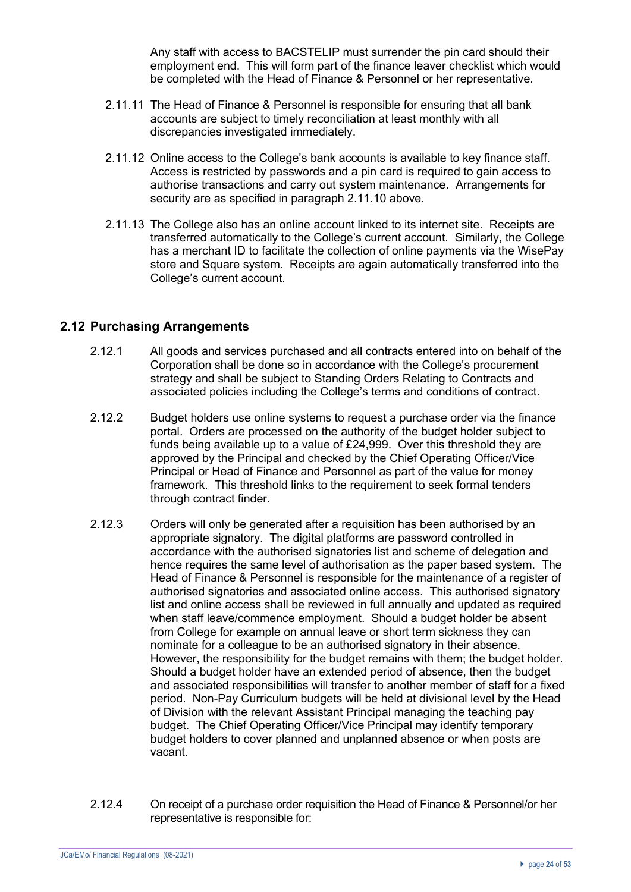Any staff with access to BACSTELIP must surrender the pin card should their employment end. This will form part of the finance leaver checklist which would be completed with the Head of Finance & Personnel or her representative.

2.11.11 The Head of Finance & Personnel is responsible for ensuring that all bank accounts are subject to timely reconciliation at least monthly with all discrepancies investigated immediately.

2.11.12 Online access to the College's bank accounts is available to key finance staff. Access is restricted by passwords and a pin card is required to gain access to authorise transactions and carry out system maintenance. Arrangements for security are as specified in paragraph 2.11.10 above.

2.11.13 The College also has an online account linked to its internet site. Receipts are transferred automatically to the College's current account. Similarly, the College has a merchant ID to facilitate the collection of online payments via the WisePay store and Square system. Receipts are again automatically transferred into the College's current account.

## 2.12 Purchasing Arrangements

2.12.1 All goods and services purchased and all contracts entered into on behalf of the Corporation shall be done so in accordance with the College's procurement strategy and shall be subject to Standing Orders Relating to Contracts and associated policies including the College's terms and conditions of contract.

2.12.2 Budget holders use online systems to request a purchase order via the finance portal. Orders are processed on the authority of the budget holder subject to funds being available up to a value of £24,999. Over this threshold they are approved by the Principal and checked by the Chief Operating Officer/Vice Principal or Head of Finance and Personnel as part of the value for money framework. This threshold links to the requirement to seek formal tenders through contract finder.

2.12.3 Orders will only be generated after a requisition has been authorised by an appropriate signatory. The digital platforms are password controlled in accordance with the authorised signatories list and scheme of delegation and hence requires the same level of authorisation as the paper based system. The Head of Finance & Personnel is responsible for the maintenance of a register of authorised signatories and associated online access. This authorised signatory list and online access shall be reviewed in full annually and updated as required when staff leave/commence employment. Should a budget holder be absent from College for example on annual leave or short term sickness they can nominate for a colleague to be an authorised signatory in their absence. However, the responsibility for the budget remains with them; the budget holder. Should a budget holder have an extended period of absence, then the budget and associated responsibilities will transfer to another member of staff for a fixed period. Non-Pay Curriculum budgets will be held at divisional level by the Head of Division with the relevant Assistant Principal managing the teaching pay budget. The Chief Operating Officer/Vice Principal may identify temporary budget holders to cover planned and unplanned absence or when posts are vacant.

2.12.4 On receipt of a purchase order requisition the Head of Finance & Personnel/or her representative is responsible for: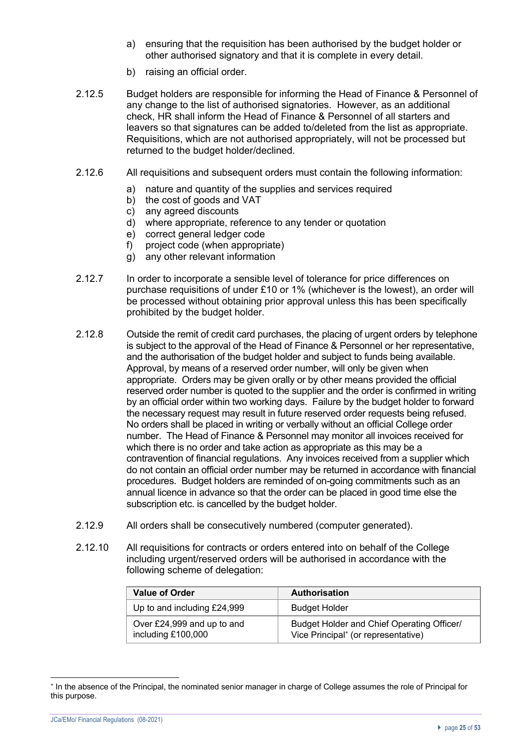a) ensuring that the requisition has been authorised by the budget holder or other authorised signatory and that it is complete in every detail.

b) raising an official order.

2.12.5 Budget holders are responsible for informing the Head of Finance & Personnel of any change to the list of authorised signatories. However, as an additional check, HR shall inform the Head of Finance & Personnel of all starters and leavers so that signatures can be added to/deleted from the list as appropriate. Requisitions, which are not authorised appropriately, will not be processed but returned to the budget holder/declined.

2.12.6 All requisitions and subsequent orders must contain the following information:

a) nature and quantity of the supplies and services required
b) the cost of goods and VAT
c) any agreed discounts
d) where appropriate, reference to any tender or quotation
e) correct general ledger code
f) project code (when appropriate)
g) any other relevant information

2.12.7 In order to incorporate a sensible level of tolerance for price differences on purchase requisitions of under £10 or 1% (whichever is the lowest), an order will be processed without obtaining prior approval unless this has been specifically prohibited by the budget holder.

2.12.8 Outside the remit of credit card purchases, the placing of urgent orders by telephone is subject to the approval of the Head of Finance & Personnel or her representative, and the authorisation of the budget holder and subject to funds being available. Approval, by means of a reserved order number, will only be given when appropriate. Orders may be given orally or by other means provided the official reserved order number is quoted to the supplier and the order is confirmed in writing by an official order within two working days. Failure by the budget holder to forward the necessary request may result in future reserved order requests being refused. No orders shall be placed in writing or verbally without an official College order number. The Head of Finance & Personnel may monitor all invoices received for which there is no order and take action as appropriate as this may be a contravention of financial regulations. Any invoices received from a supplier which do not contain an official order number may be returned in accordance with financial procedures. Budget holders are reminded of on-going commitments such as an annual licence in advance so that the order can be placed in good time else the subscription etc. is cancelled by the budget holder.

2.12.9 All orders shall be consecutively numbered (computer generated).

2.12.10 All requisitions for contracts or orders entered into on behalf of the College including urgent/reserved orders will be authorised in accordance with the following scheme of delegation:

| Value of Order | Authorisation |
|---|---|
| Up to and including £24,999 | Budget Holder |
| Over £24,999 and up to and including £100,000 | Budget Holder and Chief Operating Officer/ Vice Principal* (or representative) |

* In the absence of the Principal, the nominated senior manager in charge of College assumes the role of Principal for this purpose.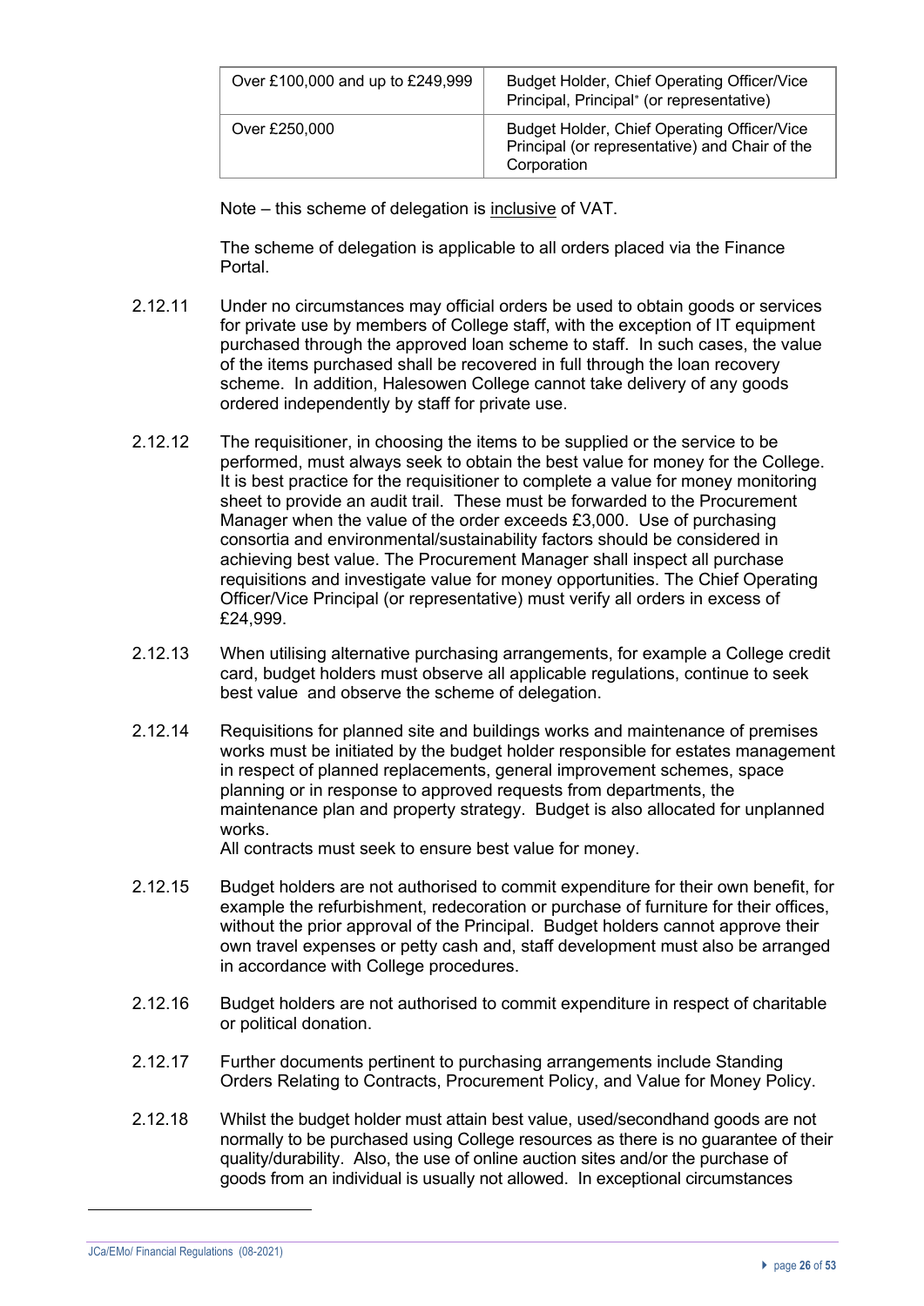| Over £100,000 and up to £249,999 | Budget Holder, Chief Operating Officer/Vice Principal, Principal* (or representative) |
|---|---|
| Over £250,000 | Budget Holder, Chief Operating Officer/Vice Principal (or representative) and Chair of the Corporation |

Note – this scheme of delegation is inclusive of VAT.

The scheme of delegation is applicable to all orders placed via the Finance Portal.

2.12.11 Under no circumstances may official orders be used to obtain goods or services for private use by members of College staff, with the exception of IT equipment purchased through the approved loan scheme to staff. In such cases, the value of the items purchased shall be recovered in full through the loan recovery scheme. In addition, Halesowen College cannot take delivery of any goods ordered independently by staff for private use.

2.12.12 The requisitioner, in choosing the items to be supplied or the service to be performed, must always seek to obtain the best value for money for the College. It is best practice for the requisitioner to complete a value for money monitoring sheet to provide an audit trail. These must be forwarded to the Procurement Manager when the value of the order exceeds £3,000. Use of purchasing consortia and environmental/sustainability factors should be considered in achieving best value. The Procurement Manager shall inspect all purchase requisitions and investigate value for money opportunities. The Chief Operating Officer/Vice Principal (or representative) must verify all orders in excess of £24,999.

2.12.13 When utilising alternative purchasing arrangements, for example a College credit card, budget holders must observe all applicable regulations, continue to seek best value and observe the scheme of delegation.

2.12.14 Requisitions for planned site and buildings works and maintenance of premises works must be initiated by the budget holder responsible for estates management in respect of planned replacements, general improvement schemes, space planning or in response to approved requests from departments, the maintenance plan and property strategy. Budget is also allocated for unplanned works.
All contracts must seek to ensure best value for money.

2.12.15 Budget holders are not authorised to commit expenditure for their own benefit, for example the refurbishment, redecoration or purchase of furniture for their offices, without the prior approval of the Principal. Budget holders cannot approve their own travel expenses or petty cash and, staff development must also be arranged in accordance with College procedures.

2.12.16 Budget holders are not authorised to commit expenditure in respect of charitable or political donation.

2.12.17 Further documents pertinent to purchasing arrangements include Standing Orders Relating to Contracts, Procurement Policy, and Value for Money Policy.

2.12.18 Whilst the budget holder must attain best value, used/secondhand goods are not normally to be purchased using College resources as there is no guarantee of their quality/durability. Also, the use of online auction sites and/or the purchase of goods from an individual is usually not allowed. In exceptional circumstances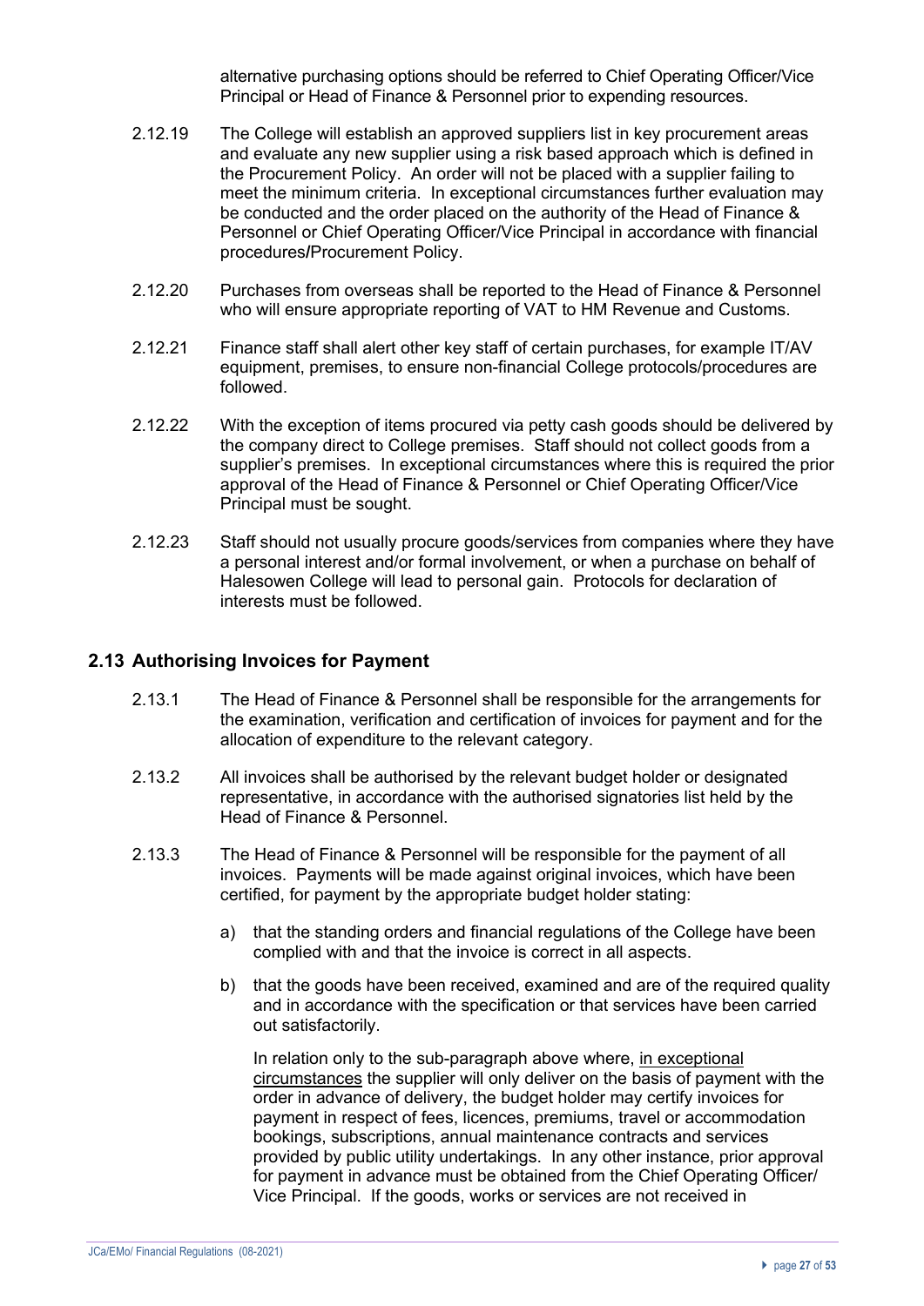alternative purchasing options should be referred to Chief Operating Officer/Vice Principal or Head of Finance & Personnel prior to expending resources.

2.12.19 The College will establish an approved suppliers list in key procurement areas and evaluate any new supplier using a risk based approach which is defined in the Procurement Policy. An order will not be placed with a supplier failing to meet the minimum criteria. In exceptional circumstances further evaluation may be conducted and the order placed on the authority of the Head of Finance & Personnel or Chief Operating Officer/Vice Principal in accordance with financial procedures/Procurement Policy.

2.12.20 Purchases from overseas shall be reported to the Head of Finance & Personnel who will ensure appropriate reporting of VAT to HM Revenue and Customs.

2.12.21 Finance staff shall alert other key staff of certain purchases, for example IT/AV equipment, premises, to ensure non-financial College protocols/procedures are followed.

2.12.22 With the exception of items procured via petty cash goods should be delivered by the company direct to College premises. Staff should not collect goods from a supplier's premises. In exceptional circumstances where this is required the prior approval of the Head of Finance & Personnel or Chief Operating Officer/Vice Principal must be sought.

2.12.23 Staff should not usually procure goods/services from companies where they have a personal interest and/or formal involvement, or when a purchase on behalf of Halesowen College will lead to personal gain. Protocols for declaration of interests must be followed.

## 2.13 Authorising Invoices for Payment

2.13.1 The Head of Finance & Personnel shall be responsible for the arrangements for the examination, verification and certification of invoices for payment and for the allocation of expenditure to the relevant category.

2.13.2 All invoices shall be authorised by the relevant budget holder or designated representative, in accordance with the authorised signatories list held by the Head of Finance & Personnel.

2.13.3 The Head of Finance & Personnel will be responsible for the payment of all invoices. Payments will be made against original invoices, which have been certified, for payment by the appropriate budget holder stating:

a) that the standing orders and financial regulations of the College have been complied with and that the invoice is correct in all aspects.

b) that the goods have been received, examined and are of the required quality and in accordance with the specification or that services have been carried out satisfactorily.

In relation only to the sub-paragraph above where, in exceptional circumstances the supplier will only deliver on the basis of payment with the order in advance of delivery, the budget holder may certify invoices for payment in respect of fees, licences, premiums, travel or accommodation bookings, subscriptions, annual maintenance contracts and services provided by public utility undertakings. In any other instance, prior approval for payment in advance must be obtained from the Chief Operating Officer/ Vice Principal. If the goods, works or services are not received in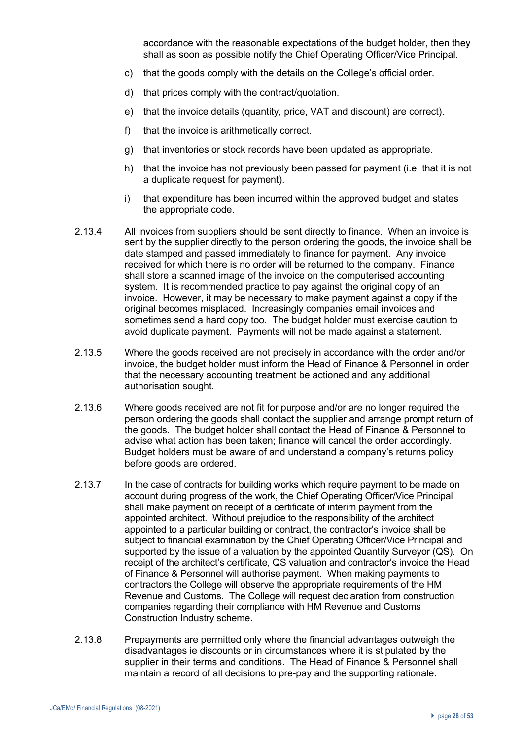accordance with the reasonable expectations of the budget holder, then they shall as soon as possible notify the Chief Operating Officer/Vice Principal.

c) that the goods comply with the details on the College's official order.

d) that prices comply with the contract/quotation.

e) that the invoice details (quantity, price, VAT and discount) are correct).

f) that the invoice is arithmetically correct.

g) that inventories or stock records have been updated as appropriate.

h) that the invoice has not previously been passed for payment (i.e. that it is not a duplicate request for payment).

i) that expenditure has been incurred within the approved budget and states the appropriate code.

2.13.4 All invoices from suppliers should be sent directly to finance. When an invoice is sent by the supplier directly to the person ordering the goods, the invoice shall be date stamped and passed immediately to finance for payment. Any invoice received for which there is no order will be returned to the company. Finance shall store a scanned image of the invoice on the computerised accounting system. It is recommended practice to pay against the original copy of an invoice. However, it may be necessary to make payment against a copy if the original becomes misplaced. Increasingly companies email invoices and sometimes send a hard copy too. The budget holder must exercise caution to avoid duplicate payment. Payments will not be made against a statement.

2.13.5 Where the goods received are not precisely in accordance with the order and/or invoice, the budget holder must inform the Head of Finance & Personnel in order that the necessary accounting treatment be actioned and any additional authorisation sought.

2.13.6 Where goods received are not fit for purpose and/or are no longer required the person ordering the goods shall contact the supplier and arrange prompt return of the goods. The budget holder shall contact the Head of Finance & Personnel to advise what action has been taken; finance will cancel the order accordingly. Budget holders must be aware of and understand a company's returns policy before goods are ordered.

2.13.7 In the case of contracts for building works which require payment to be made on account during progress of the work, the Chief Operating Officer/Vice Principal shall make payment on receipt of a certificate of interim payment from the appointed architect. Without prejudice to the responsibility of the architect appointed to a particular building or contract, the contractor's invoice shall be subject to financial examination by the Chief Operating Officer/Vice Principal and supported by the issue of a valuation by the appointed Quantity Surveyor (QS). On receipt of the architect's certificate, QS valuation and contractor's invoice the Head of Finance & Personnel will authorise payment. When making payments to contractors the College will observe the appropriate requirements of the HM Revenue and Customs. The College will request declaration from construction companies regarding their compliance with HM Revenue and Customs Construction Industry scheme.

2.13.8 Prepayments are permitted only where the financial advantages outweigh the disadvantages ie discounts or in circumstances where it is stipulated by the supplier in their terms and conditions. The Head of Finance & Personnel shall maintain a record of all decisions to pre-pay and the supporting rationale.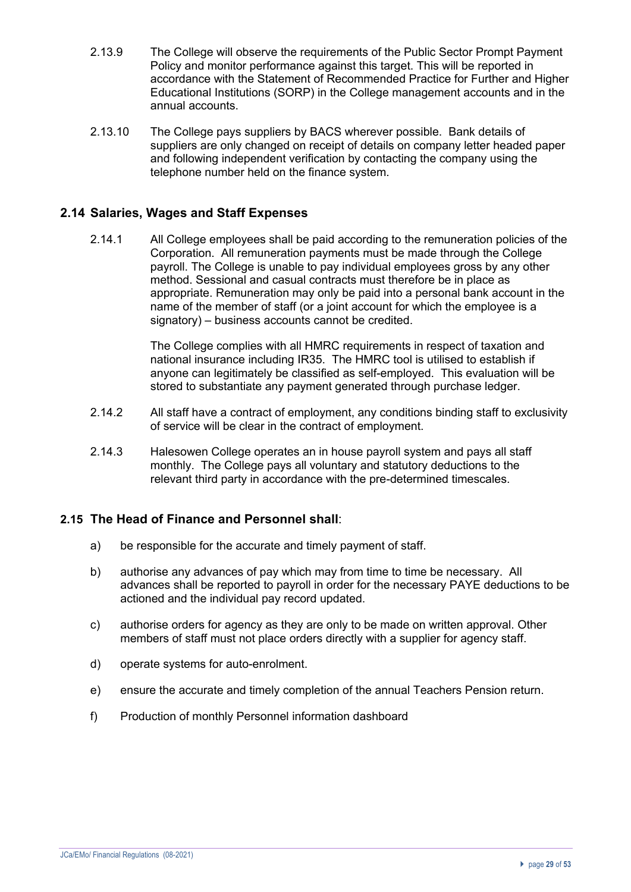2.13.9 The College will observe the requirements of the Public Sector Prompt Payment Policy and monitor performance against this target. This will be reported in accordance with the Statement of Recommended Practice for Further and Higher Educational Institutions (SORP) in the College management accounts and in the annual accounts.

2.13.10 The College pays suppliers by BACS wherever possible. Bank details of suppliers are only changed on receipt of details on company letter headed paper and following independent verification by contacting the company using the telephone number held on the finance system.

## 2.14 Salaries, Wages and Staff Expenses

2.14.1 All College employees shall be paid according to the remuneration policies of the Corporation. All remuneration payments must be made through the College payroll. The College is unable to pay individual employees gross by any other method. Sessional and casual contracts must therefore be in place as appropriate. Remuneration may only be paid into a personal bank account in the name of the member of staff (or a joint account for which the employee is a signatory) – business accounts cannot be credited.

The College complies with all HMRC requirements in respect of taxation and national insurance including IR35. The HMRC tool is utilised to establish if anyone can legitimately be classified as self-employed. This evaluation will be stored to substantiate any payment generated through purchase ledger.

2.14.2 All staff have a contract of employment, any conditions binding staff to exclusivity of service will be clear in the contract of employment.

2.14.3 Halesowen College operates an in house payroll system and pays all staff monthly. The College pays all voluntary and statutory deductions to the relevant third party in accordance with the pre-determined timescales.

## 2.15 The Head of Finance and Personnel shall:

a) be responsible for the accurate and timely payment of staff.

b) authorise any advances of pay which may from time to time be necessary. All advances shall be reported to payroll in order for the necessary PAYE deductions to be actioned and the individual pay record updated.

c) authorise orders for agency as they are only to be made on written approval. Other members of staff must not place orders directly with a supplier for agency staff.

d) operate systems for auto-enrolment.

e) ensure the accurate and timely completion of the annual Teachers Pension return.

f) Production of monthly Personnel information dashboard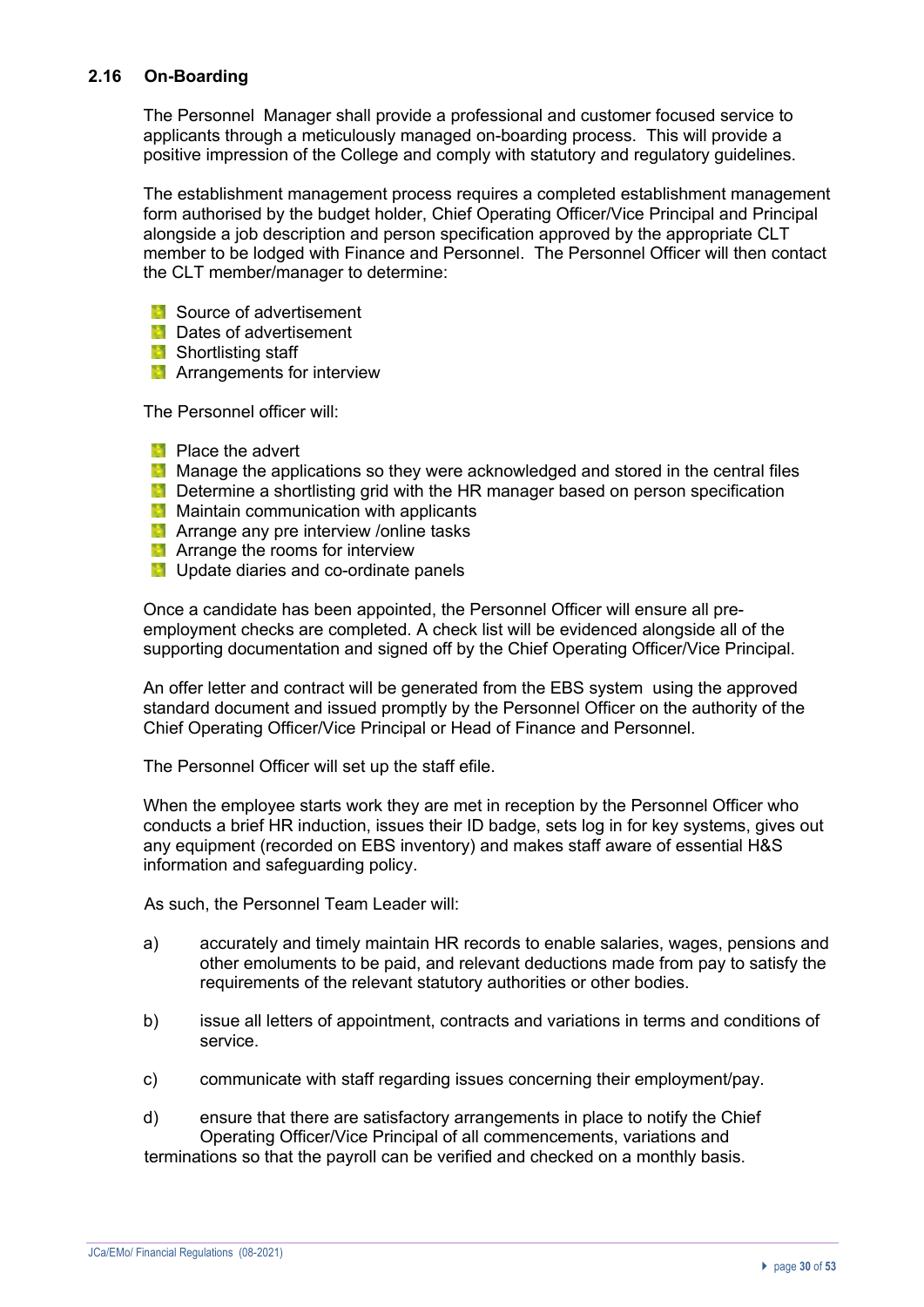### 2.16 On-Boarding

The Personnel Manager shall provide a professional and customer focused service to applicants through a meticulously managed on-boarding process. This will provide a positive impression of the College and comply with statutory and regulatory guidelines.

The establishment management process requires a completed establishment management form authorised by the budget holder, Chief Operating Officer/Vice Principal and Principal alongside a job description and person specification approved by the appropriate CLT member to be lodged with Finance and Personnel. The Personnel Officer will then contact the CLT member/manager to determine:

- Source of advertisement
- Dates of advertisement
- Shortlisting staff
- Arrangements for interview

The Personnel officer will:

- Place the advert
- Manage the applications so they were acknowledged and stored in the central files
- Determine a shortlisting grid with the HR manager based on person specification
- Maintain communication with applicants
- Arrange any pre interview /online tasks
- Arrange the rooms for interview
- Update diaries and co-ordinate panels

Once a candidate has been appointed, the Personnel Officer will ensure all pre-employment checks are completed. A check list will be evidenced alongside all of the supporting documentation and signed off by the Chief Operating Officer/Vice Principal.

An offer letter and contract will be generated from the EBS system using the approved standard document and issued promptly by the Personnel Officer on the authority of the Chief Operating Officer/Vice Principal or Head of Finance and Personnel.

The Personnel Officer will set up the staff efile.

When the employee starts work they are met in reception by the Personnel Officer who conducts a brief HR induction, issues their ID badge, sets log in for key systems, gives out any equipment (recorded on EBS inventory) and makes staff aware of essential H&S information and safeguarding policy.

As such, the Personnel Team Leader will:

a) accurately and timely maintain HR records to enable salaries, wages, pensions and other emoluments to be paid, and relevant deductions made from pay to satisfy the requirements of the relevant statutory authorities or other bodies.

b) issue all letters of appointment, contracts and variations in terms and conditions of service.

c) communicate with staff regarding issues concerning their employment/pay.

d) ensure that there are satisfactory arrangements in place to notify the Chief Operating Officer/Vice Principal of all commencements, variations and terminations so that the payroll can be verified and checked on a monthly basis.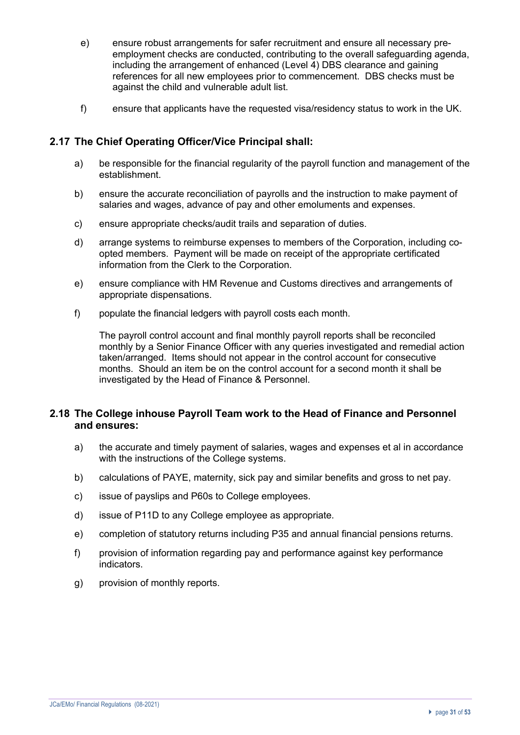e) ensure robust arrangements for safer recruitment and ensure all necessary pre-employment checks are conducted, contributing to the overall safeguarding agenda, including the arrangement of enhanced (Level 4) DBS clearance and gaining references for all new employees prior to commencement. DBS checks must be against the child and vulnerable adult list.

f) ensure that applicants have the requested visa/residency status to work in the UK.

## 2.17 The Chief Operating Officer/Vice Principal shall:

a) be responsible for the financial regularity of the payroll function and management of the establishment.

b) ensure the accurate reconciliation of payrolls and the instruction to make payment of salaries and wages, advance of pay and other emoluments and expenses.

c) ensure appropriate checks/audit trails and separation of duties.

d) arrange systems to reimburse expenses to members of the Corporation, including co-opted members. Payment will be made on receipt of the appropriate certificated information from the Clerk to the Corporation.

e) ensure compliance with HM Revenue and Customs directives and arrangements of appropriate dispensations.

f) populate the financial ledgers with payroll costs each month.

The payroll control account and final monthly payroll reports shall be reconciled monthly by a Senior Finance Officer with any queries investigated and remedial action taken/arranged. Items should not appear in the control account for consecutive months. Should an item be on the control account for a second month it shall be investigated by the Head of Finance & Personnel.

## 2.18 The College inhouse Payroll Team work to the Head of Finance and Personnel and ensures:

a) the accurate and timely payment of salaries, wages and expenses et al in accordance with the instructions of the College systems.

b) calculations of PAYE, maternity, sick pay and similar benefits and gross to net pay.

c) issue of payslips and P60s to College employees.

d) issue of P11D to any College employee as appropriate.

e) completion of statutory returns including P35 and annual financial pensions returns.

f) provision of information regarding pay and performance against key performance indicators.

g) provision of monthly reports.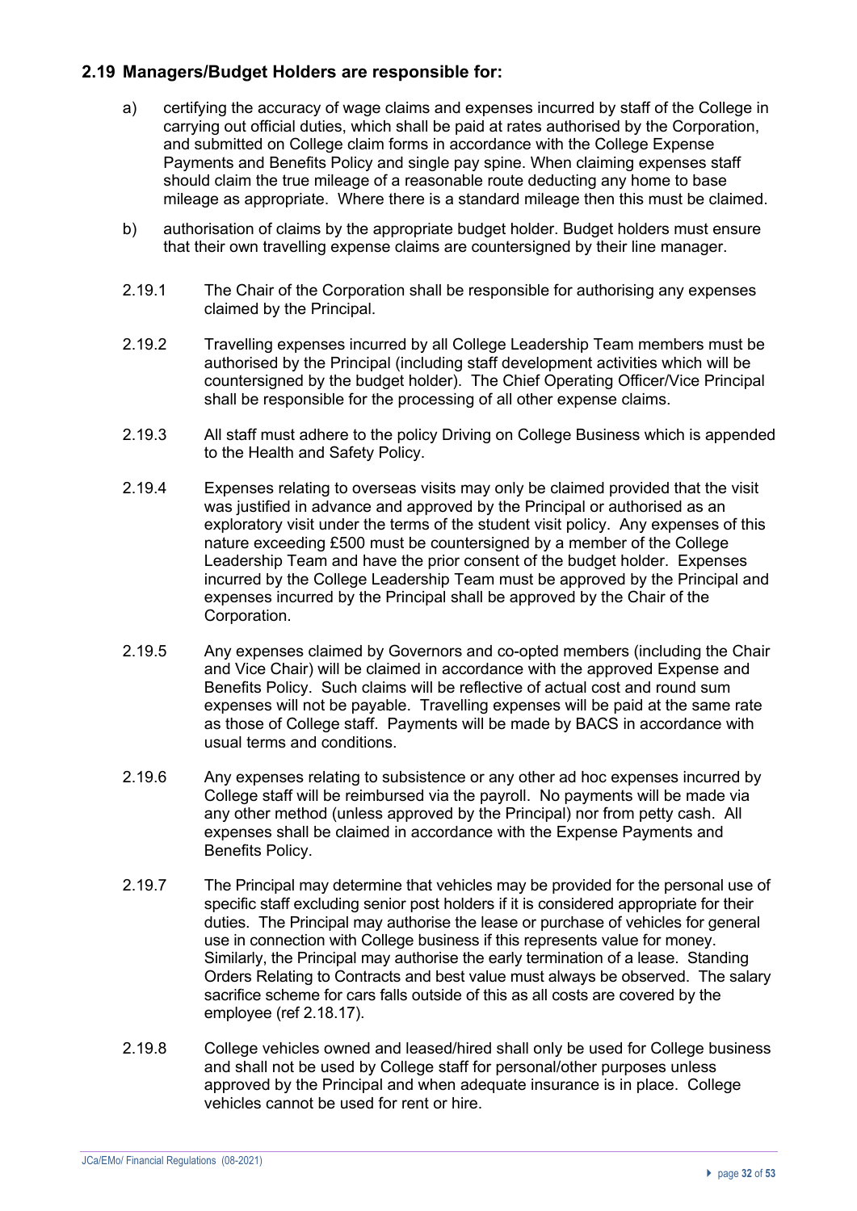## 2.19 Managers/Budget Holders are responsible for:

a) certifying the accuracy of wage claims and expenses incurred by staff of the College in carrying out official duties, which shall be paid at rates authorised by the Corporation, and submitted on College claim forms in accordance with the College Expense Payments and Benefits Policy and single pay spine. When claiming expenses staff should claim the true mileage of a reasonable route deducting any home to base mileage as appropriate. Where there is a standard mileage then this must be claimed.

b) authorisation of claims by the appropriate budget holder. Budget holders must ensure that their own travelling expense claims are countersigned by their line manager.

2.19.1 The Chair of the Corporation shall be responsible for authorising any expenses claimed by the Principal.

2.19.2 Travelling expenses incurred by all College Leadership Team members must be authorised by the Principal (including staff development activities which will be countersigned by the budget holder). The Chief Operating Officer/Vice Principal shall be responsible for the processing of all other expense claims.

2.19.3 All staff must adhere to the policy Driving on College Business which is appended to the Health and Safety Policy.

2.19.4 Expenses relating to overseas visits may only be claimed provided that the visit was justified in advance and approved by the Principal or authorised as an exploratory visit under the terms of the student visit policy. Any expenses of this nature exceeding £500 must be countersigned by a member of the College Leadership Team and have the prior consent of the budget holder. Expenses incurred by the College Leadership Team must be approved by the Principal and expenses incurred by the Principal shall be approved by the Chair of the Corporation.

2.19.5 Any expenses claimed by Governors and co-opted members (including the Chair and Vice Chair) will be claimed in accordance with the approved Expense and Benefits Policy. Such claims will be reflective of actual cost and round sum expenses will not be payable. Travelling expenses will be paid at the same rate as those of College staff. Payments will be made by BACS in accordance with usual terms and conditions.

2.19.6 Any expenses relating to subsistence or any other ad hoc expenses incurred by College staff will be reimbursed via the payroll. No payments will be made via any other method (unless approved by the Principal) nor from petty cash. All expenses shall be claimed in accordance with the Expense Payments and Benefits Policy.

2.19.7 The Principal may determine that vehicles may be provided for the personal use of specific staff excluding senior post holders if it is considered appropriate for their duties. The Principal may authorise the lease or purchase of vehicles for general use in connection with College business if this represents value for money. Similarly, the Principal may authorise the early termination of a lease. Standing Orders Relating to Contracts and best value must always be observed. The salary sacrifice scheme for cars falls outside of this as all costs are covered by the employee (ref 2.18.17).

2.19.8 College vehicles owned and leased/hired shall only be used for College business and shall not be used by College staff for personal/other purposes unless approved by the Principal and when adequate insurance is in place. College vehicles cannot be used for rent or hire.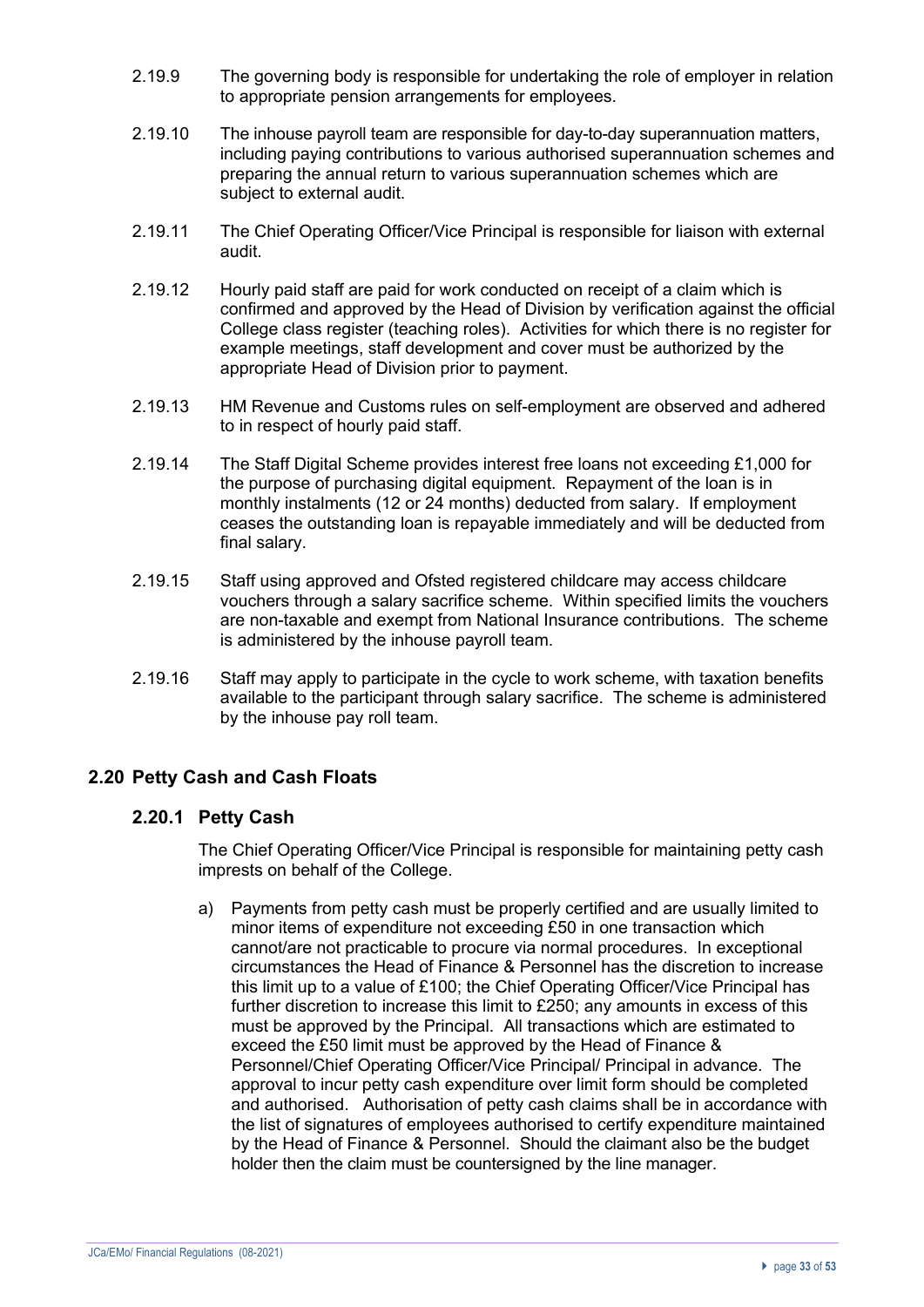2.19.9 The governing body is responsible for undertaking the role of employer in relation to appropriate pension arrangements for employees.

2.19.10 The inhouse payroll team are responsible for day-to-day superannuation matters, including paying contributions to various authorised superannuation schemes and preparing the annual return to various superannuation schemes which are subject to external audit.

2.19.11 The Chief Operating Officer/Vice Principal is responsible for liaison with external audit.

2.19.12 Hourly paid staff are paid for work conducted on receipt of a claim which is confirmed and approved by the Head of Division by verification against the official College class register (teaching roles). Activities for which there is no register for example meetings, staff development and cover must be authorized by the appropriate Head of Division prior to payment.

2.19.13 HM Revenue and Customs rules on self-employment are observed and adhered to in respect of hourly paid staff.

2.19.14 The Staff Digital Scheme provides interest free loans not exceeding £1,000 for the purpose of purchasing digital equipment. Repayment of the loan is in monthly instalments (12 or 24 months) deducted from salary. If employment ceases the outstanding loan is repayable immediately and will be deducted from final salary.

2.19.15 Staff using approved and Ofsted registered childcare may access childcare vouchers through a salary sacrifice scheme. Within specified limits the vouchers are non-taxable and exempt from National Insurance contributions. The scheme is administered by the inhouse payroll team.

2.19.16 Staff may apply to participate in the cycle to work scheme, with taxation benefits available to the participant through salary sacrifice. The scheme is administered by the inhouse pay roll team.

## 2.20 Petty Cash and Cash Floats

### 2.20.1 Petty Cash

The Chief Operating Officer/Vice Principal is responsible for maintaining petty cash imprests on behalf of the College.

a) Payments from petty cash must be properly certified and are usually limited to minor items of expenditure not exceeding £50 in one transaction which cannot/are not practicable to procure via normal procedures. In exceptional circumstances the Head of Finance & Personnel has the discretion to increase this limit up to a value of £100; the Chief Operating Officer/Vice Principal has further discretion to increase this limit to £250; any amounts in excess of this must be approved by the Principal. All transactions which are estimated to exceed the £50 limit must be approved by the Head of Finance & Personnel/Chief Operating Officer/Vice Principal/ Principal in advance. The approval to incur petty cash expenditure over limit form should be completed and authorised. Authorisation of petty cash claims shall be in accordance with the list of signatures of employees authorised to certify expenditure maintained by the Head of Finance & Personnel. Should the claimant also be the budget holder then the claim must be countersigned by the line manager.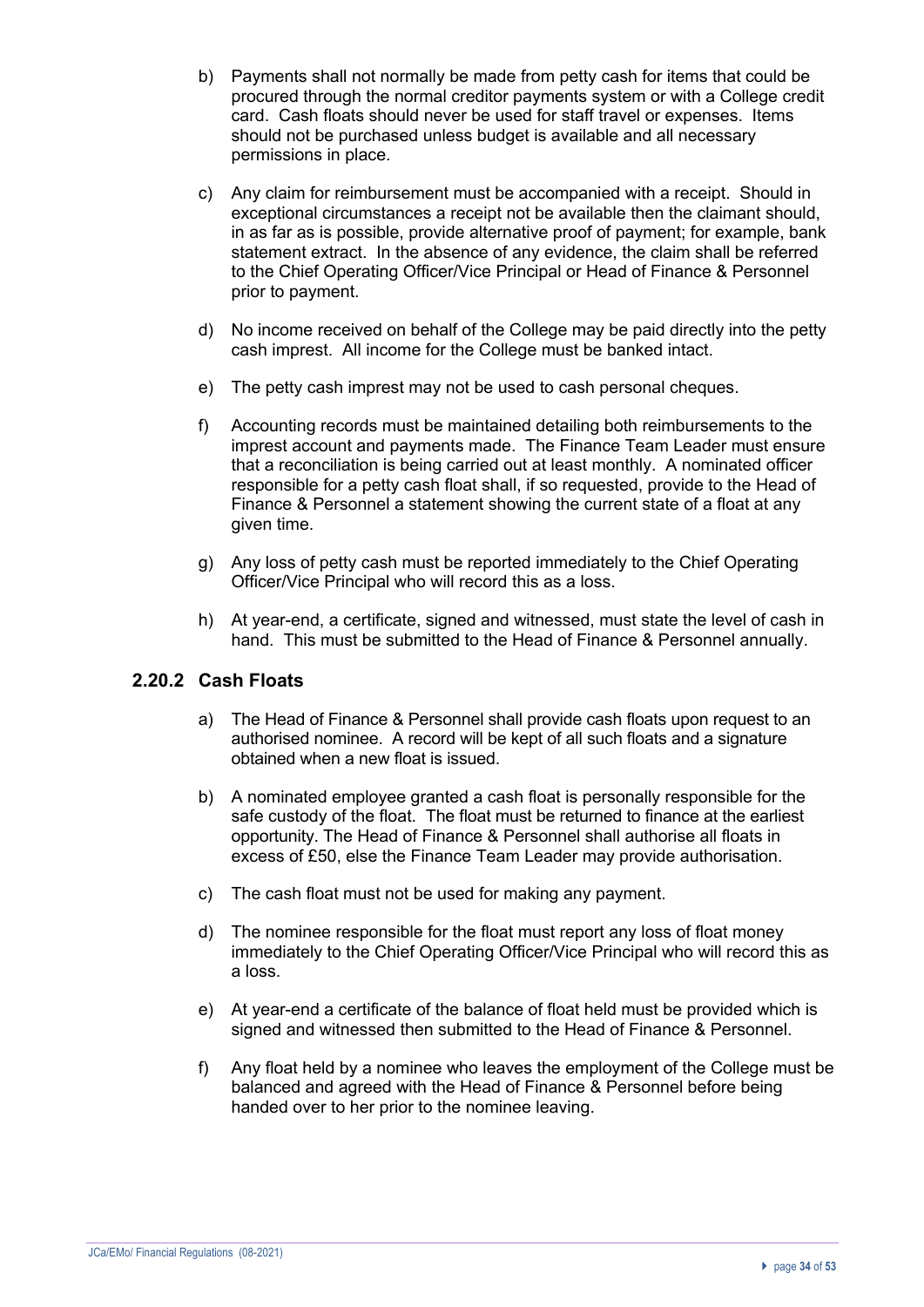b) Payments shall not normally be made from petty cash for items that could be procured through the normal creditor payments system or with a College credit card. Cash floats should never be used for staff travel or expenses. Items should not be purchased unless budget is available and all necessary permissions in place.

c) Any claim for reimbursement must be accompanied with a receipt. Should in exceptional circumstances a receipt not be available then the claimant should, in as far as is possible, provide alternative proof of payment; for example, bank statement extract. In the absence of any evidence, the claim shall be referred to the Chief Operating Officer/Vice Principal or Head of Finance & Personnel prior to payment.

d) No income received on behalf of the College may be paid directly into the petty cash imprest. All income for the College must be banked intact.

e) The petty cash imprest may not be used to cash personal cheques.

f) Accounting records must be maintained detailing both reimbursements to the imprest account and payments made. The Finance Team Leader must ensure that a reconciliation is being carried out at least monthly. A nominated officer responsible for a petty cash float shall, if so requested, provide to the Head of Finance & Personnel a statement showing the current state of a float at any given time.

g) Any loss of petty cash must be reported immediately to the Chief Operating Officer/Vice Principal who will record this as a loss.

h) At year-end, a certificate, signed and witnessed, must state the level of cash in hand. This must be submitted to the Head of Finance & Personnel annually.

### 2.20.2 Cash Floats

a) The Head of Finance & Personnel shall provide cash floats upon request to an authorised nominee. A record will be kept of all such floats and a signature obtained when a new float is issued.

b) A nominated employee granted a cash float is personally responsible for the safe custody of the float. The float must be returned to finance at the earliest opportunity. The Head of Finance & Personnel shall authorise all floats in excess of £50, else the Finance Team Leader may provide authorisation.

c) The cash float must not be used for making any payment.

d) The nominee responsible for the float must report any loss of float money immediately to the Chief Operating Officer/Vice Principal who will record this as a loss.

e) At year-end a certificate of the balance of float held must be provided which is signed and witnessed then submitted to the Head of Finance & Personnel.

f) Any float held by a nominee who leaves the employment of the College must be balanced and agreed with the Head of Finance & Personnel before being handed over to her prior to the nominee leaving.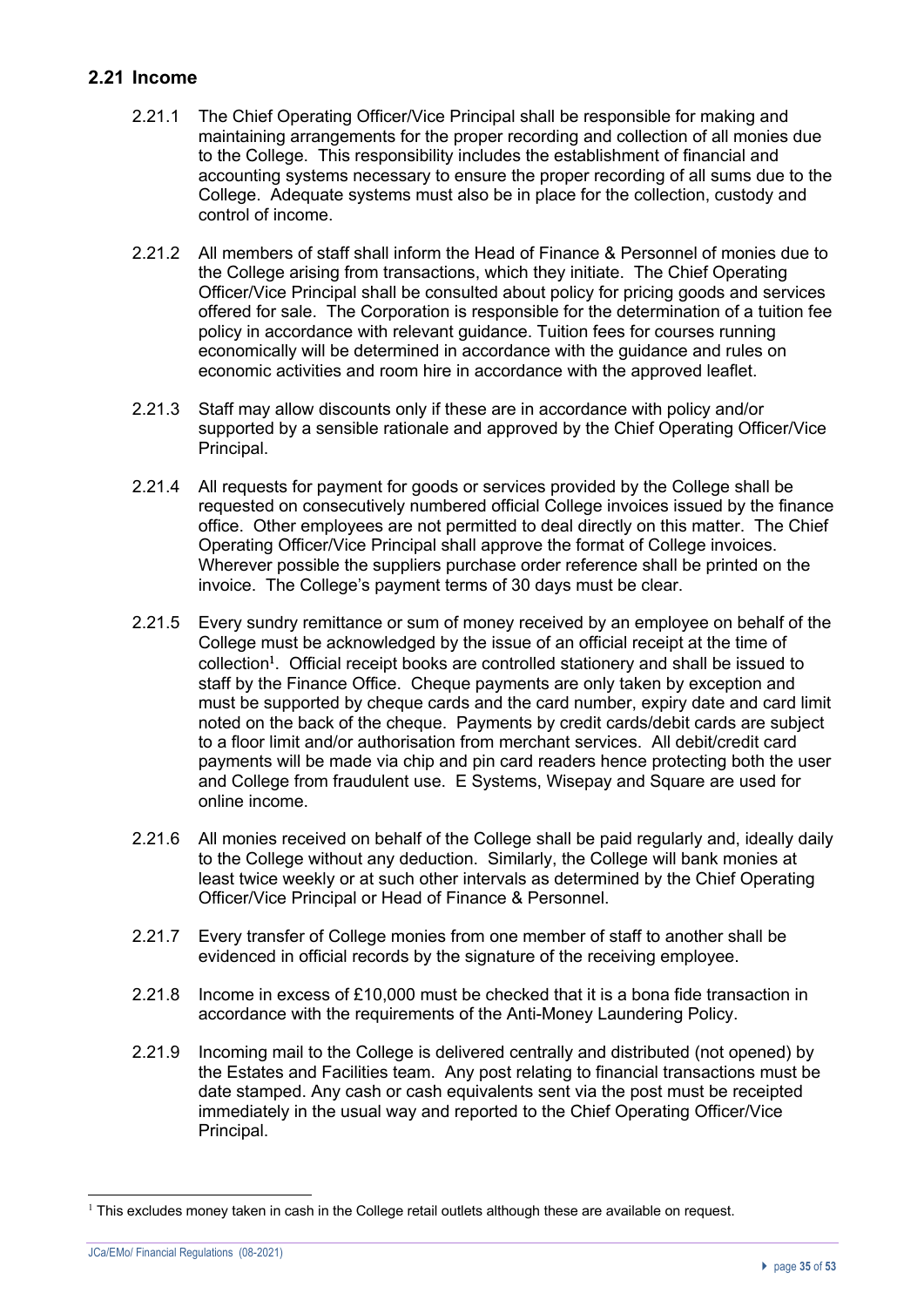## 2.21 Income

2.21.1 The Chief Operating Officer/Vice Principal shall be responsible for making and maintaining arrangements for the proper recording and collection of all monies due to the College. This responsibility includes the establishment of financial and accounting systems necessary to ensure the proper recording of all sums due to the College. Adequate systems must also be in place for the collection, custody and control of income.

2.21.2 All members of staff shall inform the Head of Finance & Personnel of monies due to the College arising from transactions, which they initiate. The Chief Operating Officer/Vice Principal shall be consulted about policy for pricing goods and services offered for sale. The Corporation is responsible for the determination of a tuition fee policy in accordance with relevant guidance. Tuition fees for courses running economically will be determined in accordance with the guidance and rules on economic activities and room hire in accordance with the approved leaflet.

2.21.3 Staff may allow discounts only if these are in accordance with policy and/or supported by a sensible rationale and approved by the Chief Operating Officer/Vice Principal.

2.21.4 All requests for payment for goods or services provided by the College shall be requested on consecutively numbered official College invoices issued by the finance office. Other employees are not permitted to deal directly on this matter. The Chief Operating Officer/Vice Principal shall approve the format of College invoices. Wherever possible the suppliers purchase order reference shall be printed on the invoice. The College's payment terms of 30 days must be clear.

2.21.5 Every sundry remittance or sum of money received by an employee on behalf of the College must be acknowledged by the issue of an official receipt at the time of collection[1]. Official receipt books are controlled stationery and shall be issued to staff by the Finance Office. Cheque payments are only taken by exception and must be supported by cheque cards and the card number, expiry date and card limit noted on the back of the cheque. Payments by credit cards/debit cards are subject to a floor limit and/or authorisation from merchant services. All debit/credit card payments will be made via chip and pin card readers hence protecting both the user and College from fraudulent use. E Systems, Wisepay and Square are used for online income.

2.21.6 All monies received on behalf of the College shall be paid regularly and, ideally daily to the College without any deduction. Similarly, the College will bank monies at least twice weekly or at such other intervals as determined by the Chief Operating Officer/Vice Principal or Head of Finance & Personnel.

2.21.7 Every transfer of College monies from one member of staff to another shall be evidenced in official records by the signature of the receiving employee.

2.21.8 Income in excess of £10,000 must be checked that it is a bona fide transaction in accordance with the requirements of the Anti-Money Laundering Policy.

2.21.9 Incoming mail to the College is delivered centrally and distributed (not opened) by the Estates and Facilities team. Any post relating to financial transactions must be date stamped. Any cash or cash equivalents sent via the post must be receipted immediately in the usual way and reported to the Chief Operating Officer/Vice Principal.

---

[1] This excludes money taken in cash in the College retail outlets although these are available on request.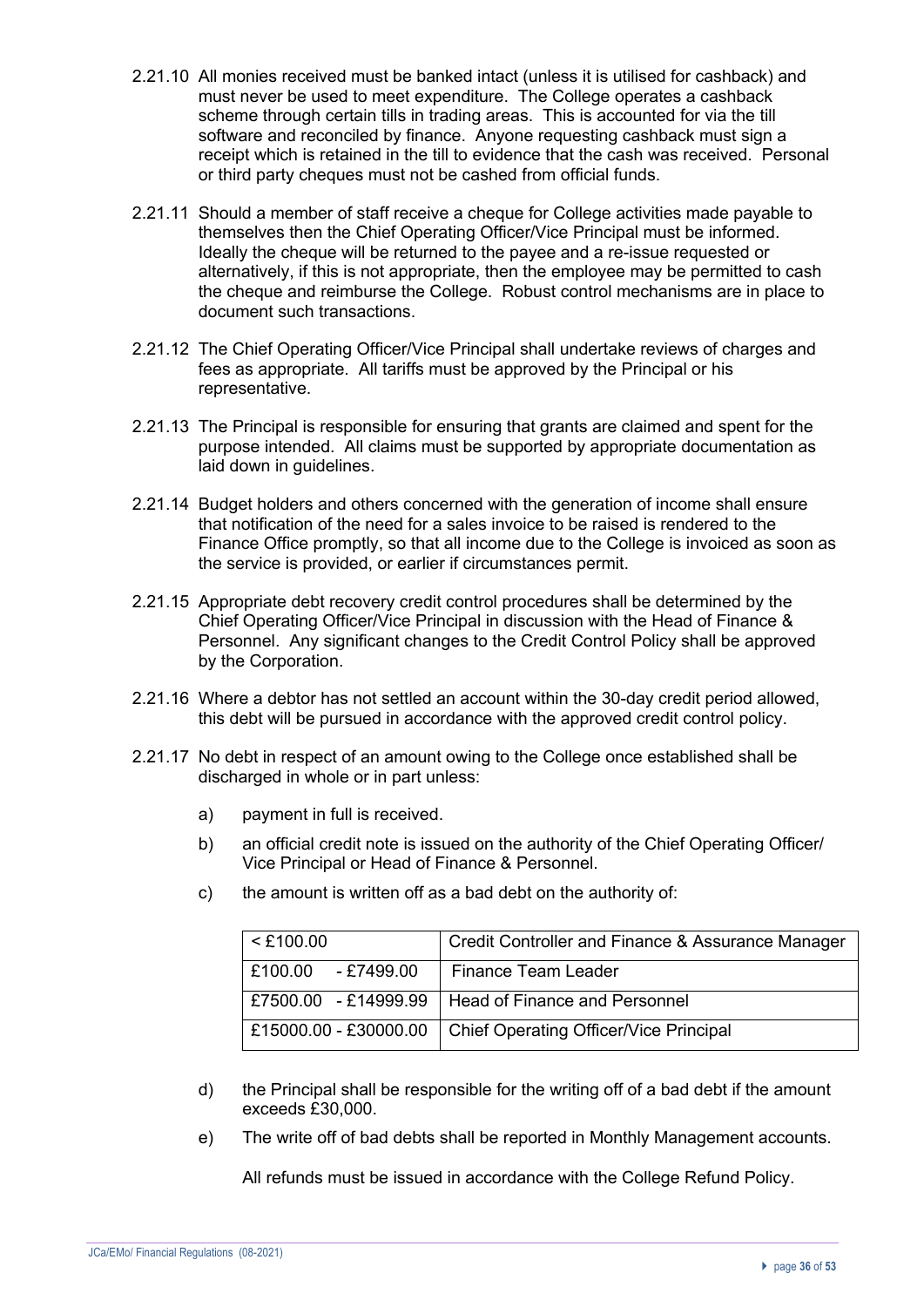2.21.10 All monies received must be banked intact (unless it is utilised for cashback) and must never be used to meet expenditure. The College operates a cashback scheme through certain tills in trading areas. This is accounted for via the till software and reconciled by finance. Anyone requesting cashback must sign a receipt which is retained in the till to evidence that the cash was received. Personal or third party cheques must not be cashed from official funds.

2.21.11 Should a member of staff receive a cheque for College activities made payable to themselves then the Chief Operating Officer/Vice Principal must be informed. Ideally the cheque will be returned to the payee and a re-issue requested or alternatively, if this is not appropriate, then the employee may be permitted to cash the cheque and reimburse the College. Robust control mechanisms are in place to document such transactions.

2.21.12 The Chief Operating Officer/Vice Principal shall undertake reviews of charges and fees as appropriate. All tariffs must be approved by the Principal or his representative.

2.21.13 The Principal is responsible for ensuring that grants are claimed and spent for the purpose intended. All claims must be supported by appropriate documentation as laid down in guidelines.

2.21.14 Budget holders and others concerned with the generation of income shall ensure that notification of the need for a sales invoice to be raised is rendered to the Finance Office promptly, so that all income due to the College is invoiced as soon as the service is provided, or earlier if circumstances permit.

2.21.15 Appropriate debt recovery credit control procedures shall be determined by the Chief Operating Officer/Vice Principal in discussion with the Head of Finance & Personnel. Any significant changes to the Credit Control Policy shall be approved by the Corporation.

2.21.16 Where a debtor has not settled an account within the 30-day credit period allowed, this debt will be pursued in accordance with the approved credit control policy.

2.21.17 No debt in respect of an amount owing to the College once established shall be discharged in whole or in part unless:

a) payment in full is received.

b) an official credit note is issued on the authority of the Chief Operating Officer/ Vice Principal or Head of Finance & Personnel.

c) the amount is written off as a bad debt on the authority of:

| < £100.00 | Credit Controller and Finance & Assurance Manager |
|---|---|
| £100.00 - £7499.00 | Finance Team Leader |
| £7500.00 - £14999.99 | Head of Finance and Personnel |
| £15000.00 - £30000.00 | Chief Operating Officer/Vice Principal |

d) the Principal shall be responsible for the writing off of a bad debt if the amount exceeds £30,000.

e) The write off of bad debts shall be reported in Monthly Management accounts.

All refunds must be issued in accordance with the College Refund Policy.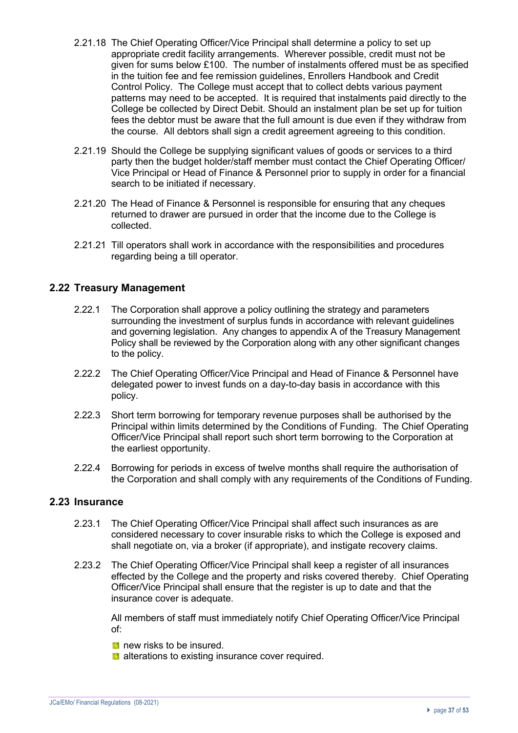2.21.18 The Chief Operating Officer/Vice Principal shall determine a policy to set up appropriate credit facility arrangements. Wherever possible, credit must not be given for sums below £100. The number of instalments offered must be as specified in the tuition fee and fee remission guidelines, Enrollers Handbook and Credit Control Policy. The College must accept that to collect debts various payment patterns may need to be accepted. It is required that instalments paid directly to the College be collected by Direct Debit. Should an instalment plan be set up for tuition fees the debtor must be aware that the full amount is due even if they withdraw from the course. All debtors shall sign a credit agreement agreeing to this condition.

2.21.19 Should the College be supplying significant values of goods or services to a third party then the budget holder/staff member must contact the Chief Operating Officer/ Vice Principal or Head of Finance & Personnel prior to supply in order for a financial search to be initiated if necessary.

2.21.20 The Head of Finance & Personnel is responsible for ensuring that any cheques returned to drawer are pursued in order that the income due to the College is collected.

2.21.21 Till operators shall work in accordance with the responsibilities and procedures regarding being a till operator.

## 2.22 Treasury Management

2.22.1 The Corporation shall approve a policy outlining the strategy and parameters surrounding the investment of surplus funds in accordance with relevant guidelines and governing legislation. Any changes to appendix A of the Treasury Management Policy shall be reviewed by the Corporation along with any other significant changes to the policy.

2.22.2 The Chief Operating Officer/Vice Principal and Head of Finance & Personnel have delegated power to invest funds on a day-to-day basis in accordance with this policy.

2.22.3 Short term borrowing for temporary revenue purposes shall be authorised by the Principal within limits determined by the Conditions of Funding. The Chief Operating Officer/Vice Principal shall report such short term borrowing to the Corporation at the earliest opportunity.

2.22.4 Borrowing for periods in excess of twelve months shall require the authorisation of the Corporation and shall comply with any requirements of the Conditions of Funding.

## 2.23 Insurance

2.23.1 The Chief Operating Officer/Vice Principal shall affect such insurances as are considered necessary to cover insurable risks to which the College is exposed and shall negotiate on, via a broker (if appropriate), and instigate recovery claims.

2.23.2 The Chief Operating Officer/Vice Principal shall keep a register of all insurances effected by the College and the property and risks covered thereby. Chief Operating Officer/Vice Principal shall ensure that the register is up to date and that the insurance cover is adequate.

All members of staff must immediately notify Chief Operating Officer/Vice Principal of:

- new risks to be insured.
- alterations to existing insurance cover required.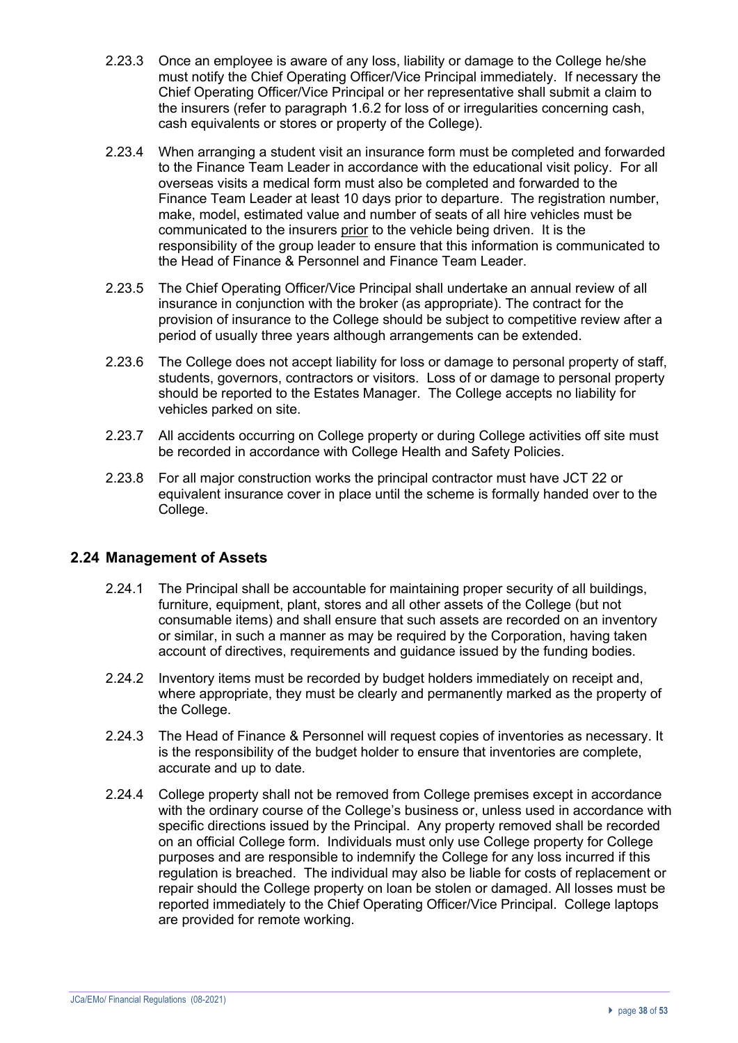2.23.3 Once an employee is aware of any loss, liability or damage to the College he/she must notify the Chief Operating Officer/Vice Principal immediately. If necessary the Chief Operating Officer/Vice Principal or her representative shall submit a claim to the insurers (refer to paragraph 1.6.2 for loss of or irregularities concerning cash, cash equivalents or stores or property of the College).

2.23.4 When arranging a student visit an insurance form must be completed and forwarded to the Finance Team Leader in accordance with the educational visit policy. For all overseas visits a medical form must also be completed and forwarded to the Finance Team Leader at least 10 days prior to departure. The registration number, make, model, estimated value and number of seats of all hire vehicles must be communicated to the insurers <u>prior</u> to the vehicle being driven. It is the responsibility of the group leader to ensure that this information is communicated to the Head of Finance & Personnel and Finance Team Leader.

2.23.5 The Chief Operating Officer/Vice Principal shall undertake an annual review of all insurance in conjunction with the broker (as appropriate). The contract for the provision of insurance to the College should be subject to competitive review after a period of usually three years although arrangements can be extended.

2.23.6 The College does not accept liability for loss or damage to personal property of staff, students, governors, contractors or visitors. Loss of or damage to personal property should be reported to the Estates Manager. The College accepts no liability for vehicles parked on site.

2.23.7 All accidents occurring on College property or during College activities off site must be recorded in accordance with College Health and Safety Policies.

2.23.8 For all major construction works the principal contractor must have JCT 22 or equivalent insurance cover in place until the scheme is formally handed over to the College.

## 2.24 Management of Assets

2.24.1 The Principal shall be accountable for maintaining proper security of all buildings, furniture, equipment, plant, stores and all other assets of the College (but not consumable items) and shall ensure that such assets are recorded on an inventory or similar, in such a manner as may be required by the Corporation, having taken account of directives, requirements and guidance issued by the funding bodies.

2.24.2 Inventory items must be recorded by budget holders immediately on receipt and, where appropriate, they must be clearly and permanently marked as the property of the College.

2.24.3 The Head of Finance & Personnel will request copies of inventories as necessary. It is the responsibility of the budget holder to ensure that inventories are complete, accurate and up to date.

2.24.4 College property shall not be removed from College premises except in accordance with the ordinary course of the College's business or, unless used in accordance with specific directions issued by the Principal. Any property removed shall be recorded on an official College form. Individuals must only use College property for College purposes and are responsible to indemnify the College for any loss incurred if this regulation is breached. The individual may also be liable for costs of replacement or repair should the College property on loan be stolen or damaged. All losses must be reported immediately to the Chief Operating Officer/Vice Principal. College laptops are provided for remote working.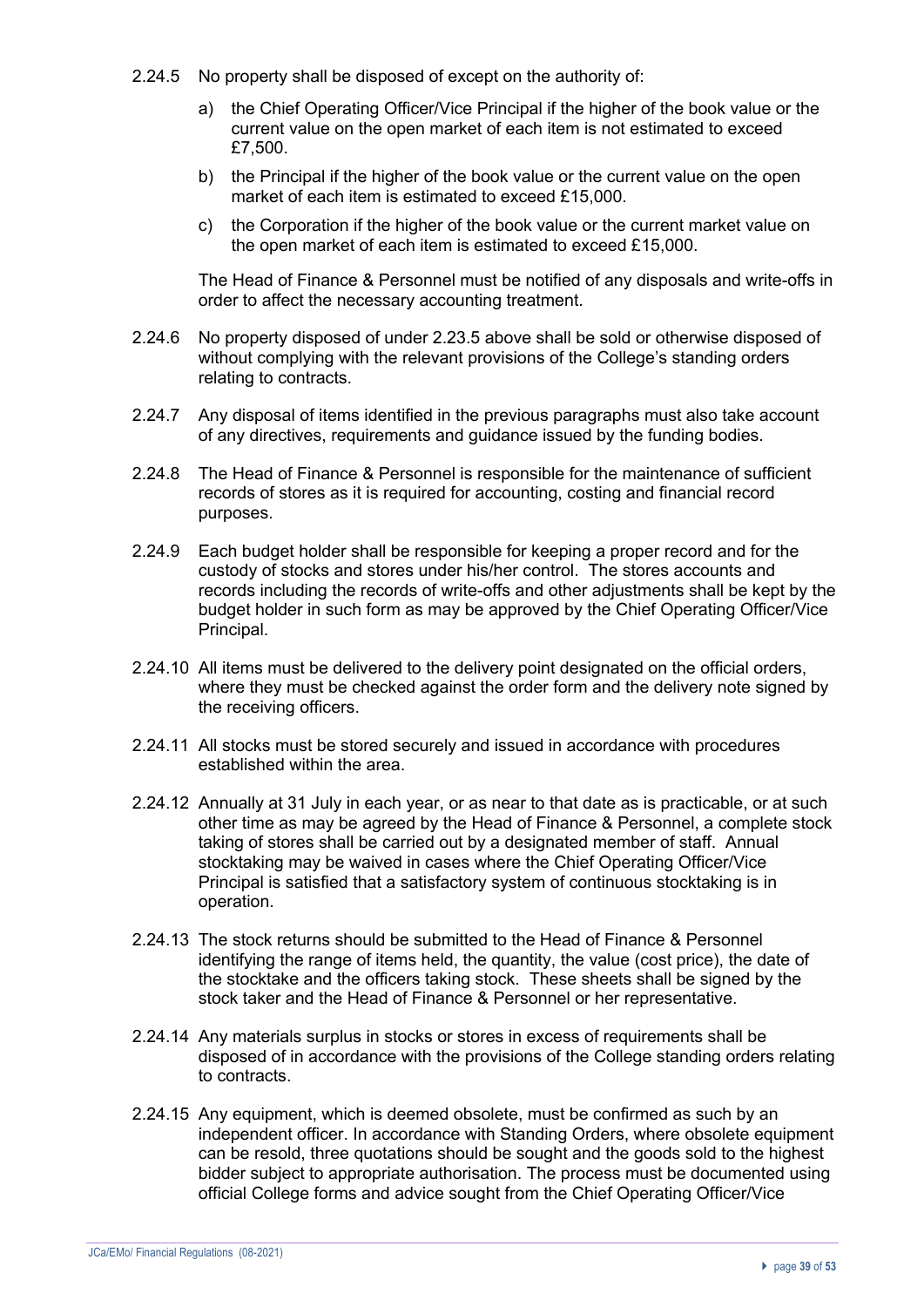2.24.5 No property shall be disposed of except on the authority of:

a) the Chief Operating Officer/Vice Principal if the higher of the book value or the current value on the open market of each item is not estimated to exceed £7,500.

b) the Principal if the higher of the book value or the current value on the open market of each item is estimated to exceed £15,000.

c) the Corporation if the higher of the book value or the current market value on the open market of each item is estimated to exceed £15,000.

The Head of Finance & Personnel must be notified of any disposals and write-offs in order to affect the necessary accounting treatment.

2.24.6 No property disposed of under 2.23.5 above shall be sold or otherwise disposed of without complying with the relevant provisions of the College's standing orders relating to contracts.

2.24.7 Any disposal of items identified in the previous paragraphs must also take account of any directives, requirements and guidance issued by the funding bodies.

2.24.8 The Head of Finance & Personnel is responsible for the maintenance of sufficient records of stores as it is required for accounting, costing and financial record purposes.

2.24.9 Each budget holder shall be responsible for keeping a proper record and for the custody of stocks and stores under his/her control. The stores accounts and records including the records of write-offs and other adjustments shall be kept by the budget holder in such form as may be approved by the Chief Operating Officer/Vice Principal.

2.24.10 All items must be delivered to the delivery point designated on the official orders, where they must be checked against the order form and the delivery note signed by the receiving officers.

2.24.11 All stocks must be stored securely and issued in accordance with procedures established within the area.

2.24.12 Annually at 31 July in each year, or as near to that date as is practicable, or at such other time as may be agreed by the Head of Finance & Personnel, a complete stock taking of stores shall be carried out by a designated member of staff. Annual stocktaking may be waived in cases where the Chief Operating Officer/Vice Principal is satisfied that a satisfactory system of continuous stocktaking is in operation.

2.24.13 The stock returns should be submitted to the Head of Finance & Personnel identifying the range of items held, the quantity, the value (cost price), the date of the stocktake and the officers taking stock. These sheets shall be signed by the stock taker and the Head of Finance & Personnel or her representative.

2.24.14 Any materials surplus in stocks or stores in excess of requirements shall be disposed of in accordance with the provisions of the College standing orders relating to contracts.

2.24.15 Any equipment, which is deemed obsolete, must be confirmed as such by an independent officer. In accordance with Standing Orders, where obsolete equipment can be resold, three quotations should be sought and the goods sold to the highest bidder subject to appropriate authorisation. The process must be documented using official College forms and advice sought from the Chief Operating Officer/Vice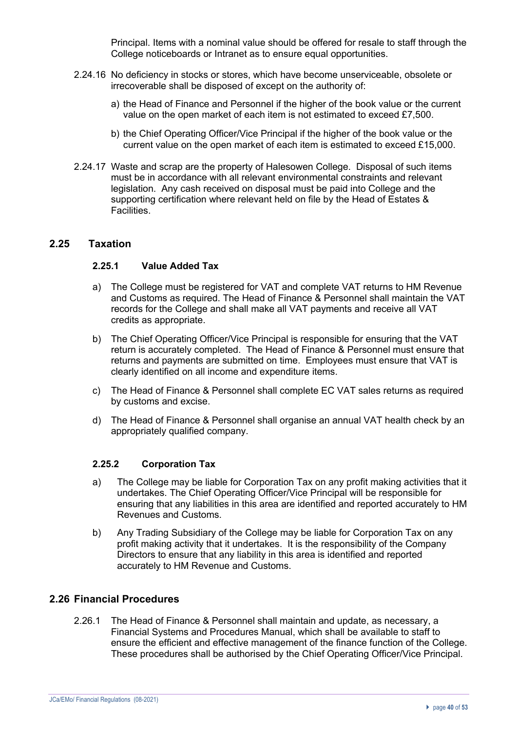Principal. Items with a nominal value should be offered for resale to staff through the College noticeboards or Intranet as to ensure equal opportunities.

2.24.16 No deficiency in stocks or stores, which have become unserviceable, obsolete or irrecoverable shall be disposed of except on the authority of:

a) the Head of Finance and Personnel if the higher of the book value or the current value on the open market of each item is not estimated to exceed £7,500.

b) the Chief Operating Officer/Vice Principal if the higher of the book value or the current value on the open market of each item is estimated to exceed £15,000.

2.24.17 Waste and scrap are the property of Halesowen College. Disposal of such items must be in accordance with all relevant environmental constraints and relevant legislation. Any cash received on disposal must be paid into College and the supporting certification where relevant held on file by the Head of Estates & Facilities.

## 2.25 Taxation

### 2.25.1 Value Added Tax

a) The College must be registered for VAT and complete VAT returns to HM Revenue and Customs as required. The Head of Finance & Personnel shall maintain the VAT records for the College and shall make all VAT payments and receive all VAT credits as appropriate.

b) The Chief Operating Officer/Vice Principal is responsible for ensuring that the VAT return is accurately completed. The Head of Finance & Personnel must ensure that returns and payments are submitted on time. Employees must ensure that VAT is clearly identified on all income and expenditure items.

c) The Head of Finance & Personnel shall complete EC VAT sales returns as required by customs and excise.

d) The Head of Finance & Personnel shall organise an annual VAT health check by an appropriately qualified company.

### 2.25.2 Corporation Tax

a) The College may be liable for Corporation Tax on any profit making activities that it undertakes. The Chief Operating Officer/Vice Principal will be responsible for ensuring that any liabilities in this area are identified and reported accurately to HM Revenues and Customs.

b) Any Trading Subsidiary of the College may be liable for Corporation Tax on any profit making activity that it undertakes. It is the responsibility of the Company Directors to ensure that any liability in this area is identified and reported accurately to HM Revenue and Customs.

## 2.26 Financial Procedures

2.26.1 The Head of Finance & Personnel shall maintain and update, as necessary, a Financial Systems and Procedures Manual, which shall be available to staff to ensure the efficient and effective management of the finance function of the College. These procedures shall be authorised by the Chief Operating Officer/Vice Principal.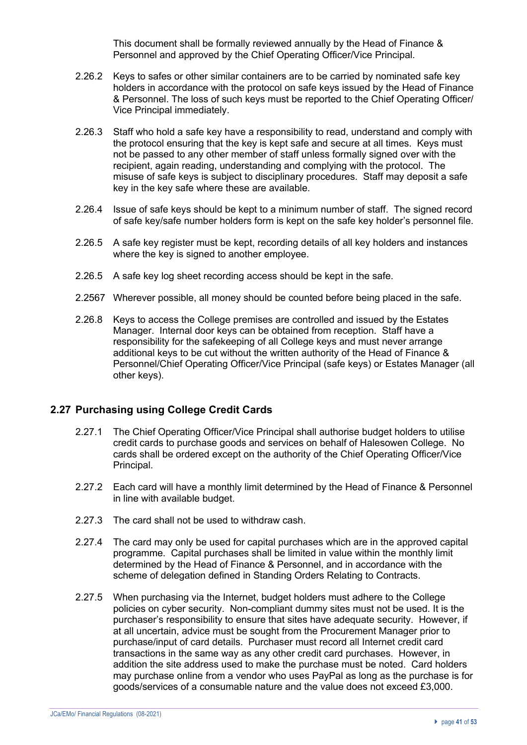This document shall be formally reviewed annually by the Head of Finance & Personnel and approved by the Chief Operating Officer/Vice Principal.

2.26.2 Keys to safes or other similar containers are to be carried by nominated safe key holders in accordance with the protocol on safe keys issued by the Head of Finance & Personnel. The loss of such keys must be reported to the Chief Operating Officer/ Vice Principal immediately.

2.26.3 Staff who hold a safe key have a responsibility to read, understand and comply with the protocol ensuring that the key is kept safe and secure at all times. Keys must not be passed to any other member of staff unless formally signed over with the recipient, again reading, understanding and complying with the protocol. The misuse of safe keys is subject to disciplinary procedures. Staff may deposit a safe key in the key safe where these are available.

2.26.4 Issue of safe keys should be kept to a minimum number of staff. The signed record of safe key/safe number holders form is kept on the safe key holder's personnel file.

2.26.5 A safe key register must be kept, recording details of all key holders and instances where the key is signed to another employee.

2.26.5 A safe key log sheet recording access should be kept in the safe.

2.2567 Wherever possible, all money should be counted before being placed in the safe.

2.26.8 Keys to access the College premises are controlled and issued by the Estates Manager. Internal door keys can be obtained from reception. Staff have a responsibility for the safekeeping of all College keys and must never arrange additional keys to be cut without the written authority of the Head of Finance & Personnel/Chief Operating Officer/Vice Principal (safe keys) or Estates Manager (all other keys).

## 2.27 Purchasing using College Credit Cards

2.27.1 The Chief Operating Officer/Vice Principal shall authorise budget holders to utilise credit cards to purchase goods and services on behalf of Halesowen College. No cards shall be ordered except on the authority of the Chief Operating Officer/Vice Principal.

2.27.2 Each card will have a monthly limit determined by the Head of Finance & Personnel in line with available budget.

2.27.3 The card shall not be used to withdraw cash.

2.27.4 The card may only be used for capital purchases which are in the approved capital programme. Capital purchases shall be limited in value within the monthly limit determined by the Head of Finance & Personnel, and in accordance with the scheme of delegation defined in Standing Orders Relating to Contracts.

2.27.5 When purchasing via the Internet, budget holders must adhere to the College policies on cyber security. Non-compliant dummy sites must not be used. It is the purchaser's responsibility to ensure that sites have adequate security. However, if at all uncertain, advice must be sought from the Procurement Manager prior to purchase/input of card details. Purchaser must record all Internet credit card transactions in the same way as any other credit card purchases. However, in addition the site address used to make the purchase must be noted. Card holders may purchase online from a vendor who uses PayPal as long as the purchase is for goods/services of a consumable nature and the value does not exceed £3,000.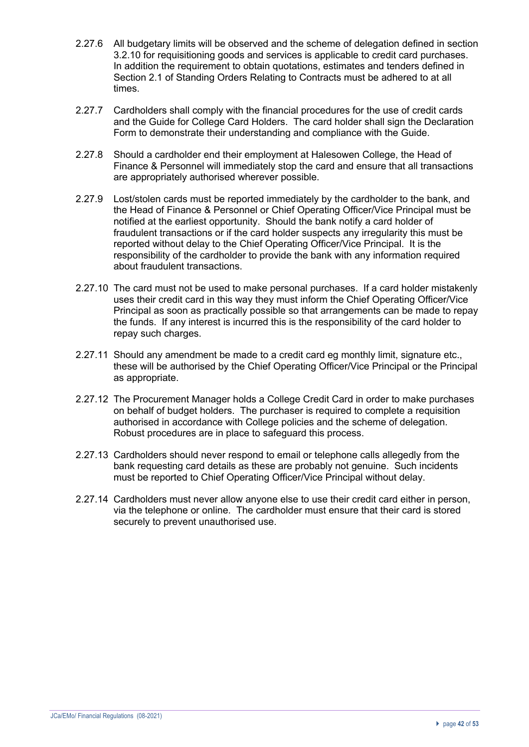2.27.6 All budgetary limits will be observed and the scheme of delegation defined in section 3.2.10 for requisitioning goods and services is applicable to credit card purchases. In addition the requirement to obtain quotations, estimates and tenders defined in Section 2.1 of Standing Orders Relating to Contracts must be adhered to at all times.

2.27.7 Cardholders shall comply with the financial procedures for the use of credit cards and the Guide for College Card Holders. The card holder shall sign the Declaration Form to demonstrate their understanding and compliance with the Guide.

2.27.8 Should a cardholder end their employment at Halesowen College, the Head of Finance & Personnel will immediately stop the card and ensure that all transactions are appropriately authorised wherever possible.

2.27.9 Lost/stolen cards must be reported immediately by the cardholder to the bank, and the Head of Finance & Personnel or Chief Operating Officer/Vice Principal must be notified at the earliest opportunity. Should the bank notify a card holder of fraudulent transactions or if the card holder suspects any irregularity this must be reported without delay to the Chief Operating Officer/Vice Principal. It is the responsibility of the cardholder to provide the bank with any information required about fraudulent transactions.

2.27.10 The card must not be used to make personal purchases. If a card holder mistakenly uses their credit card in this way they must inform the Chief Operating Officer/Vice Principal as soon as practically possible so that arrangements can be made to repay the funds. If any interest is incurred this is the responsibility of the card holder to repay such charges.

2.27.11 Should any amendment be made to a credit card eg monthly limit, signature etc., these will be authorised by the Chief Operating Officer/Vice Principal or the Principal as appropriate.

2.27.12 The Procurement Manager holds a College Credit Card in order to make purchases on behalf of budget holders. The purchaser is required to complete a requisition authorised in accordance with College policies and the scheme of delegation. Robust procedures are in place to safeguard this process.

2.27.13 Cardholders should never respond to email or telephone calls allegedly from the bank requesting card details as these are probably not genuine. Such incidents must be reported to Chief Operating Officer/Vice Principal without delay.

2.27.14 Cardholders must never allow anyone else to use their credit card either in person, via the telephone or online. The cardholder must ensure that their card is stored securely to prevent unauthorised use.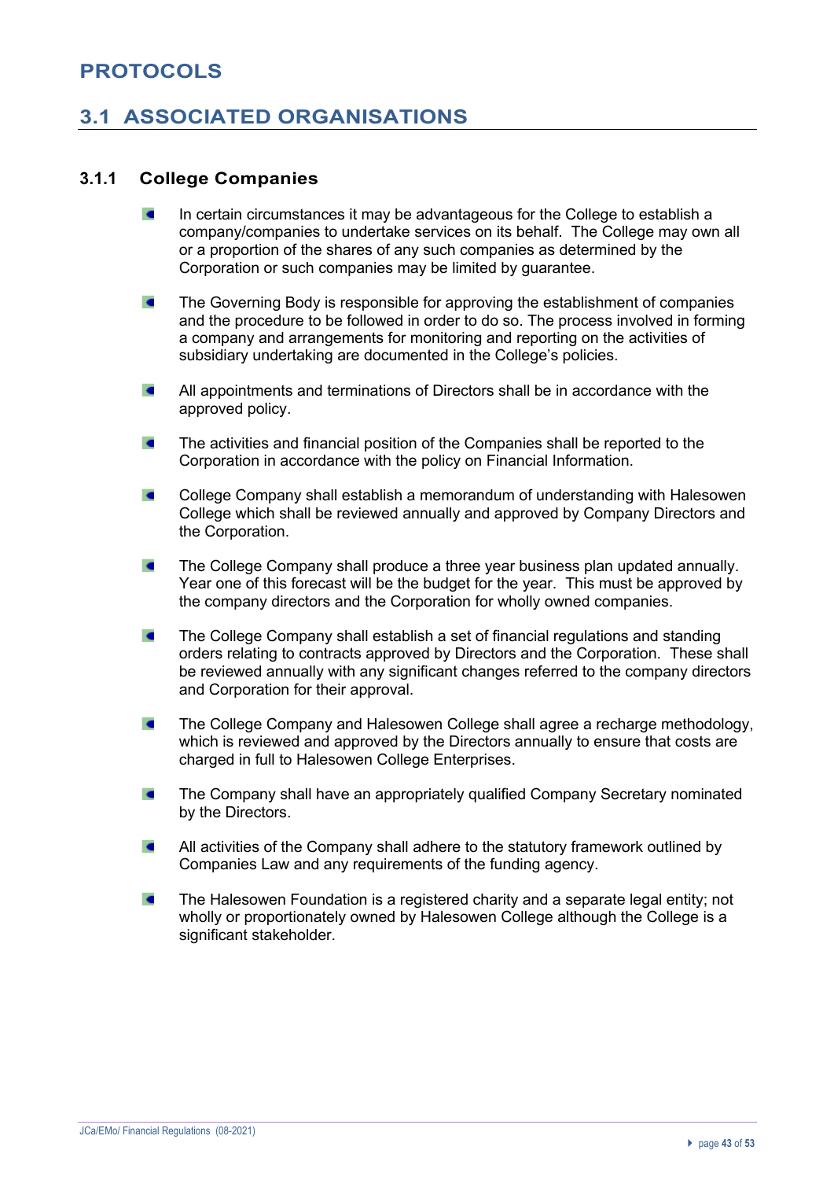# PROTOCOLS

## 3.1 ASSOCIATED ORGANISATIONS

### 3.1.1 College Companies

- In certain circumstances it may be advantageous for the College to establish a company/companies to undertake services on its behalf. The College may own all or a proportion of the shares of any such companies as determined by the Corporation or such companies may be limited by guarantee.

- The Governing Body is responsible for approving the establishment of companies and the procedure to be followed in order to do so. The process involved in forming a company and arrangements for monitoring and reporting on the activities of subsidiary undertaking are documented in the College's policies.

- All appointments and terminations of Directors shall be in accordance with the approved policy.

- The activities and financial position of the Companies shall be reported to the Corporation in accordance with the policy on Financial Information.

- College Company shall establish a memorandum of understanding with Halesowen College which shall be reviewed annually and approved by Company Directors and the Corporation.

- The College Company shall produce a three year business plan updated annually. Year one of this forecast will be the budget for the year. This must be approved by the company directors and the Corporation for wholly owned companies.

- The College Company shall establish a set of financial regulations and standing orders relating to contracts approved by Directors and the Corporation. These shall be reviewed annually with any significant changes referred to the company directors and Corporation for their approval.

- The College Company and Halesowen College shall agree a recharge methodology, which is reviewed and approved by the Directors annually to ensure that costs are charged in full to Halesowen College Enterprises.

- The Company shall have an appropriately qualified Company Secretary nominated by the Directors.

- All activities of the Company shall adhere to the statutory framework outlined by Companies Law and any requirements of the funding agency.

- The Halesowen Foundation is a registered charity and a separate legal entity; not wholly or proportionately owned by Halesowen College although the College is a significant stakeholder.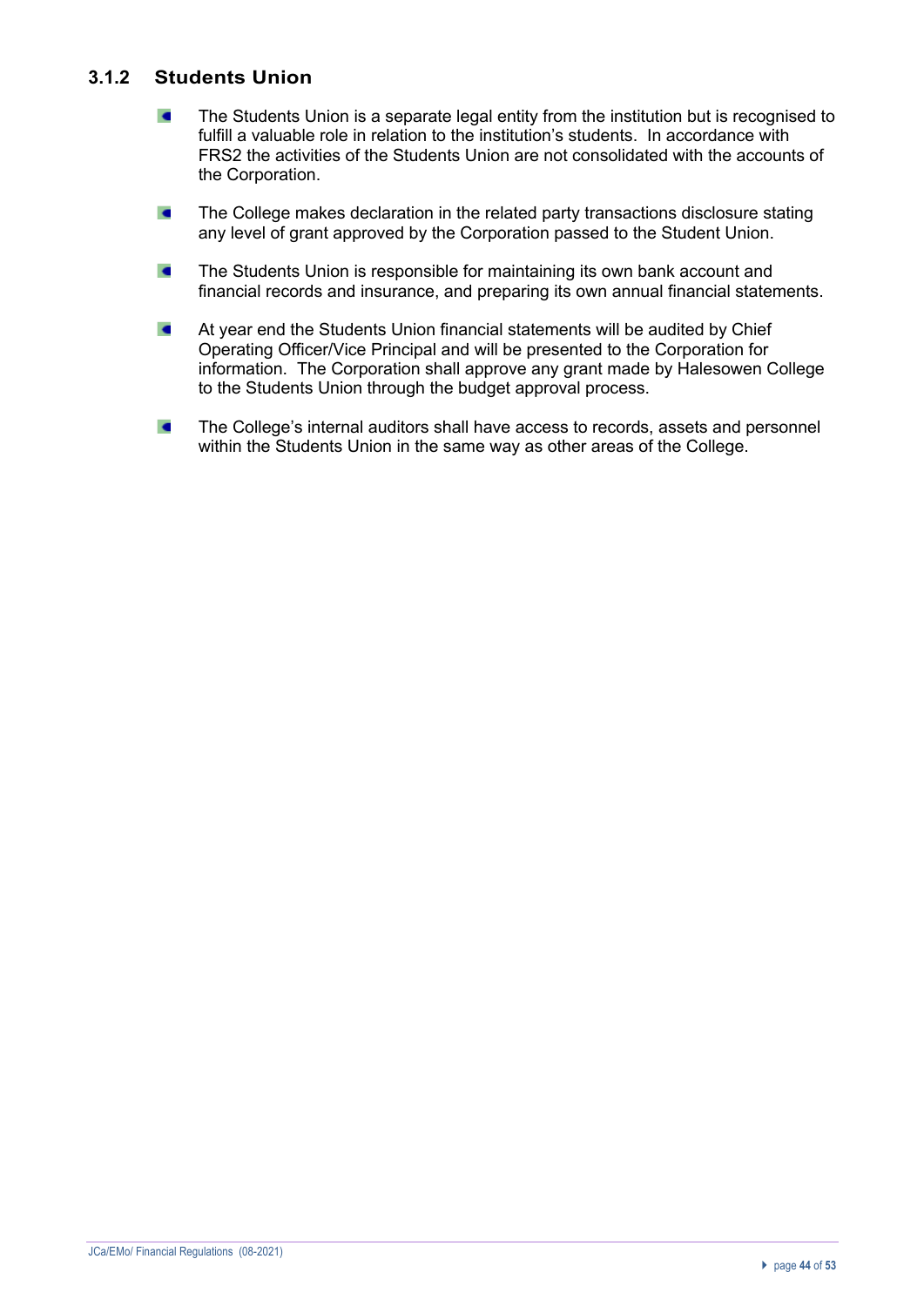### 3.1.2 Students Union

- The Students Union is a separate legal entity from the institution but is recognised to fulfill a valuable role in relation to the institution's students. In accordance with FRS2 the activities of the Students Union are not consolidated with the accounts of the Corporation.
- The College makes declaration in the related party transactions disclosure stating any level of grant approved by the Corporation passed to the Student Union.
- The Students Union is responsible for maintaining its own bank account and financial records and insurance, and preparing its own annual financial statements.
- At year end the Students Union financial statements will be audited by Chief Operating Officer/Vice Principal and will be presented to the Corporation for information. The Corporation shall approve any grant made by Halesowen College to the Students Union through the budget approval process.
- The College's internal auditors shall have access to records, assets and personnel within the Students Union in the same way as other areas of the College.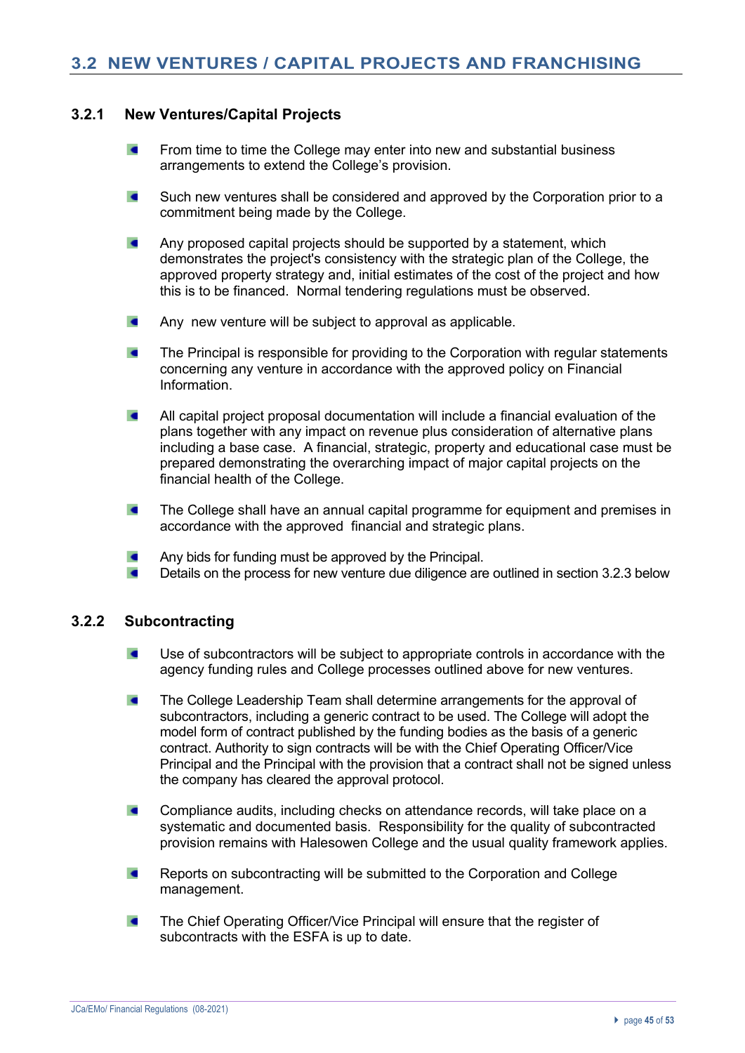## 3.2 NEW VENTURES / CAPITAL PROJECTS AND FRANCHISING

### 3.2.1 New Ventures/Capital Projects

- From time to time the College may enter into new and substantial business arrangements to extend the College's provision.
- Such new ventures shall be considered and approved by the Corporation prior to a commitment being made by the College.
- Any proposed capital projects should be supported by a statement, which demonstrates the project's consistency with the strategic plan of the College, the approved property strategy and, initial estimates of the cost of the project and how this is to be financed. Normal tendering regulations must be observed.
- Any new venture will be subject to approval as applicable.
- The Principal is responsible for providing to the Corporation with regular statements concerning any venture in accordance with the approved policy on Financial Information.
- All capital project proposal documentation will include a financial evaluation of the plans together with any impact on revenue plus consideration of alternative plans including a base case. A financial, strategic, property and educational case must be prepared demonstrating the overarching impact of major capital projects on the financial health of the College.
- The College shall have an annual capital programme for equipment and premises in accordance with the approved financial and strategic plans.
- Any bids for funding must be approved by the Principal.
- Details on the process for new venture due diligence are outlined in section 3.2.3 below

### 3.2.2 Subcontracting

- Use of subcontractors will be subject to appropriate controls in accordance with the agency funding rules and College processes outlined above for new ventures.
- The College Leadership Team shall determine arrangements for the approval of subcontractors, including a generic contract to be used. The College will adopt the model form of contract published by the funding bodies as the basis of a generic contract. Authority to sign contracts will be with the Chief Operating Officer/Vice Principal and the Principal with the provision that a contract shall not be signed unless the company has cleared the approval protocol.
- Compliance audits, including checks on attendance records, will take place on a systematic and documented basis. Responsibility for the quality of subcontracted provision remains with Halesowen College and the usual quality framework applies.
- Reports on subcontracting will be submitted to the Corporation and College management.
- The Chief Operating Officer/Vice Principal will ensure that the register of subcontracts with the ESFA is up to date.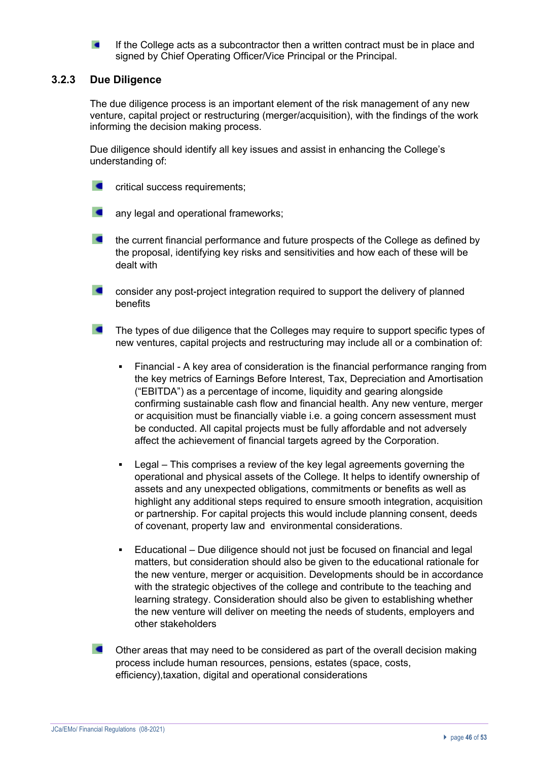- If the College acts as a subcontractor then a written contract must be in place and signed by Chief Operating Officer/Vice Principal or the Principal.

### 3.2.3 Due Diligence

The due diligence process is an important element of the risk management of any new venture, capital project or restructuring (merger/acquisition), with the findings of the work informing the decision making process.

Due diligence should identify all key issues and assist in enhancing the College's understanding of:

- critical success requirements;
- any legal and operational frameworks;
- the current financial performance and future prospects of the College as defined by the proposal, identifying key risks and sensitivities and how each of these will be dealt with
- consider any post-project integration required to support the delivery of planned benefits
- The types of due diligence that the Colleges may require to support specific types of new ventures, capital projects and restructuring may include all or a combination of:
  - Financial - A key area of consideration is the financial performance ranging from the key metrics of Earnings Before Interest, Tax, Depreciation and Amortisation ("EBITDA") as a percentage of income, liquidity and gearing alongside confirming sustainable cash flow and financial health. Any new venture, merger or acquisition must be financially viable i.e. a going concern assessment must be conducted. All capital projects must be fully affordable and not adversely affect the achievement of financial targets agreed by the Corporation.
  - Legal – This comprises a review of the key legal agreements governing the operational and physical assets of the College. It helps to identify ownership of assets and any unexpected obligations, commitments or benefits as well as highlight any additional steps required to ensure smooth integration, acquisition or partnership. For capital projects this would include planning consent, deeds of covenant, property law and environmental considerations.
  - Educational – Due diligence should not just be focused on financial and legal matters, but consideration should also be given to the educational rationale for the new venture, merger or acquisition. Developments should be in accordance with the strategic objectives of the college and contribute to the teaching and learning strategy. Consideration should also be given to establishing whether the new venture will deliver on meeting the needs of students, employers and other stakeholders
- Other areas that may need to be considered as part of the overall decision making process include human resources, pensions, estates (space, costs, efficiency),taxation, digital and operational considerations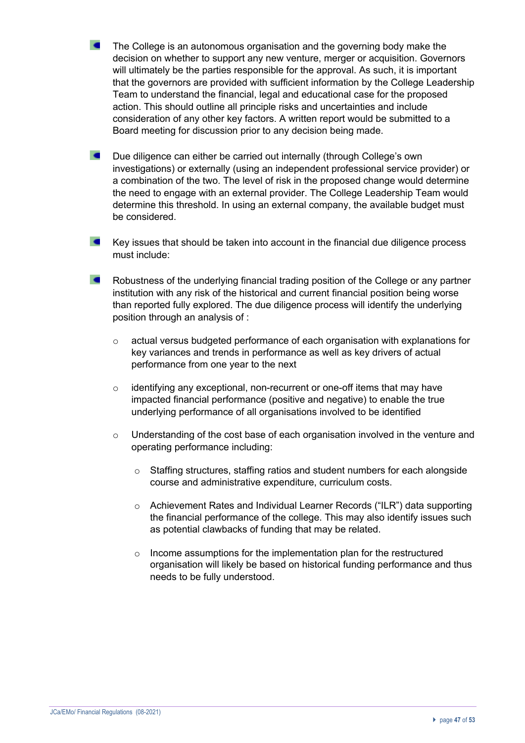- The College is an autonomous organisation and the governing body make the decision on whether to support any new venture, merger or acquisition. Governors will ultimately be the parties responsible for the approval. As such, it is important that the governors are provided with sufficient information by the College Leadership Team to understand the financial, legal and educational case for the proposed action. This should outline all principle risks and uncertainties and include consideration of any other key factors. A written report would be submitted to a Board meeting for discussion prior to any decision being made.

- Due diligence can either be carried out internally (through College's own investigations) or externally (using an independent professional service provider) or a combination of the two. The level of risk in the proposed change would determine the need to engage with an external provider. The College Leadership Team would determine this threshold. In using an external company, the available budget must be considered.

- Key issues that should be taken into account in the financial due diligence process must include:

- Robustness of the underlying financial trading position of the College or any partner institution with any risk of the historical and current financial position being worse than reported fully explored. The due diligence process will identify the underlying position through an analysis of :

  - actual versus budgeted performance of each organisation with explanations for key variances and trends in performance as well as key drivers of actual performance from one year to the next

  - identifying any exceptional, non-recurrent or one-off items that may have impacted financial performance (positive and negative) to enable the true underlying performance of all organisations involved to be identified

  - Understanding of the cost base of each organisation involved in the venture and operating performance including:

    - Staffing structures, staffing ratios and student numbers for each alongside course and administrative expenditure, curriculum costs.

    - Achievement Rates and Individual Learner Records ("ILR") data supporting the financial performance of the college. This may also identify issues such as potential clawbacks of funding that may be related.

    - Income assumptions for the implementation plan for the restructured organisation will likely be based on historical funding performance and thus needs to be fully understood.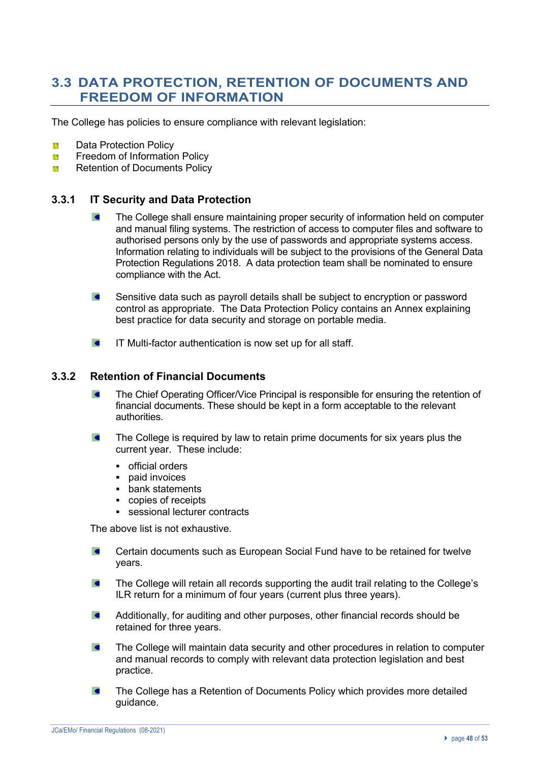## 3.3 DATA PROTECTION, RETENTION OF DOCUMENTS AND FREEDOM OF INFORMATION

The College has policies to ensure compliance with relevant legislation:

- Data Protection Policy
- Freedom of Information Policy
- Retention of Documents Policy

### 3.3.1 IT Security and Data Protection

- The College shall ensure maintaining proper security of information held on computer and manual filing systems. The restriction of access to computer files and software to authorised persons only by the use of passwords and appropriate systems access. Information relating to individuals will be subject to the provisions of the General Data Protection Regulations 2018. A data protection team shall be nominated to ensure compliance with the Act.

- Sensitive data such as payroll details shall be subject to encryption or password control as appropriate. The Data Protection Policy contains an Annex explaining best practice for data security and storage on portable media.

- IT Multi-factor authentication is now set up for all staff.

### 3.3.2 Retention of Financial Documents

- The Chief Operating Officer/Vice Principal is responsible for ensuring the retention of financial documents. These should be kept in a form acceptable to the relevant authorities.

- The College is required by law to retain prime documents for six years plus the current year. These include:

  - official orders
  - paid invoices
  - bank statements
  - copies of receipts
  - sessional lecturer contracts

The above list is not exhaustive.

- Certain documents such as European Social Fund have to be retained for twelve years.

- The College will retain all records supporting the audit trail relating to the College's ILR return for a minimum of four years (current plus three years).

- Additionally, for auditing and other purposes, other financial records should be retained for three years.

- The College will maintain data security and other procedures in relation to computer and manual records to comply with relevant data protection legislation and best practice.

- The College has a Retention of Documents Policy which provides more detailed guidance.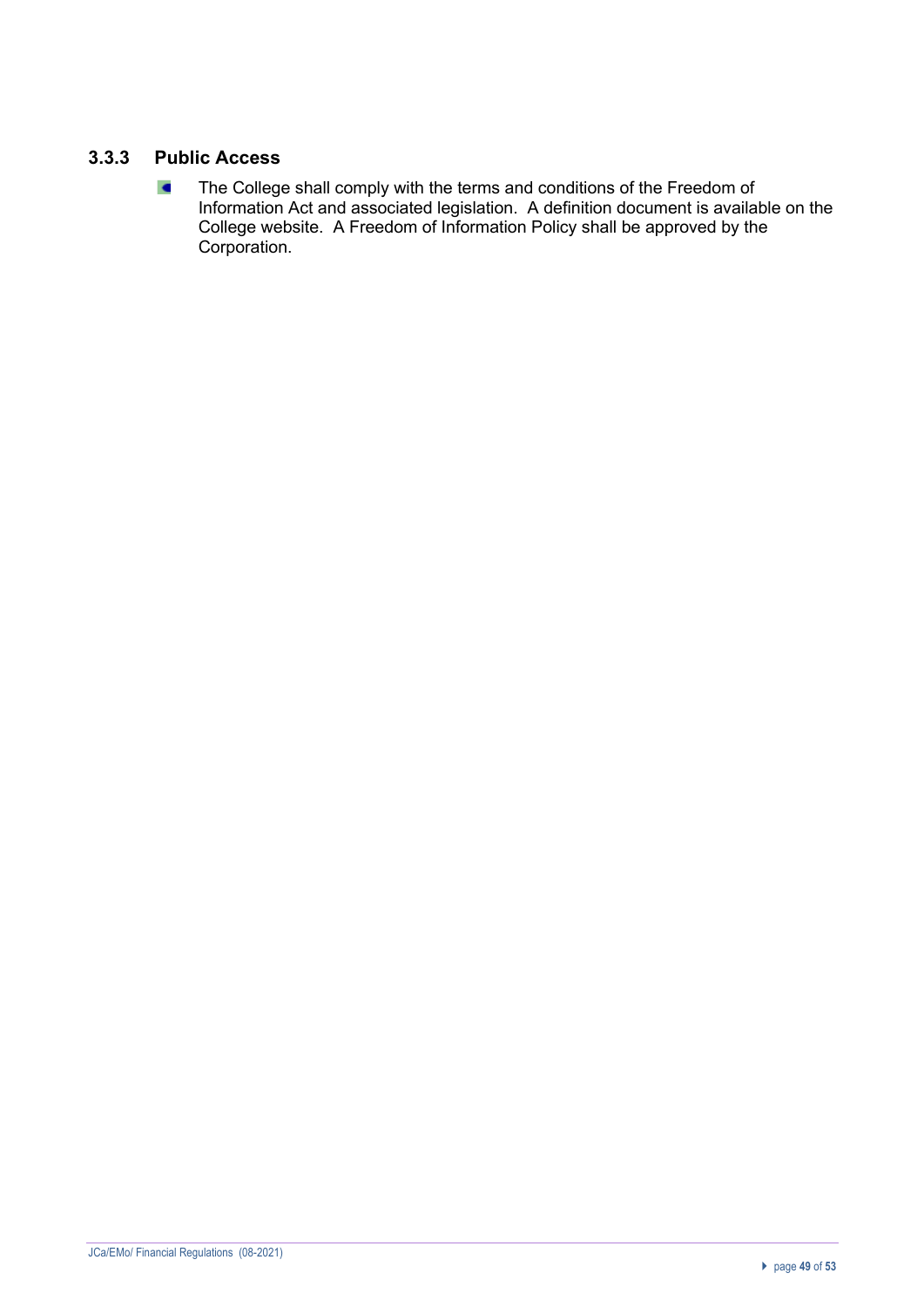### 3.3.3 Public Access

- The College shall comply with the terms and conditions of the Freedom of Information Act and associated legislation. A definition document is available on the College website. A Freedom of Information Policy shall be approved by the Corporation.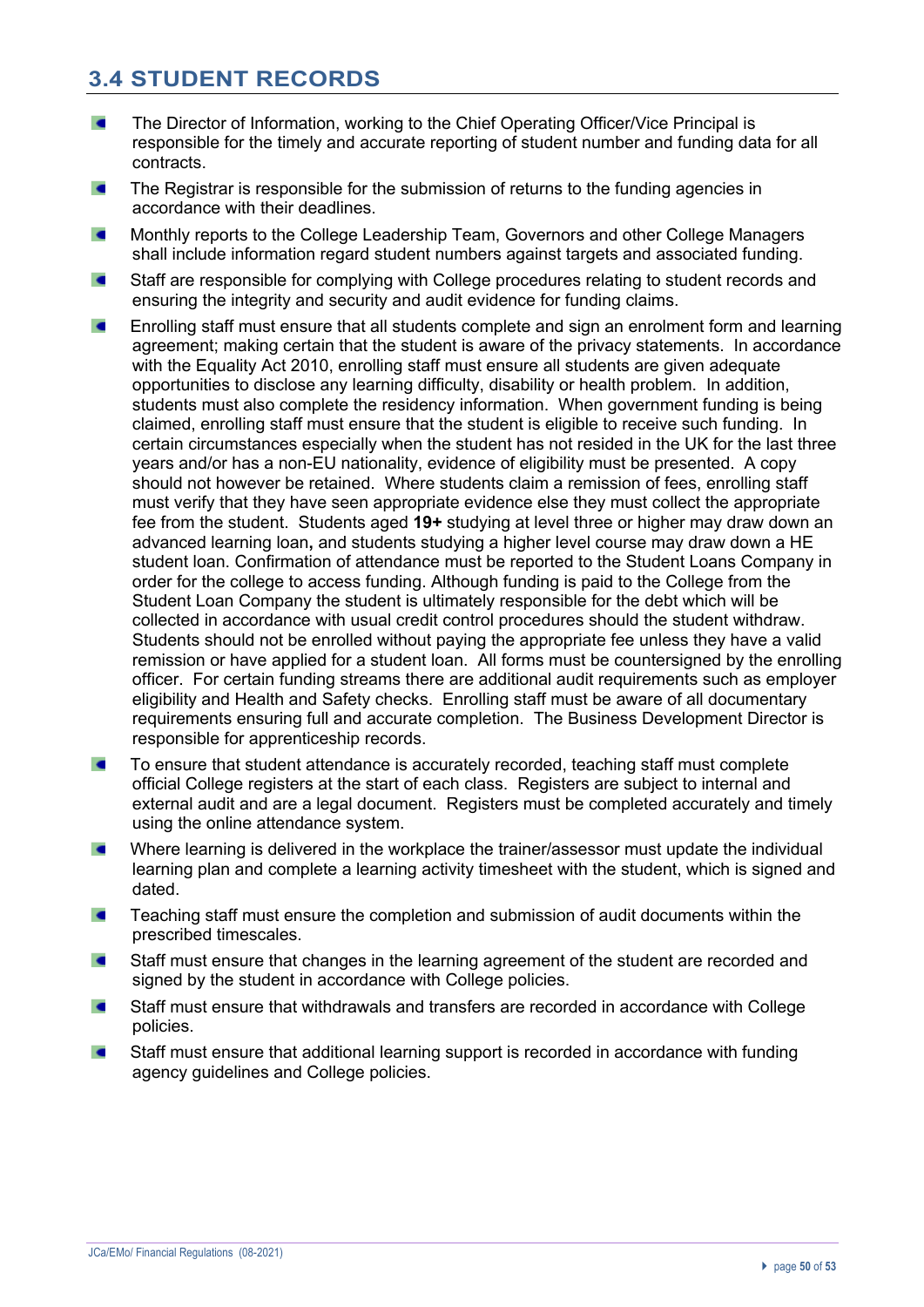## 3.4 STUDENT RECORDS

- The Director of Information, working to the Chief Operating Officer/Vice Principal is responsible for the timely and accurate reporting of student number and funding data for all contracts.
- The Registrar is responsible for the submission of returns to the funding agencies in accordance with their deadlines.
- Monthly reports to the College Leadership Team, Governors and other College Managers shall include information regard student numbers against targets and associated funding.
- Staff are responsible for complying with College procedures relating to student records and ensuring the integrity and security and audit evidence for funding claims.
- Enrolling staff must ensure that all students complete and sign an enrolment form and learning agreement; making certain that the student is aware of the privacy statements. In accordance with the Equality Act 2010, enrolling staff must ensure all students are given adequate opportunities to disclose any learning difficulty, disability or health problem. In addition, students must also complete the residency information. When government funding is being claimed, enrolling staff must ensure that the student is eligible to receive such funding. In certain circumstances especially when the student has not resided in the UK for the last three years and/or has a non-EU nationality, evidence of eligibility must be presented. A copy should not however be retained. Where students claim a remission of fees, enrolling staff must verify that they have seen appropriate evidence else they must collect the appropriate fee from the student. Students aged **19+** studying at level three or higher may draw down an advanced learning loan**,** and students studying a higher level course may draw down a HE student loan. Confirmation of attendance must be reported to the Student Loans Company in order for the college to access funding. Although funding is paid to the College from the Student Loan Company the student is ultimately responsible for the debt which will be collected in accordance with usual credit control procedures should the student withdraw. Students should not be enrolled without paying the appropriate fee unless they have a valid remission or have applied for a student loan. All forms must be countersigned by the enrolling officer. For certain funding streams there are additional audit requirements such as employer eligibility and Health and Safety checks. Enrolling staff must be aware of all documentary requirements ensuring full and accurate completion. The Business Development Director is responsible for apprenticeship records.
- To ensure that student attendance is accurately recorded, teaching staff must complete official College registers at the start of each class. Registers are subject to internal and external audit and are a legal document. Registers must be completed accurately and timely using the online attendance system.
- Where learning is delivered in the workplace the trainer/assessor must update the individual learning plan and complete a learning activity timesheet with the student, which is signed and dated.
- Teaching staff must ensure the completion and submission of audit documents within the prescribed timescales.
- Staff must ensure that changes in the learning agreement of the student are recorded and signed by the student in accordance with College policies.
- Staff must ensure that withdrawals and transfers are recorded in accordance with College policies.
- Staff must ensure that additional learning support is recorded in accordance with funding agency guidelines and College policies.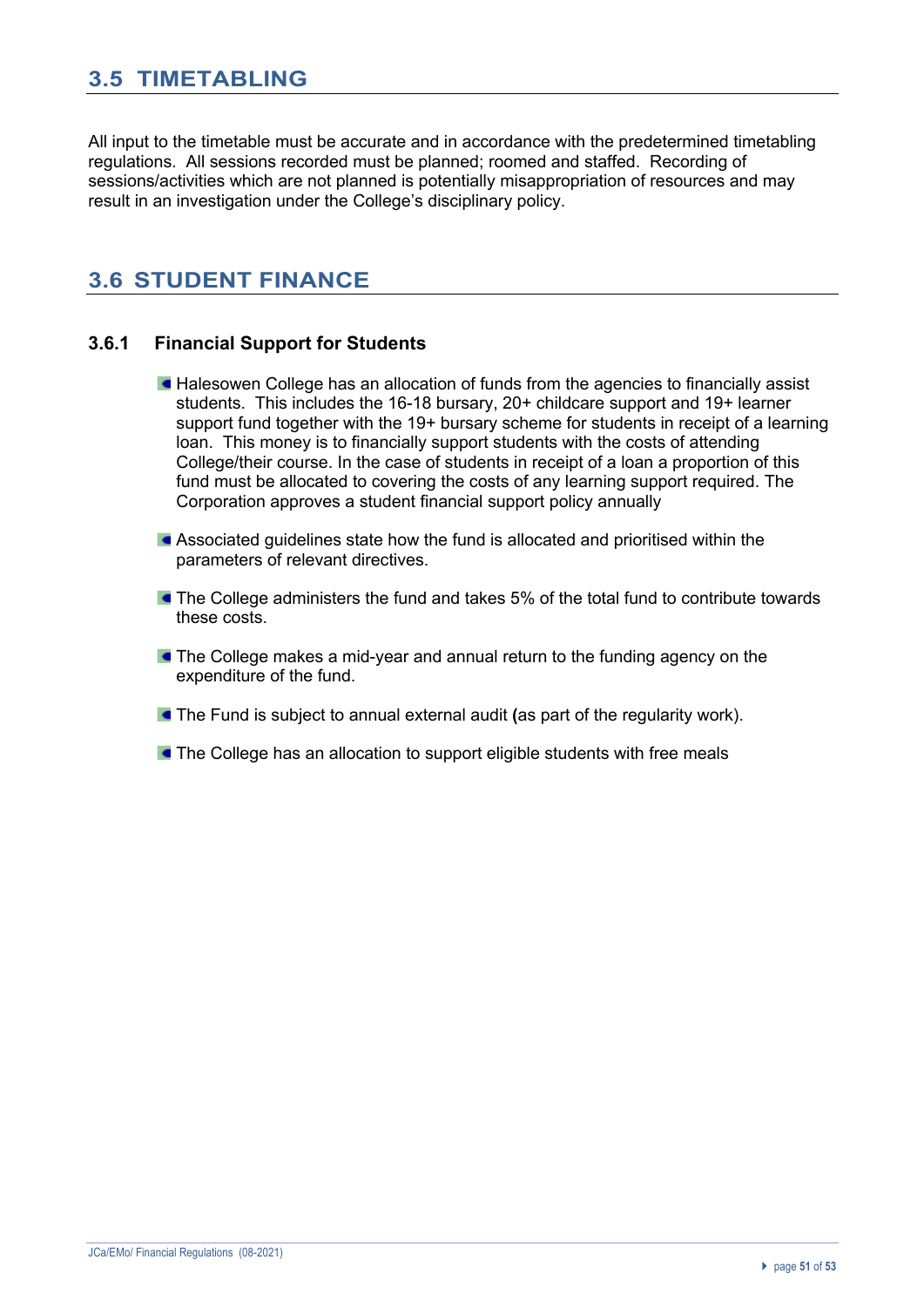## 3.5 TIMETABLING

All input to the timetable must be accurate and in accordance with the predetermined timetabling regulations. All sessions recorded must be planned; roomed and staffed. Recording of sessions/activities which are not planned is potentially misappropriation of resources and may result in an investigation under the College's disciplinary policy.

## 3.6 STUDENT FINANCE

### 3.6.1 Financial Support for Students

- Halesowen College has an allocation of funds from the agencies to financially assist students. This includes the 16-18 bursary, 20+ childcare support and 19+ learner support fund together with the 19+ bursary scheme for students in receipt of a learning loan. This money is to financially support students with the costs of attending College/their course. In the case of students in receipt of a loan a proportion of this fund must be allocated to covering the costs of any learning support required. The Corporation approves a student financial support policy annually
- Associated guidelines state how the fund is allocated and prioritised within the parameters of relevant directives.
- The College administers the fund and takes 5% of the total fund to contribute towards these costs.
- The College makes a mid-year and annual return to the funding agency on the expenditure of the fund.
- The Fund is subject to annual external audit **(**as part of the regularity work).
- The College has an allocation to support eligible students with free meals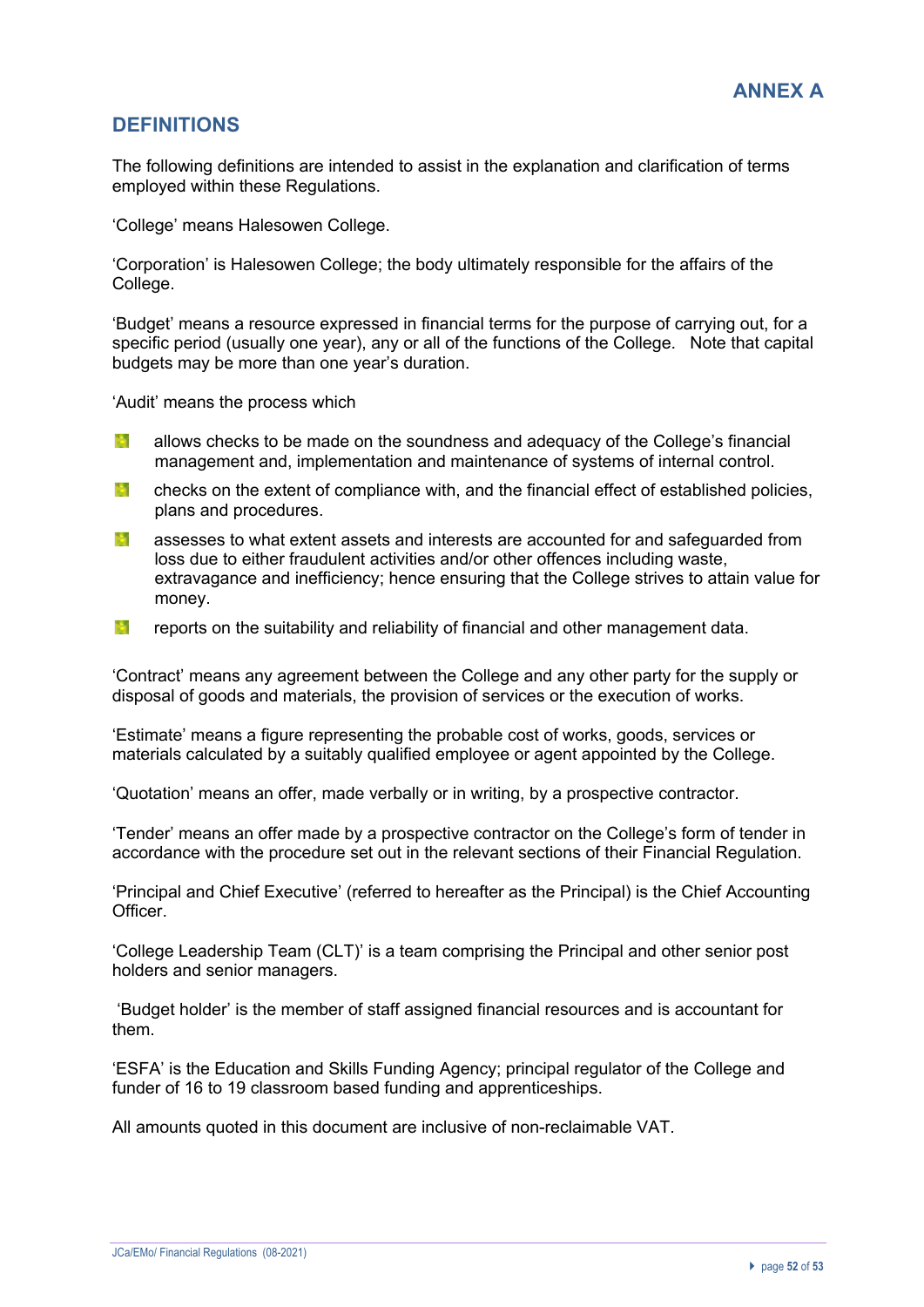# ANNEX A

## DEFINITIONS

The following definitions are intended to assist in the explanation and clarification of terms employed within these Regulations.

'College' means Halesowen College.

'Corporation' is Halesowen College; the body ultimately responsible for the affairs of the College.

'Budget' means a resource expressed in financial terms for the purpose of carrying out, for a specific period (usually one year), any or all of the functions of the College. Note that capital budgets may be more than one year's duration.

'Audit' means the process which

- allows checks to be made on the soundness and adequacy of the College's financial management and, implementation and maintenance of systems of internal control.
- checks on the extent of compliance with, and the financial effect of established policies, plans and procedures.
- assesses to what extent assets and interests are accounted for and safeguarded from loss due to either fraudulent activities and/or other offences including waste, extravagance and inefficiency; hence ensuring that the College strives to attain value for money.
- reports on the suitability and reliability of financial and other management data.

'Contract' means any agreement between the College and any other party for the supply or disposal of goods and materials, the provision of services or the execution of works.

'Estimate' means a figure representing the probable cost of works, goods, services or materials calculated by a suitably qualified employee or agent appointed by the College.

'Quotation' means an offer, made verbally or in writing, by a prospective contractor.

'Tender' means an offer made by a prospective contractor on the College's form of tender in accordance with the procedure set out in the relevant sections of their Financial Regulation.

'Principal and Chief Executive' (referred to hereafter as the Principal) is the Chief Accounting Officer.

'College Leadership Team (CLT)' is a team comprising the Principal and other senior post holders and senior managers.

'Budget holder' is the member of staff assigned financial resources and is accountant for them.

'ESFA' is the Education and Skills Funding Agency; principal regulator of the College and funder of 16 to 19 classroom based funding and apprenticeships.

All amounts quoted in this document are inclusive of non-reclaimable VAT.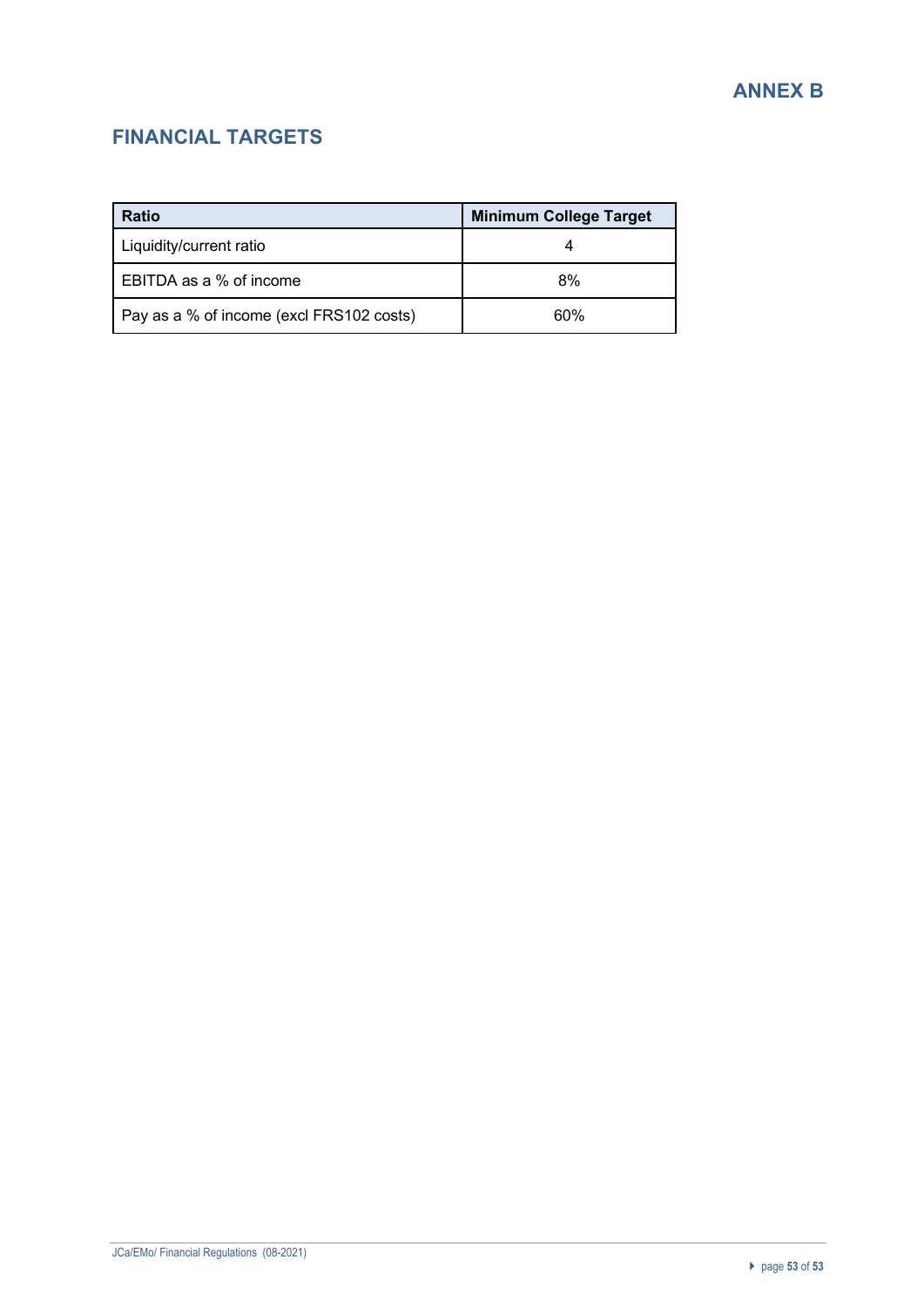# ANNEX B

## FINANCIAL TARGETS

| Ratio | Minimum College Target |
|---|---|
| Liquidity/current ratio | 4 |
| EBITDA as a % of income | 8% |
| Pay as a % of income (excl FRS102 costs) | 60% |